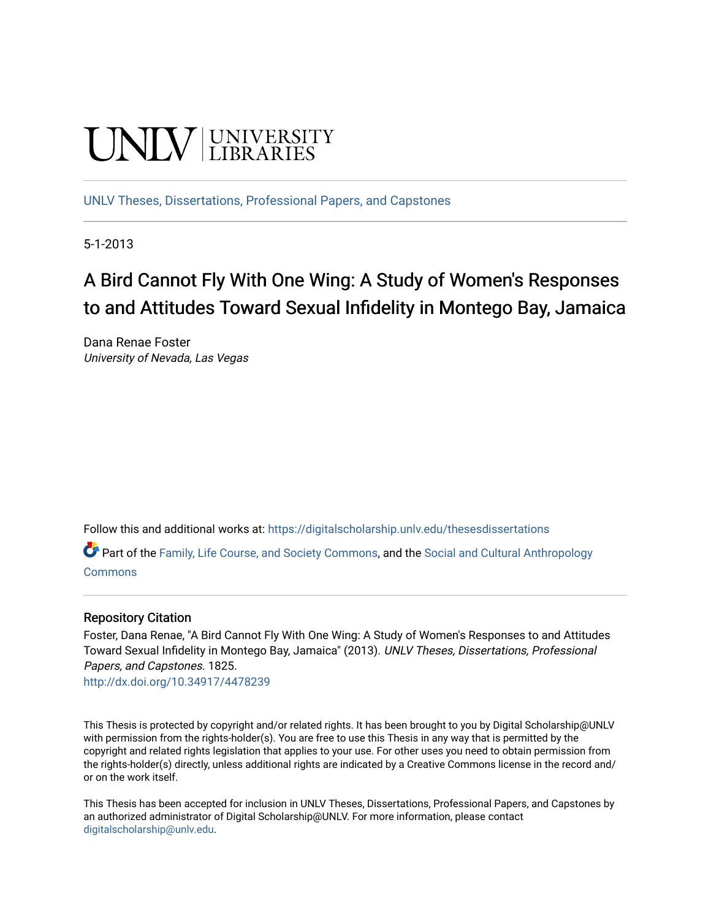UNLV | UNIVERSITY LIBRARIES

UNLV Theses, Dissertations, Professional Papers, and Capstones

5-1-2013

# A Bird Cannot Fly With One Wing: A Study of Women's Responses to and Attitudes Toward Sexual Infidelity in Montego Bay, Jamaica

Dana Renae Foster
*University of Nevada, Las Vegas*

Follow this and additional works at: https://digitalscholarship.unlv.edu/thesesdissertations

Part of the Family, Life Course, and Society Commons, and the Social and Cultural Anthropology Commons

## Repository Citation

Foster, Dana Renae, "A Bird Cannot Fly With One Wing: A Study of Women's Responses to and Attitudes Toward Sexual Infidelity in Montego Bay, Jamaica" (2013). *UNLV Theses, Dissertations, Professional Papers, and Capstones*. 1825.
http://dx.doi.org/10.34917/4478239

This Thesis is protected by copyright and/or related rights. It has been brought to you by Digital Scholarship@UNLV with permission from the rights-holder(s). You are free to use this Thesis in any way that is permitted by the copyright and related rights legislation that applies to your use. For other uses you need to obtain permission from the rights-holder(s) directly, unless additional rights are indicated by a Creative Commons license in the record and/or on the work itself.

This Thesis has been accepted for inclusion in UNLV Theses, Dissertations, Professional Papers, and Capstones by an authorized administrator of Digital Scholarship@UNLV. For more information, please contact digitalscholarship@unlv.edu.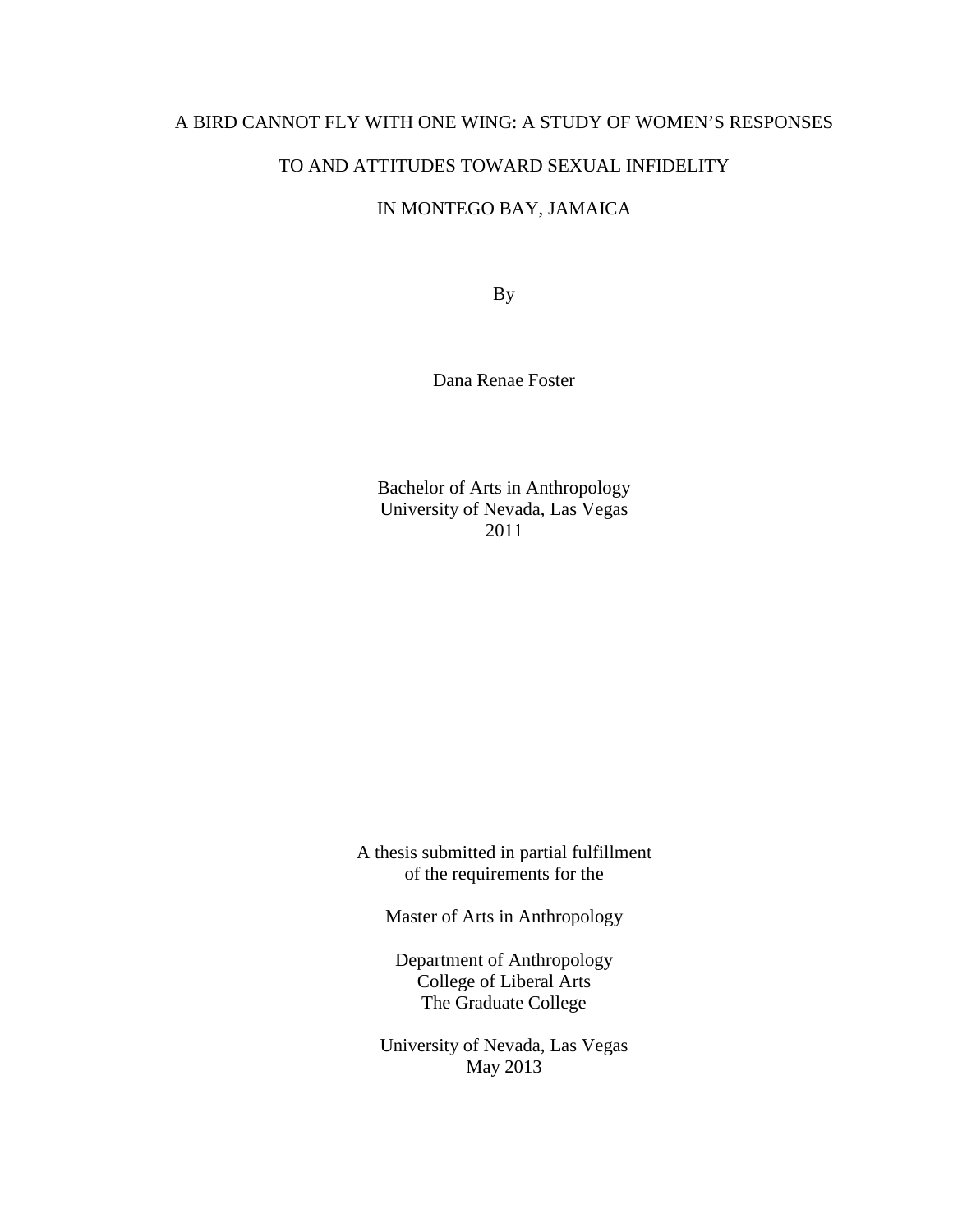# A BIRD CANNOT FLY WITH ONE WING: A STUDY OF WOMEN'S RESPONSES TO AND ATTITUDES TOWARD SEXUAL INFIDELITY IN MONTEGO BAY, JAMAICA

By

Dana Renae Foster

Bachelor of Arts in Anthropology
University of Nevada, Las Vegas
2011

A thesis submitted in partial fulfillment
of the requirements for the

Master of Arts in Anthropology

Department of Anthropology
College of Liberal Arts
The Graduate College

University of Nevada, Las Vegas
May 2013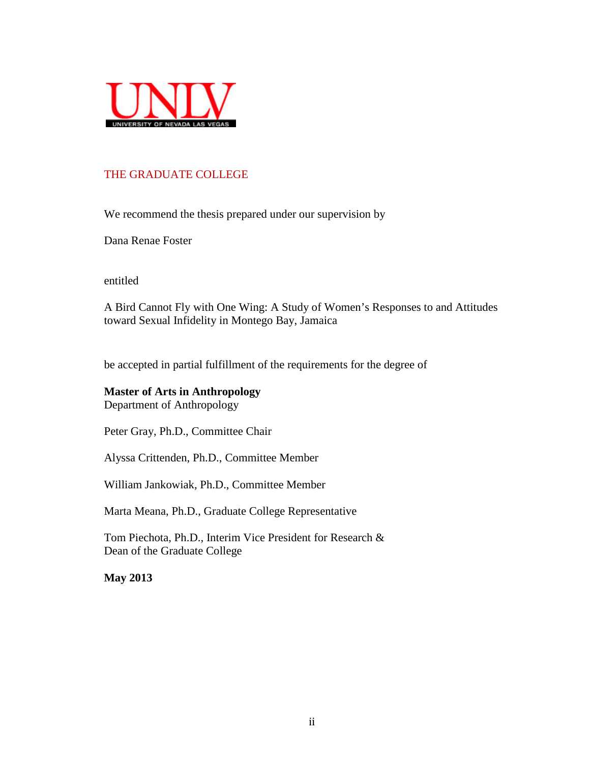UNLV
UNIVERSITY OF NEVADA LAS VEGAS

THE GRADUATE COLLEGE

We recommend the thesis prepared under our supervision by

Dana Renae Foster

entitled

A Bird Cannot Fly with One Wing: A Study of Women's Responses to and Attitudes toward Sexual Infidelity in Montego Bay, Jamaica

be accepted in partial fulfillment of the requirements for the degree of

**Master of Arts in Anthropology**
Department of Anthropology

Peter Gray, Ph.D., Committee Chair

Alyssa Crittenden, Ph.D., Committee Member

William Jankowiak, Ph.D., Committee Member

Marta Meana, Ph.D., Graduate College Representative

Tom Piechota, Ph.D., Interim Vice President for Research &
Dean of the Graduate College

**May 2013**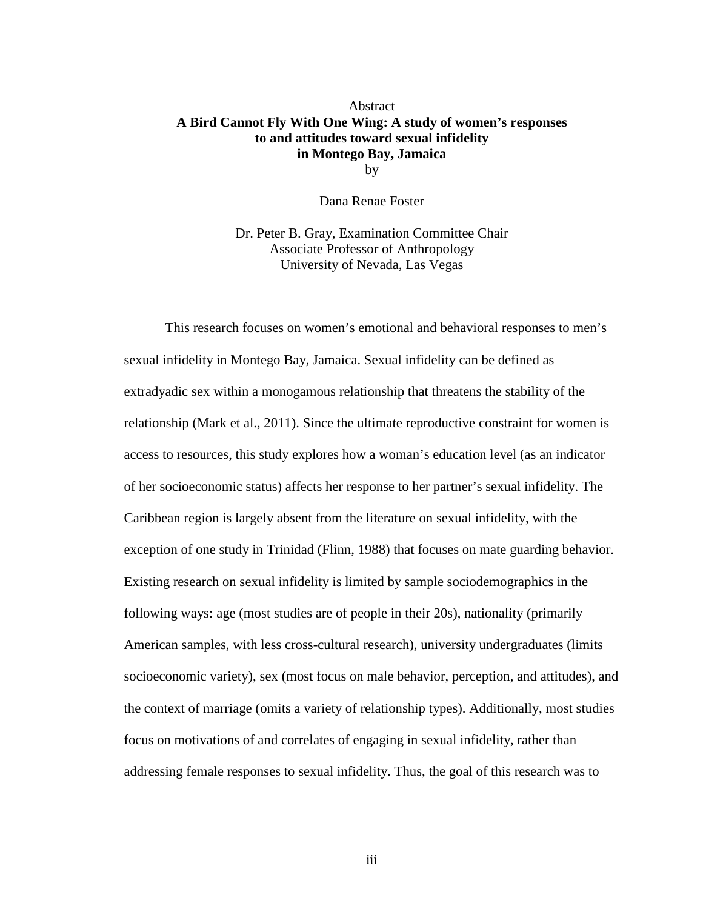# Abstract

**A Bird Cannot Fly With One Wing: A study of women's responses to and attitudes toward sexual infidelity in Montego Bay, Jamaica**

by

Dana Renae Foster

Dr. Peter B. Gray, Examination Committee Chair
Associate Professor of Anthropology
University of Nevada, Las Vegas

This research focuses on women's emotional and behavioral responses to men's sexual infidelity in Montego Bay, Jamaica. Sexual infidelity can be defined as extradyadic sex within a monogamous relationship that threatens the stability of the relationship (Mark et al., 2011). Since the ultimate reproductive constraint for women is access to resources, this study explores how a woman's education level (as an indicator of her socioeconomic status) affects her response to her partner's sexual infidelity. The Caribbean region is largely absent from the literature on sexual infidelity, with the exception of one study in Trinidad (Flinn, 1988) that focuses on mate guarding behavior. Existing research on sexual infidelity is limited by sample sociodemographics in the following ways: age (most studies are of people in their 20s), nationality (primarily American samples, with less cross-cultural research), university undergraduates (limits socioeconomic variety), sex (most focus on male behavior, perception, and attitudes), and the context of marriage (omits a variety of relationship types). Additionally, most studies focus on motivations of and correlates of engaging in sexual infidelity, rather than addressing female responses to sexual infidelity. Thus, the goal of this research was to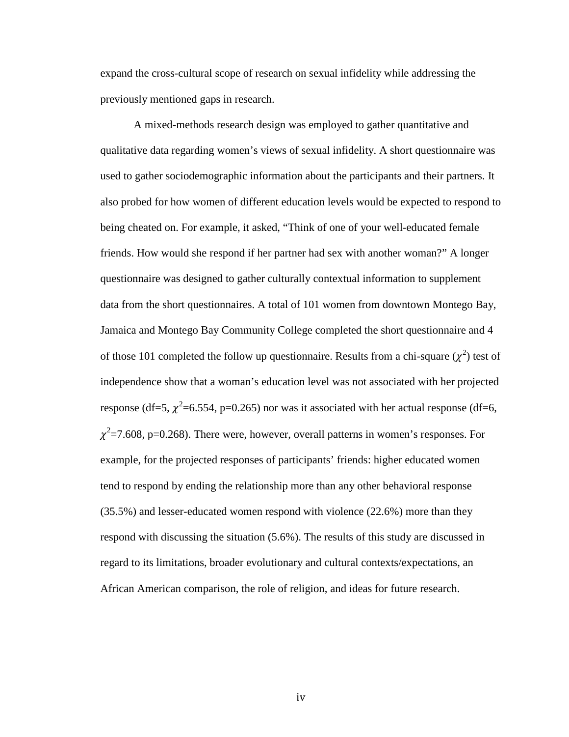expand the cross-cultural scope of research on sexual infidelity while addressing the previously mentioned gaps in research.

A mixed-methods research design was employed to gather quantitative and qualitative data regarding women's views of sexual infidelity. A short questionnaire was used to gather sociodemographic information about the participants and their partners. It also probed for how women of different education levels would be expected to respond to being cheated on. For example, it asked, "Think of one of your well-educated female friends. How would she respond if her partner had sex with another woman?" A longer questionnaire was designed to gather culturally contextual information to supplement data from the short questionnaires. A total of 101 women from downtown Montego Bay, Jamaica and Montego Bay Community College completed the short questionnaire and 4 of those 101 completed the follow up questionnaire. Results from a chi-square ($\chi^2$) test of independence show that a woman's education level was not associated with her projected response (df=5, $\chi^2$=6.554, p=0.265) nor was it associated with her actual response (df=6, $\chi^2$=7.608, p=0.268). There were, however, overall patterns in women's responses. For example, for the projected responses of participants' friends: higher educated women tend to respond by ending the relationship more than any other behavioral response (35.5%) and lesser-educated women respond with violence (22.6%) more than they respond with discussing the situation (5.6%). The results of this study are discussed in regard to its limitations, broader evolutionary and cultural contexts/expectations, an African American comparison, the role of religion, and ideas for future research.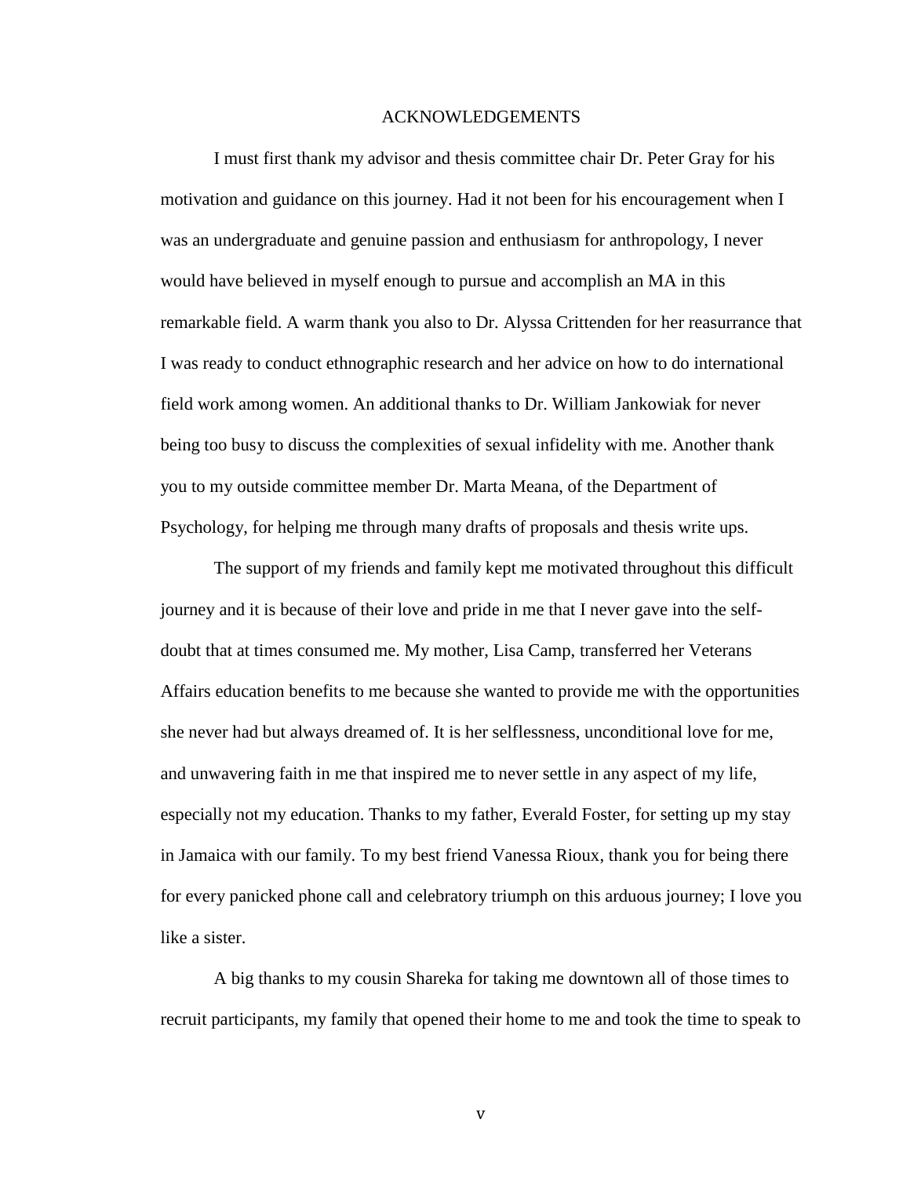# ACKNOWLEDGEMENTS

I must first thank my advisor and thesis committee chair Dr. Peter Gray for his motivation and guidance on this journey. Had it not been for his encouragement when I was an undergraduate and genuine passion and enthusiasm for anthropology, I never would have believed in myself enough to pursue and accomplish an MA in this remarkable field. A warm thank you also to Dr. Alyssa Crittenden for her reasurrance that I was ready to conduct ethnographic research and her advice on how to do international field work among women. An additional thanks to Dr. William Jankowiak for never being too busy to discuss the complexities of sexual infidelity with me. Another thank you to my outside committee member Dr. Marta Meana, of the Department of Psychology, for helping me through many drafts of proposals and thesis write ups.

The support of my friends and family kept me motivated throughout this difficult journey and it is because of their love and pride in me that I never gave into the self-doubt that at times consumed me. My mother, Lisa Camp, transferred her Veterans Affairs education benefits to me because she wanted to provide me with the opportunities she never had but always dreamed of. It is her selflessness, unconditional love for me, and unwavering faith in me that inspired me to never settle in any aspect of my life, especially not my education. Thanks to my father, Everald Foster, for setting up my stay in Jamaica with our family. To my best friend Vanessa Rioux, thank you for being there for every panicked phone call and celebratory triumph on this arduous journey; I love you like a sister.

A big thanks to my cousin Shareka for taking me downtown all of those times to recruit participants, my family that opened their home to me and took the time to speak to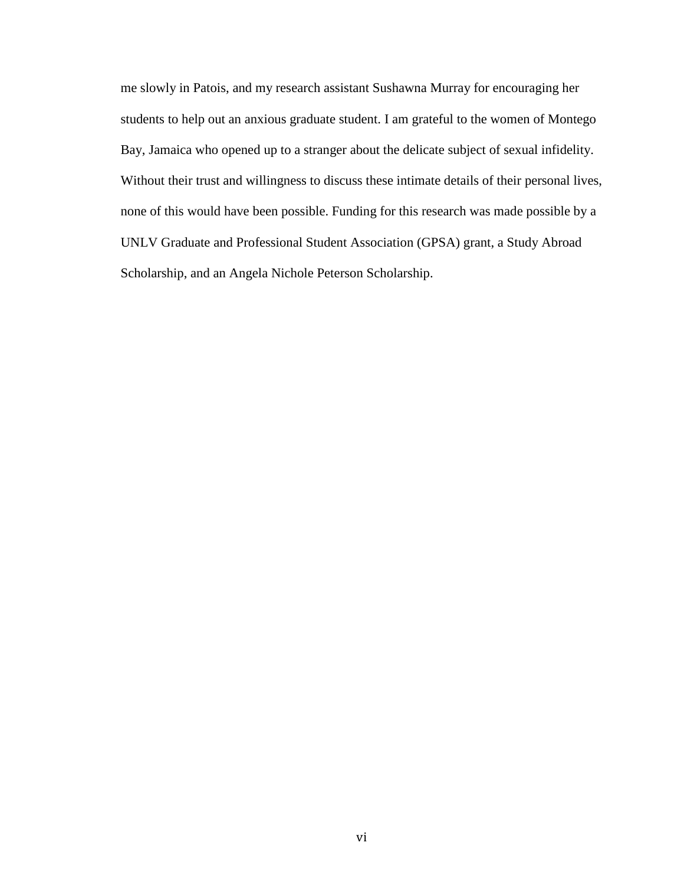me slowly in Patois, and my research assistant Sushawna Murray for encouraging her students to help out an anxious graduate student. I am grateful to the women of Montego Bay, Jamaica who opened up to a stranger about the delicate subject of sexual infidelity. Without their trust and willingness to discuss these intimate details of their personal lives, none of this would have been possible. Funding for this research was made possible by a UNLV Graduate and Professional Student Association (GPSA) grant, a Study Abroad Scholarship, and an Angela Nichole Peterson Scholarship.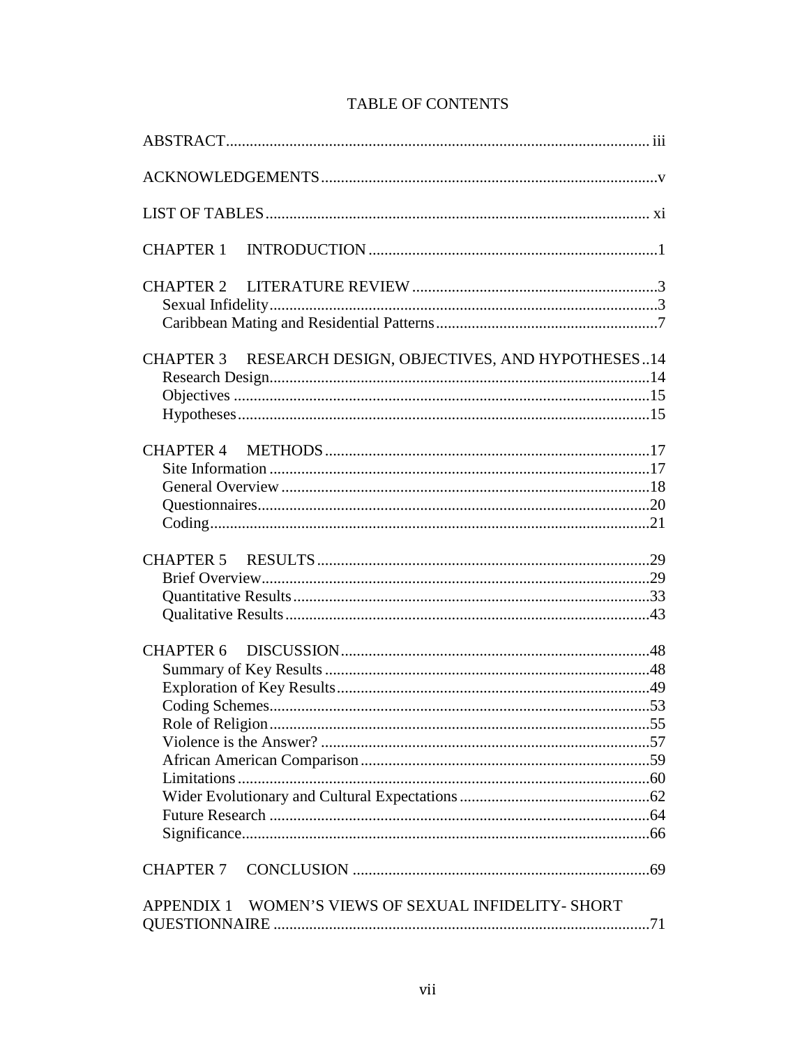# TABLE OF CONTENTS

ABSTRACT .......... iii

ACKNOWLEDGEMENTS .......... v

LIST OF TABLES .......... xi

CHAPTER 1 INTRODUCTION .......... 1

CHAPTER 2 LITERATURE REVIEW .......... 3
- Sexual Infidelity .......... 3
- Caribbean Mating and Residential Patterns .......... 7

CHAPTER 3 RESEARCH DESIGN, OBJECTIVES, AND HYPOTHESES .......... 14
- Research Design .......... 14
- Objectives .......... 15
- Hypotheses .......... 15

CHAPTER 4 METHODS .......... 17
- Site Information .......... 17
- General Overview .......... 18
- Questionnaires .......... 20
- Coding .......... 21

CHAPTER 5 RESULTS .......... 29
- Brief Overview .......... 29
- Quantitative Results .......... 33
- Qualitative Results .......... 43

CHAPTER 6 DISCUSSION .......... 48
- Summary of Key Results .......... 48
- Exploration of Key Results .......... 49
- Coding Schemes .......... 53
- Role of Religion .......... 55
- Violence is the Answer? .......... 57
- African American Comparison .......... 59
- Limitations .......... 60
- Wider Evolutionary and Cultural Expectations .......... 62
- Future Research .......... 64
- Significance .......... 66

CHAPTER 7 CONCLUSION .......... 69

APPENDIX 1 WOMEN'S VIEWS OF SEXUAL INFIDELITY- SHORT QUESTIONNAIRE .......... 71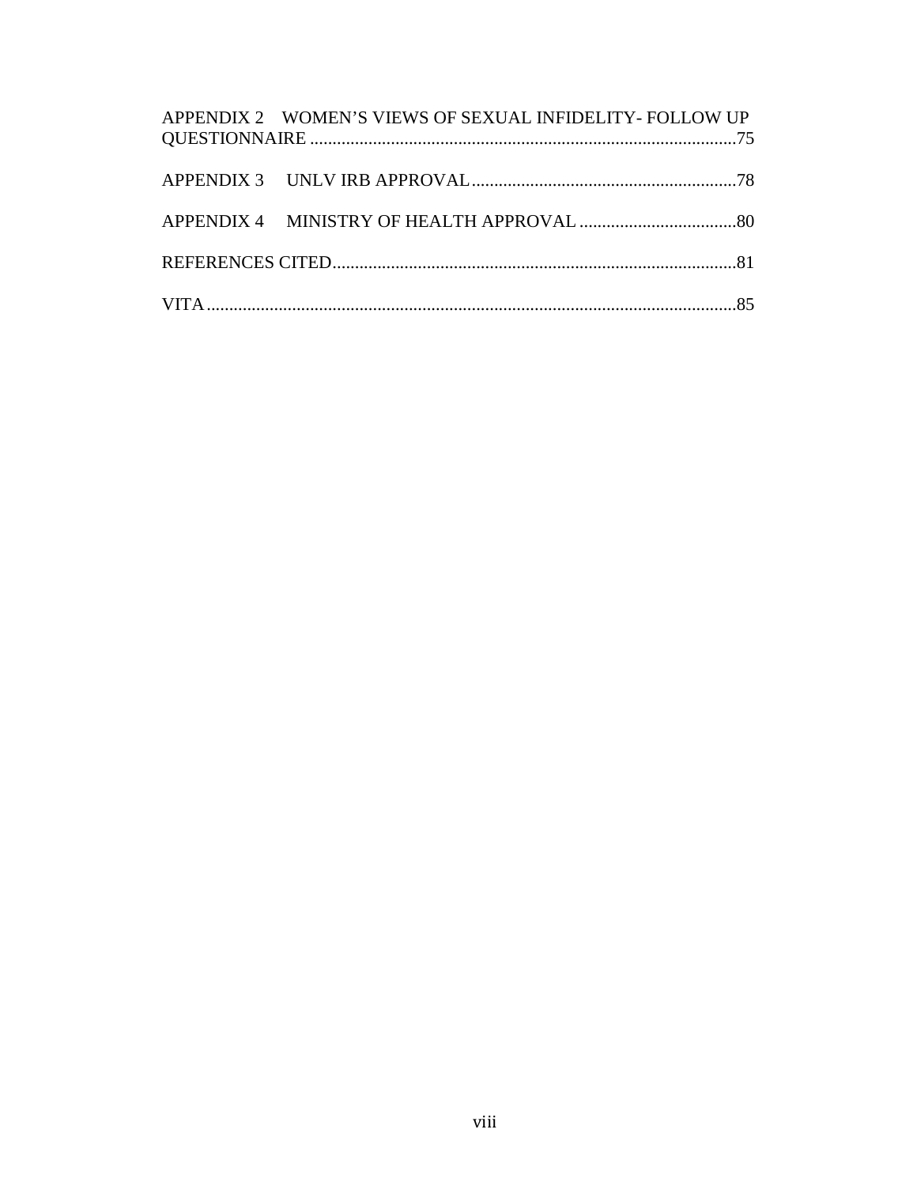APPENDIX 2 WOMEN'S VIEWS OF SEXUAL INFIDELITY- FOLLOW UP QUESTIONNAIRE ...............................................................................................75

APPENDIX 3 UNLV IRB APPROVAL...........................................................78

APPENDIX 4 MINISTRY OF HEALTH APPROVAL ....................................80

REFERENCES CITED...........................................................................................81

VITA.......................................................................................................................85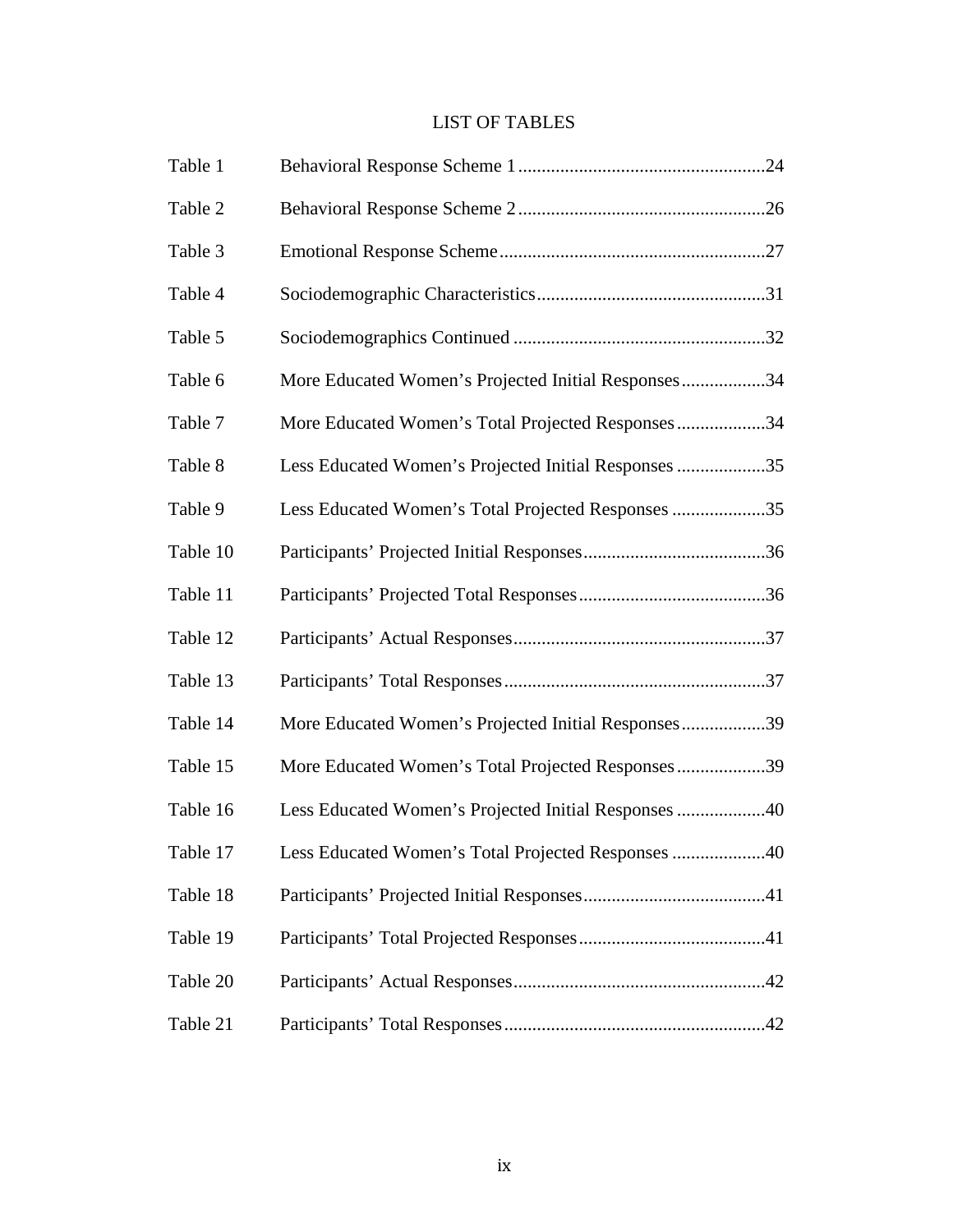# LIST OF TABLES

| | | |
|---|---|---|
| Table 1 | Behavioral Response Scheme 1 | 24 |
| Table 2 | Behavioral Response Scheme 2 | 26 |
| Table 3 | Emotional Response Scheme | 27 |
| Table 4 | Sociodemographic Characteristics | 31 |
| Table 5 | Sociodemographics Continued | 32 |
| Table 6 | More Educated Women's Projected Initial Responses | 34 |
| Table 7 | More Educated Women's Total Projected Responses | 34 |
| Table 8 | Less Educated Women's Projected Initial Responses | 35 |
| Table 9 | Less Educated Women's Total Projected Responses | 35 |
| Table 10 | Participants' Projected Initial Responses | 36 |
| Table 11 | Participants' Projected Total Responses | 36 |
| Table 12 | Participants' Actual Responses | 37 |
| Table 13 | Participants' Total Responses | 37 |
| Table 14 | More Educated Women's Projected Initial Responses | 39 |
| Table 15 | More Educated Women's Total Projected Responses | 39 |
| Table 16 | Less Educated Women's Projected Initial Responses | 40 |
| Table 17 | Less Educated Women's Total Projected Responses | 40 |
| Table 18 | Participants' Projected Initial Responses | 41 |
| Table 19 | Participants' Total Projected Responses | 41 |
| Table 20 | Participants' Actual Responses | 42 |
| Table 21 | Participants' Total Responses | 42 |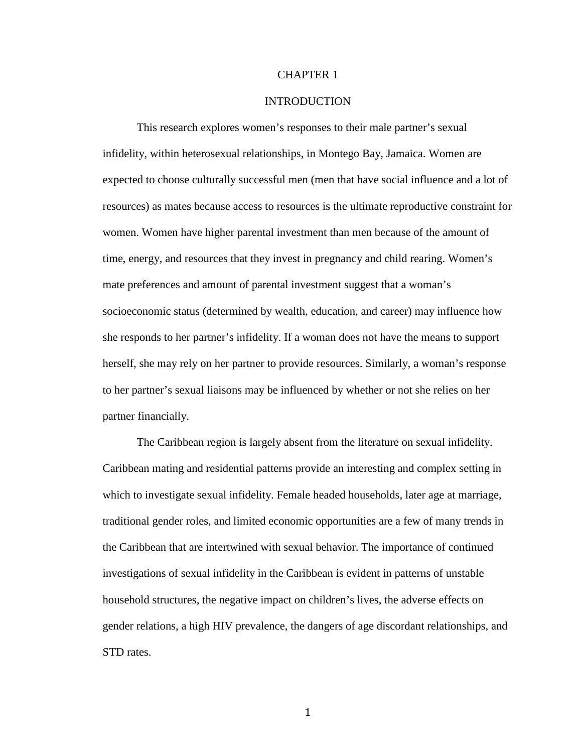# CHAPTER 1

## INTRODUCTION

This research explores women's responses to their male partner's sexual infidelity, within heterosexual relationships, in Montego Bay, Jamaica. Women are expected to choose culturally successful men (men that have social influence and a lot of resources) as mates because access to resources is the ultimate reproductive constraint for women. Women have higher parental investment than men because of the amount of time, energy, and resources that they invest in pregnancy and child rearing. Women's mate preferences and amount of parental investment suggest that a woman's socioeconomic status (determined by wealth, education, and career) may influence how she responds to her partner's infidelity. If a woman does not have the means to support herself, she may rely on her partner to provide resources. Similarly, a woman's response to her partner's sexual liaisons may be influenced by whether or not she relies on her partner financially.

The Caribbean region is largely absent from the literature on sexual infidelity. Caribbean mating and residential patterns provide an interesting and complex setting in which to investigate sexual infidelity. Female headed households, later age at marriage, traditional gender roles, and limited economic opportunities are a few of many trends in the Caribbean that are intertwined with sexual behavior. The importance of continued investigations of sexual infidelity in the Caribbean is evident in patterns of unstable household structures, the negative impact on children's lives, the adverse effects on gender relations, a high HIV prevalence, the dangers of age discordant relationships, and STD rates.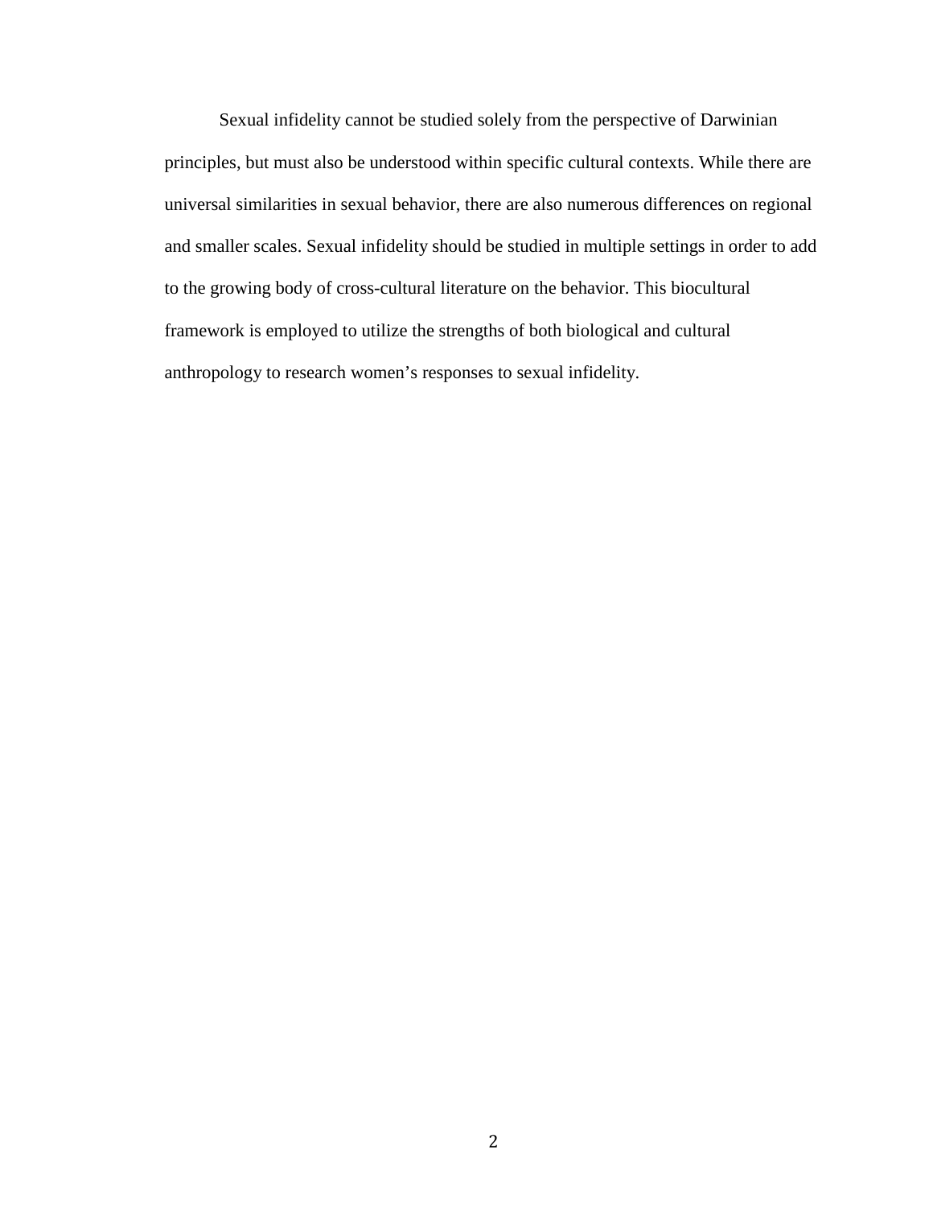Sexual infidelity cannot be studied solely from the perspective of Darwinian principles, but must also be understood within specific cultural contexts. While there are universal similarities in sexual behavior, there are also numerous differences on regional and smaller scales. Sexual infidelity should be studied in multiple settings in order to add to the growing body of cross-cultural literature on the behavior. This biocultural framework is employed to utilize the strengths of both biological and cultural anthropology to research women's responses to sexual infidelity.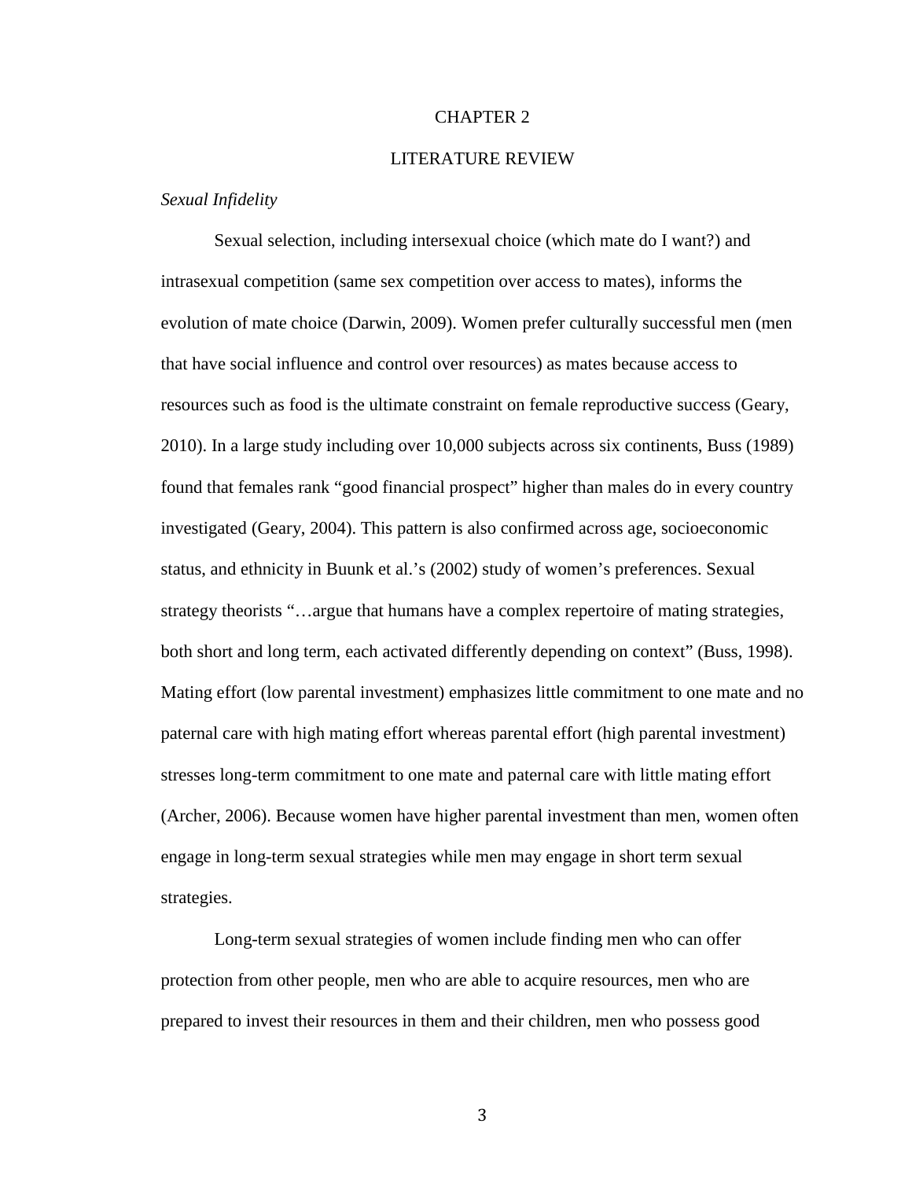# CHAPTER 2

# LITERATURE REVIEW

### *Sexual Infidelity*

Sexual selection, including intersexual choice (which mate do I want?) and intrasexual competition (same sex competition over access to mates), informs the evolution of mate choice (Darwin, 2009). Women prefer culturally successful men (men that have social influence and control over resources) as mates because access to resources such as food is the ultimate constraint on female reproductive success (Geary, 2010). In a large study including over 10,000 subjects across six continents, Buss (1989) found that females rank "good financial prospect" higher than males do in every country investigated (Geary, 2004). This pattern is also confirmed across age, socioeconomic status, and ethnicity in Buunk et al.'s (2002) study of women's preferences. Sexual strategy theorists "…argue that humans have a complex repertoire of mating strategies, both short and long term, each activated differently depending on context" (Buss, 1998). Mating effort (low parental investment) emphasizes little commitment to one mate and no paternal care with high mating effort whereas parental effort (high parental investment) stresses long-term commitment to one mate and paternal care with little mating effort (Archer, 2006). Because women have higher parental investment than men, women often engage in long-term sexual strategies while men may engage in short term sexual strategies.

Long-term sexual strategies of women include finding men who can offer protection from other people, men who are able to acquire resources, men who are prepared to invest their resources in them and their children, men who possess good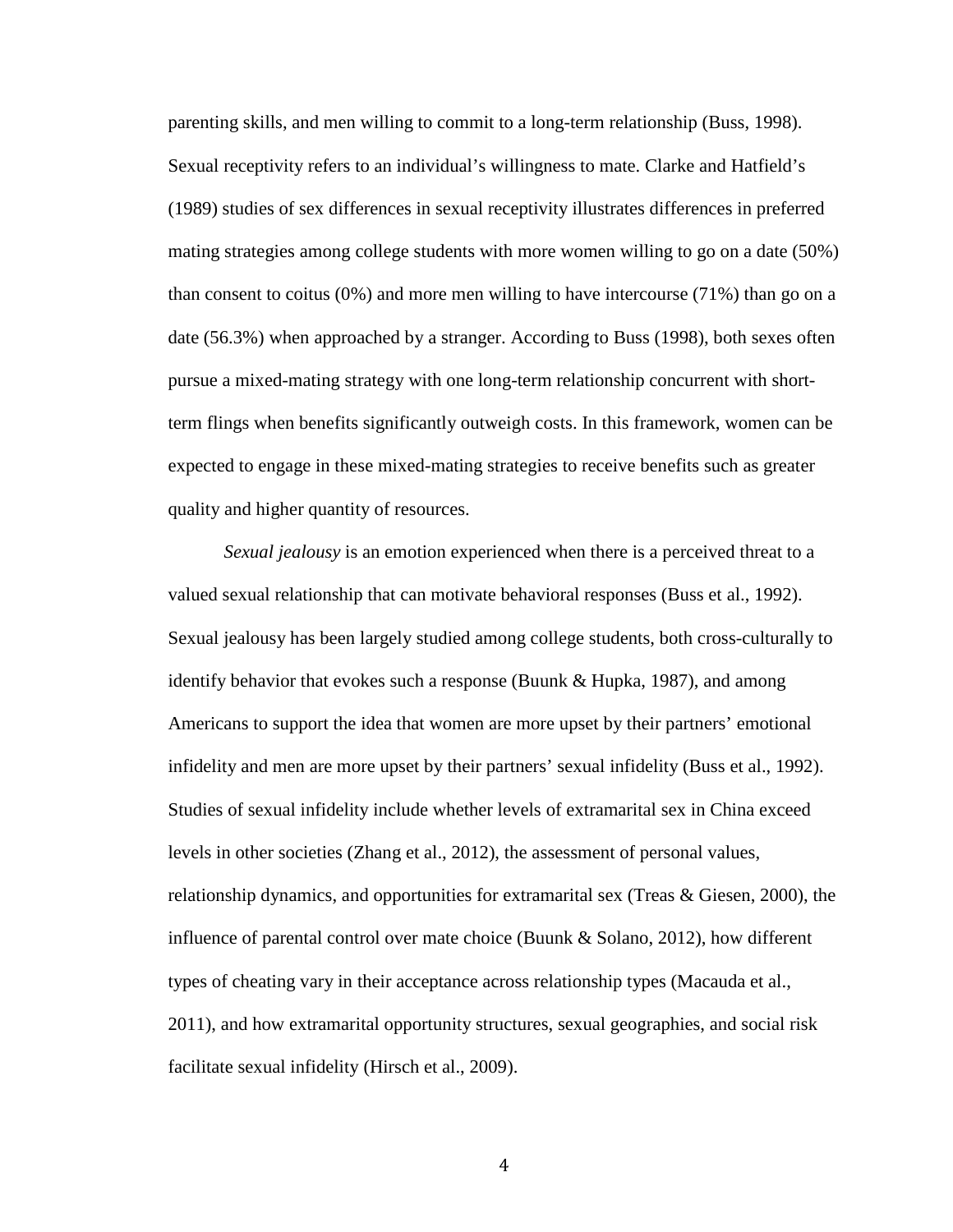parenting skills, and men willing to commit to a long-term relationship (Buss, 1998). Sexual receptivity refers to an individual's willingness to mate. Clarke and Hatfield's (1989) studies of sex differences in sexual receptivity illustrates differences in preferred mating strategies among college students with more women willing to go on a date (50%) than consent to coitus (0%) and more men willing to have intercourse (71%) than go on a date (56.3%) when approached by a stranger. According to Buss (1998), both sexes often pursue a mixed-mating strategy with one long-term relationship concurrent with short-term flings when benefits significantly outweigh costs. In this framework, women can be expected to engage in these mixed-mating strategies to receive benefits such as greater quality and higher quantity of resources.

*Sexual jealousy* is an emotion experienced when there is a perceived threat to a valued sexual relationship that can motivate behavioral responses (Buss et al., 1992). Sexual jealousy has been largely studied among college students, both cross-culturally to identify behavior that evokes such a response (Buunk & Hupka, 1987), and among Americans to support the idea that women are more upset by their partners' emotional infidelity and men are more upset by their partners' sexual infidelity (Buss et al., 1992). Studies of sexual infidelity include whether levels of extramarital sex in China exceed levels in other societies (Zhang et al., 2012), the assessment of personal values, relationship dynamics, and opportunities for extramarital sex (Treas & Giesen, 2000), the influence of parental control over mate choice (Buunk & Solano, 2012), how different types of cheating vary in their acceptance across relationship types (Macauda et al., 2011), and how extramarital opportunity structures, sexual geographies, and social risk facilitate sexual infidelity (Hirsch et al., 2009).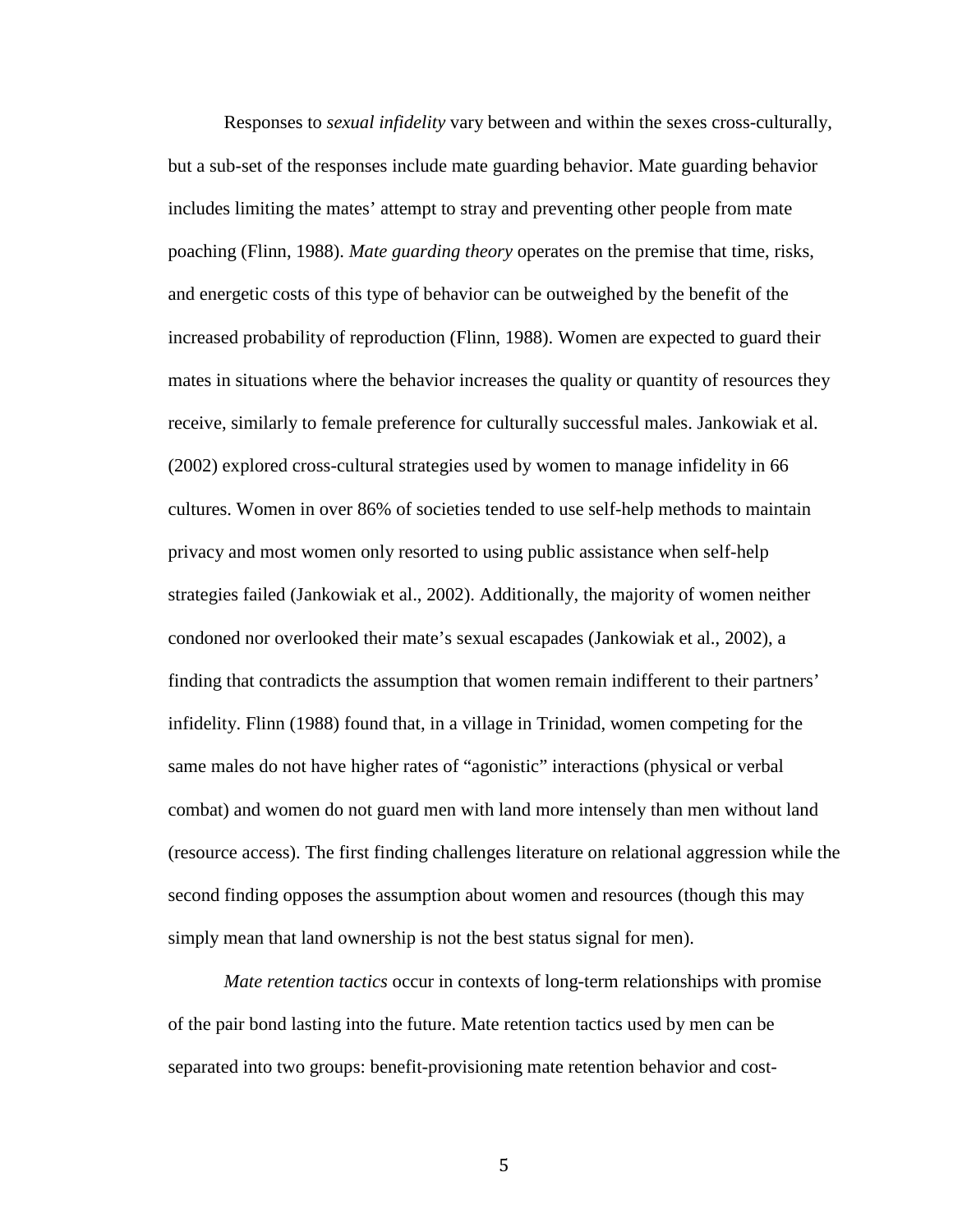Responses to *sexual infidelity* vary between and within the sexes cross-culturally, but a sub-set of the responses include mate guarding behavior. Mate guarding behavior includes limiting the mates' attempt to stray and preventing other people from mate poaching (Flinn, 1988). *Mate guarding theory* operates on the premise that time, risks, and energetic costs of this type of behavior can be outweighed by the benefit of the increased probability of reproduction (Flinn, 1988). Women are expected to guard their mates in situations where the behavior increases the quality or quantity of resources they receive, similarly to female preference for culturally successful males. Jankowiak et al. (2002) explored cross-cultural strategies used by women to manage infidelity in 66 cultures. Women in over 86% of societies tended to use self-help methods to maintain privacy and most women only resorted to using public assistance when self-help strategies failed (Jankowiak et al., 2002). Additionally, the majority of women neither condoned nor overlooked their mate's sexual escapades (Jankowiak et al., 2002), a finding that contradicts the assumption that women remain indifferent to their partners' infidelity. Flinn (1988) found that, in a village in Trinidad, women competing for the same males do not have higher rates of "agonistic" interactions (physical or verbal combat) and women do not guard men with land more intensely than men without land (resource access). The first finding challenges literature on relational aggression while the second finding opposes the assumption about women and resources (though this may simply mean that land ownership is not the best status signal for men).

*Mate retention tactics* occur in contexts of long-term relationships with promise of the pair bond lasting into the future. Mate retention tactics used by men can be separated into two groups: benefit-provisioning mate retention behavior and cost-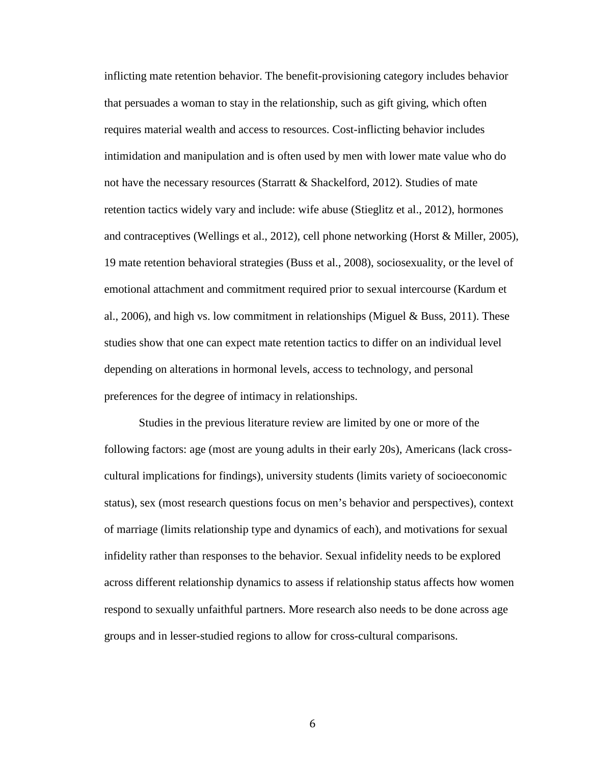inflicting mate retention behavior. The benefit-provisioning category includes behavior that persuades a woman to stay in the relationship, such as gift giving, which often requires material wealth and access to resources. Cost-inflicting behavior includes intimidation and manipulation and is often used by men with lower mate value who do not have the necessary resources (Starratt & Shackelford, 2012). Studies of mate retention tactics widely vary and include: wife abuse (Stieglitz et al., 2012), hormones and contraceptives (Wellings et al., 2012), cell phone networking (Horst & Miller, 2005), 19 mate retention behavioral strategies (Buss et al., 2008), sociosexuality, or the level of emotional attachment and commitment required prior to sexual intercourse (Kardum et al., 2006), and high vs. low commitment in relationships (Miguel & Buss, 2011). These studies show that one can expect mate retention tactics to differ on an individual level depending on alterations in hormonal levels, access to technology, and personal preferences for the degree of intimacy in relationships.

Studies in the previous literature review are limited by one or more of the following factors: age (most are young adults in their early 20s), Americans (lack cross-cultural implications for findings), university students (limits variety of socioeconomic status), sex (most research questions focus on men's behavior and perspectives), context of marriage (limits relationship type and dynamics of each), and motivations for sexual infidelity rather than responses to the behavior. Sexual infidelity needs to be explored across different relationship dynamics to assess if relationship status affects how women respond to sexually unfaithful partners. More research also needs to be done across age groups and in lesser-studied regions to allow for cross-cultural comparisons.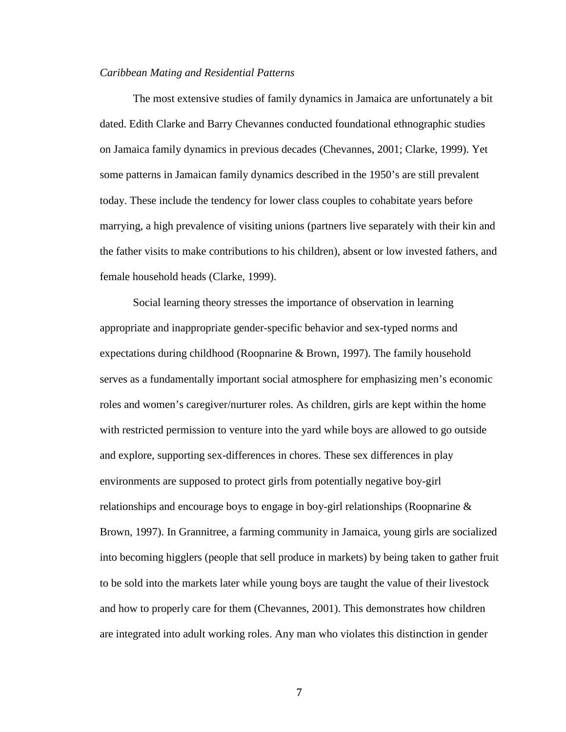*Caribbean Mating and Residential Patterns*

The most extensive studies of family dynamics in Jamaica are unfortunately a bit dated. Edith Clarke and Barry Chevannes conducted foundational ethnographic studies on Jamaica family dynamics in previous decades (Chevannes, 2001; Clarke, 1999). Yet some patterns in Jamaican family dynamics described in the 1950's are still prevalent today. These include the tendency for lower class couples to cohabitate years before marrying, a high prevalence of visiting unions (partners live separately with their kin and the father visits to make contributions to his children), absent or low invested fathers, and female household heads (Clarke, 1999).

Social learning theory stresses the importance of observation in learning appropriate and inappropriate gender-specific behavior and sex-typed norms and expectations during childhood (Roopnarine & Brown, 1997). The family household serves as a fundamentally important social atmosphere for emphasizing men's economic roles and women's caregiver/nurturer roles. As children, girls are kept within the home with restricted permission to venture into the yard while boys are allowed to go outside and explore, supporting sex-differences in chores. These sex differences in play environments are supposed to protect girls from potentially negative boy-girl relationships and encourage boys to engage in boy-girl relationships (Roopnarine & Brown, 1997). In Grannitree, a farming community in Jamaica, young girls are socialized into becoming higglers (people that sell produce in markets) by being taken to gather fruit to be sold into the markets later while young boys are taught the value of their livestock and how to properly care for them (Chevannes, 2001). This demonstrates how children are integrated into adult working roles. Any man who violates this distinction in gender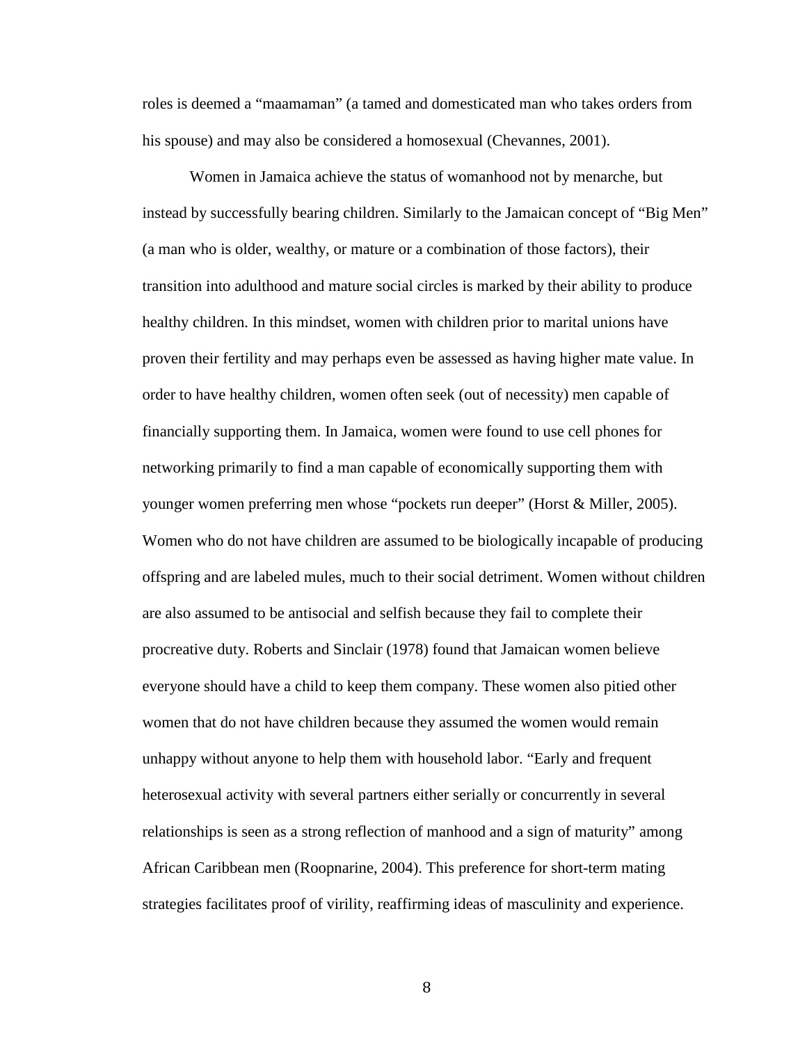roles is deemed a "maamaman" (a tamed and domesticated man who takes orders from his spouse) and may also be considered a homosexual (Chevannes, 2001).

Women in Jamaica achieve the status of womanhood not by menarche, but instead by successfully bearing children. Similarly to the Jamaican concept of "Big Men" (a man who is older, wealthy, or mature or a combination of those factors), their transition into adulthood and mature social circles is marked by their ability to produce healthy children. In this mindset, women with children prior to marital unions have proven their fertility and may perhaps even be assessed as having higher mate value. In order to have healthy children, women often seek (out of necessity) men capable of financially supporting them. In Jamaica, women were found to use cell phones for networking primarily to find a man capable of economically supporting them with younger women preferring men whose "pockets run deeper" (Horst & Miller, 2005). Women who do not have children are assumed to be biologically incapable of producing offspring and are labeled mules, much to their social detriment. Women without children are also assumed to be antisocial and selfish because they fail to complete their procreative duty. Roberts and Sinclair (1978) found that Jamaican women believe everyone should have a child to keep them company. These women also pitied other women that do not have children because they assumed the women would remain unhappy without anyone to help them with household labor. "Early and frequent heterosexual activity with several partners either serially or concurrently in several relationships is seen as a strong reflection of manhood and a sign of maturity" among African Caribbean men (Roopnarine, 2004). This preference for short-term mating strategies facilitates proof of virility, reaffirming ideas of masculinity and experience.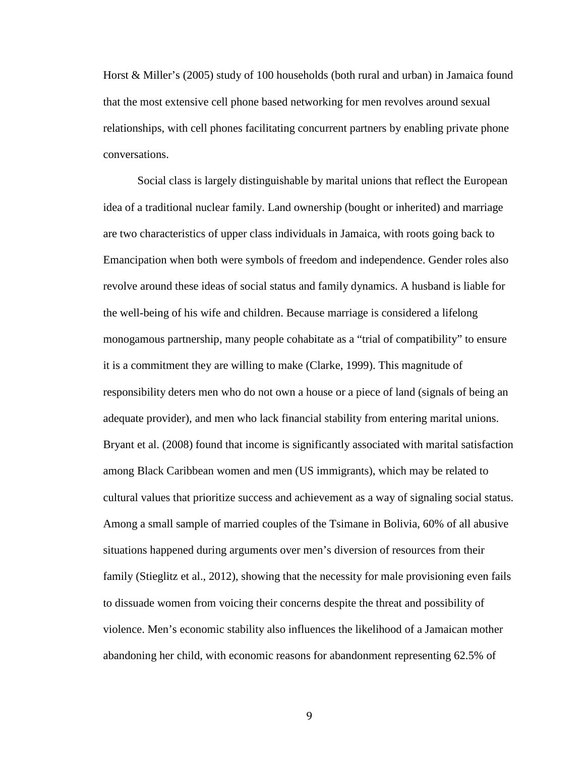Horst & Miller's (2005) study of 100 households (both rural and urban) in Jamaica found that the most extensive cell phone based networking for men revolves around sexual relationships, with cell phones facilitating concurrent partners by enabling private phone conversations.

Social class is largely distinguishable by marital unions that reflect the European idea of a traditional nuclear family. Land ownership (bought or inherited) and marriage are two characteristics of upper class individuals in Jamaica, with roots going back to Emancipation when both were symbols of freedom and independence. Gender roles also revolve around these ideas of social status and family dynamics. A husband is liable for the well-being of his wife and children. Because marriage is considered a lifelong monogamous partnership, many people cohabitate as a "trial of compatibility" to ensure it is a commitment they are willing to make (Clarke, 1999). This magnitude of responsibility deters men who do not own a house or a piece of land (signals of being an adequate provider), and men who lack financial stability from entering marital unions. Bryant et al. (2008) found that income is significantly associated with marital satisfaction among Black Caribbean women and men (US immigrants), which may be related to cultural values that prioritize success and achievement as a way of signaling social status. Among a small sample of married couples of the Tsimane in Bolivia, 60% of all abusive situations happened during arguments over men's diversion of resources from their family (Stieglitz et al., 2012), showing that the necessity for male provisioning even fails to dissuade women from voicing their concerns despite the threat and possibility of violence. Men's economic stability also influences the likelihood of a Jamaican mother abandoning her child, with economic reasons for abandonment representing 62.5% of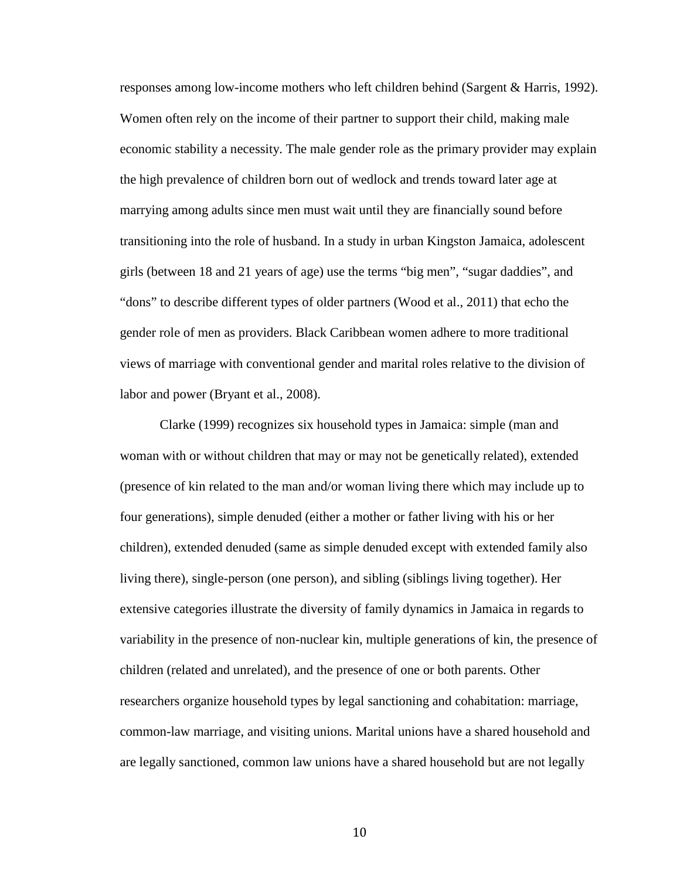responses among low-income mothers who left children behind (Sargent & Harris, 1992). Women often rely on the income of their partner to support their child, making male economic stability a necessity. The male gender role as the primary provider may explain the high prevalence of children born out of wedlock and trends toward later age at marrying among adults since men must wait until they are financially sound before transitioning into the role of husband. In a study in urban Kingston Jamaica, adolescent girls (between 18 and 21 years of age) use the terms "big men", "sugar daddies", and "dons" to describe different types of older partners (Wood et al., 2011) that echo the gender role of men as providers. Black Caribbean women adhere to more traditional views of marriage with conventional gender and marital roles relative to the division of labor and power (Bryant et al., 2008).

Clarke (1999) recognizes six household types in Jamaica: simple (man and woman with or without children that may or may not be genetically related), extended (presence of kin related to the man and/or woman living there which may include up to four generations), simple denuded (either a mother or father living with his or her children), extended denuded (same as simple denuded except with extended family also living there), single-person (one person), and sibling (siblings living together). Her extensive categories illustrate the diversity of family dynamics in Jamaica in regards to variability in the presence of non-nuclear kin, multiple generations of kin, the presence of children (related and unrelated), and the presence of one or both parents. Other researchers organize household types by legal sanctioning and cohabitation: marriage, common-law marriage, and visiting unions. Marital unions have a shared household and are legally sanctioned, common law unions have a shared household but are not legally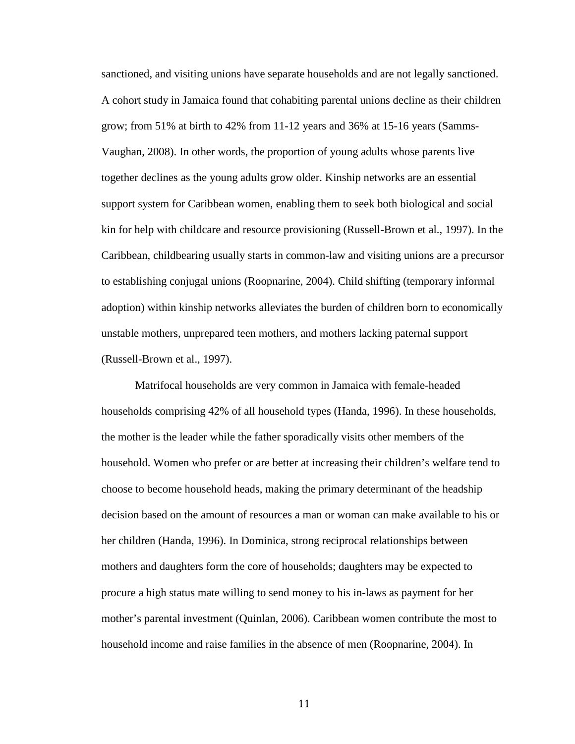sanctioned, and visiting unions have separate households and are not legally sanctioned. A cohort study in Jamaica found that cohabiting parental unions decline as their children grow; from 51% at birth to 42% from 11-12 years and 36% at 15-16 years (Samms-Vaughan, 2008). In other words, the proportion of young adults whose parents live together declines as the young adults grow older. Kinship networks are an essential support system for Caribbean women, enabling them to seek both biological and social kin for help with childcare and resource provisioning (Russell-Brown et al., 1997). In the Caribbean, childbearing usually starts in common-law and visiting unions are a precursor to establishing conjugal unions (Roopnarine, 2004). Child shifting (temporary informal adoption) within kinship networks alleviates the burden of children born to economically unstable mothers, unprepared teen mothers, and mothers lacking paternal support (Russell-Brown et al., 1997).

Matrifocal households are very common in Jamaica with female-headed households comprising 42% of all household types (Handa, 1996). In these households, the mother is the leader while the father sporadically visits other members of the household. Women who prefer or are better at increasing their children's welfare tend to choose to become household heads, making the primary determinant of the headship decision based on the amount of resources a man or woman can make available to his or her children (Handa, 1996). In Dominica, strong reciprocal relationships between mothers and daughters form the core of households; daughters may be expected to procure a high status mate willing to send money to his in-laws as payment for her mother's parental investment (Quinlan, 2006). Caribbean women contribute the most to household income and raise families in the absence of men (Roopnarine, 2004). In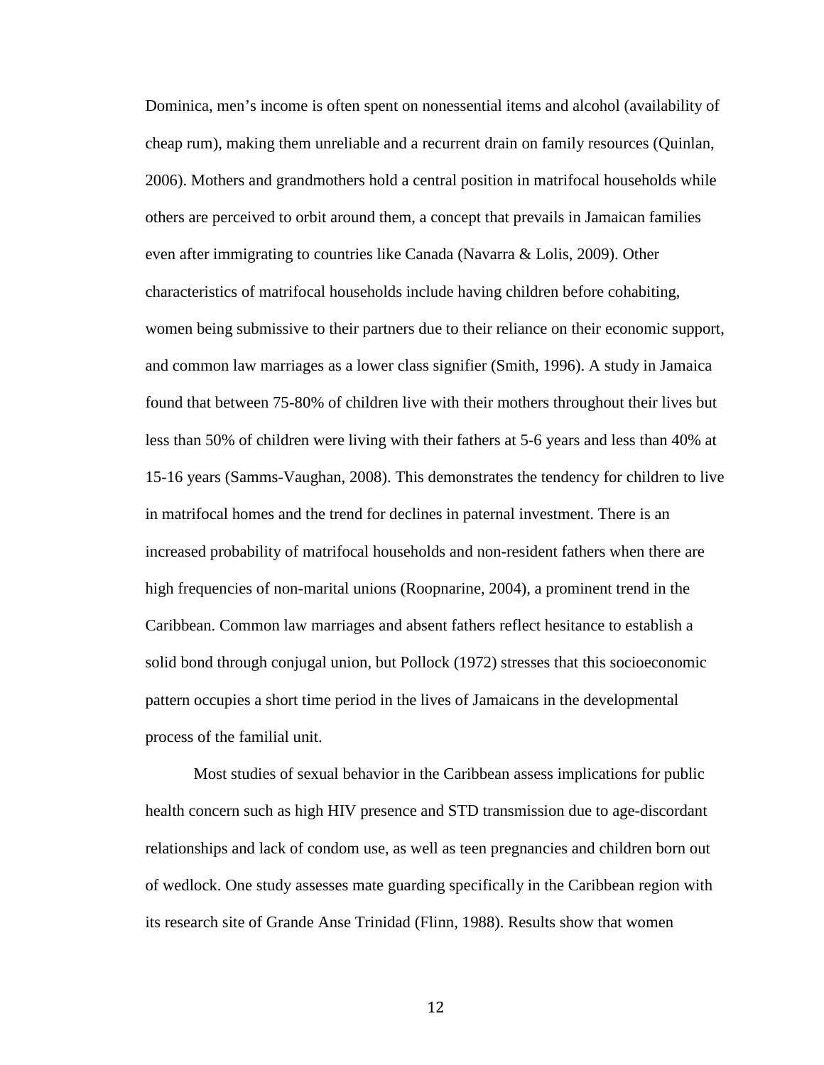Dominica, men's income is often spent on nonessential items and alcohol (availability of cheap rum), making them unreliable and a recurrent drain on family resources (Quinlan, 2006). Mothers and grandmothers hold a central position in matrifocal households while others are perceived to orbit around them, a concept that prevails in Jamaican families even after immigrating to countries like Canada (Navarra & Lolis, 2009). Other characteristics of matrifocal households include having children before cohabiting, women being submissive to their partners due to their reliance on their economic support, and common law marriages as a lower class signifier (Smith, 1996). A study in Jamaica found that between 75-80% of children live with their mothers throughout their lives but less than 50% of children were living with their fathers at 5-6 years and less than 40% at 15-16 years (Samms-Vaughan, 2008). This demonstrates the tendency for children to live in matrifocal homes and the trend for declines in paternal investment. There is an increased probability of matrifocal households and non-resident fathers when there are high frequencies of non-marital unions (Roopnarine, 2004), a prominent trend in the Caribbean. Common law marriages and absent fathers reflect hesitance to establish a solid bond through conjugal union, but Pollock (1972) stresses that this socioeconomic pattern occupies a short time period in the lives of Jamaicans in the developmental process of the familial unit.

Most studies of sexual behavior in the Caribbean assess implications for public health concern such as high HIV presence and STD transmission due to age-discordant relationships and lack of condom use, as well as teen pregnancies and children born out of wedlock. One study assesses mate guarding specifically in the Caribbean region with its research site of Grande Anse Trinidad (Flinn, 1988). Results show that women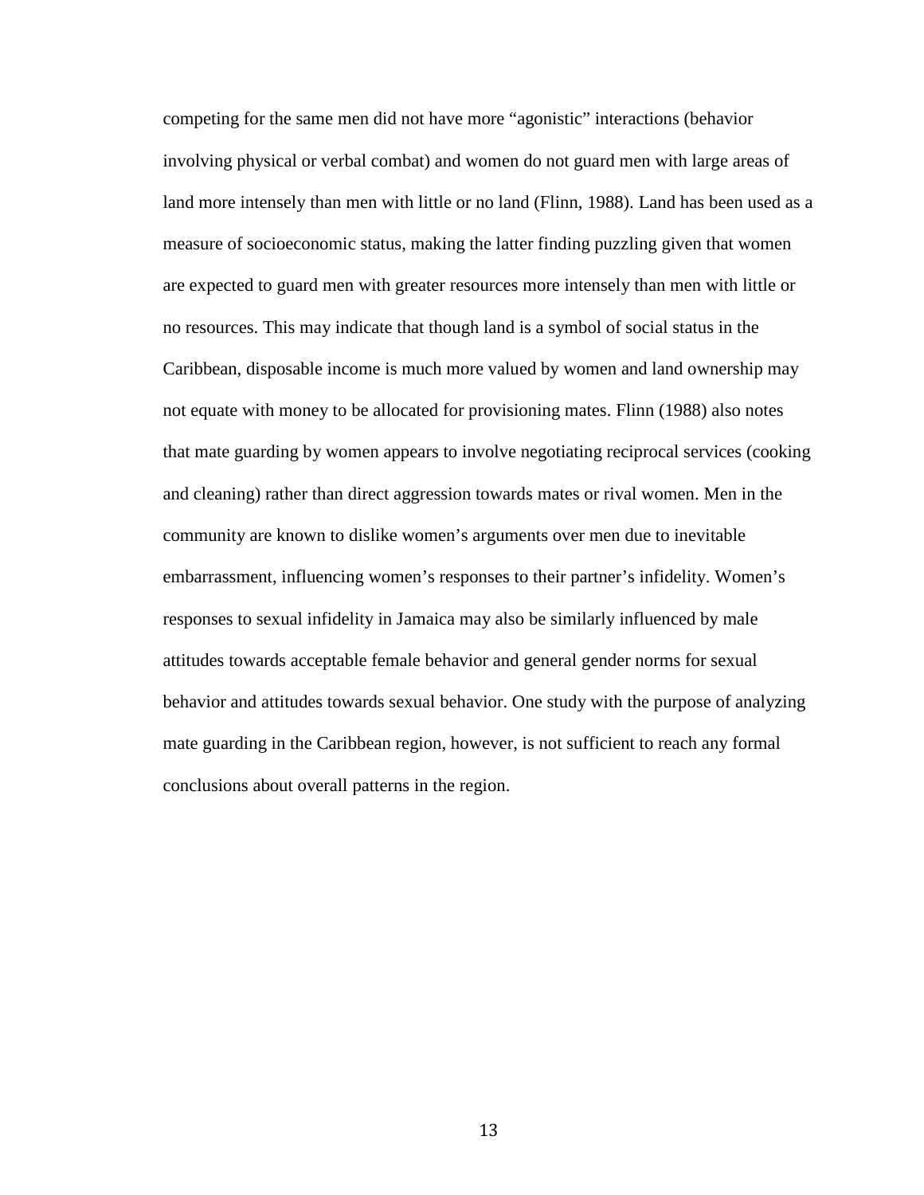competing for the same men did not have more "agonistic" interactions (behavior involving physical or verbal combat) and women do not guard men with large areas of land more intensely than men with little or no land (Flinn, 1988). Land has been used as a measure of socioeconomic status, making the latter finding puzzling given that women are expected to guard men with greater resources more intensely than men with little or no resources. This may indicate that though land is a symbol of social status in the Caribbean, disposable income is much more valued by women and land ownership may not equate with money to be allocated for provisioning mates. Flinn (1988) also notes that mate guarding by women appears to involve negotiating reciprocal services (cooking and cleaning) rather than direct aggression towards mates or rival women. Men in the community are known to dislike women's arguments over men due to inevitable embarrassment, influencing women's responses to their partner's infidelity. Women's responses to sexual infidelity in Jamaica may also be similarly influenced by male attitudes towards acceptable female behavior and general gender norms for sexual behavior and attitudes towards sexual behavior. One study with the purpose of analyzing mate guarding in the Caribbean region, however, is not sufficient to reach any formal conclusions about overall patterns in the region.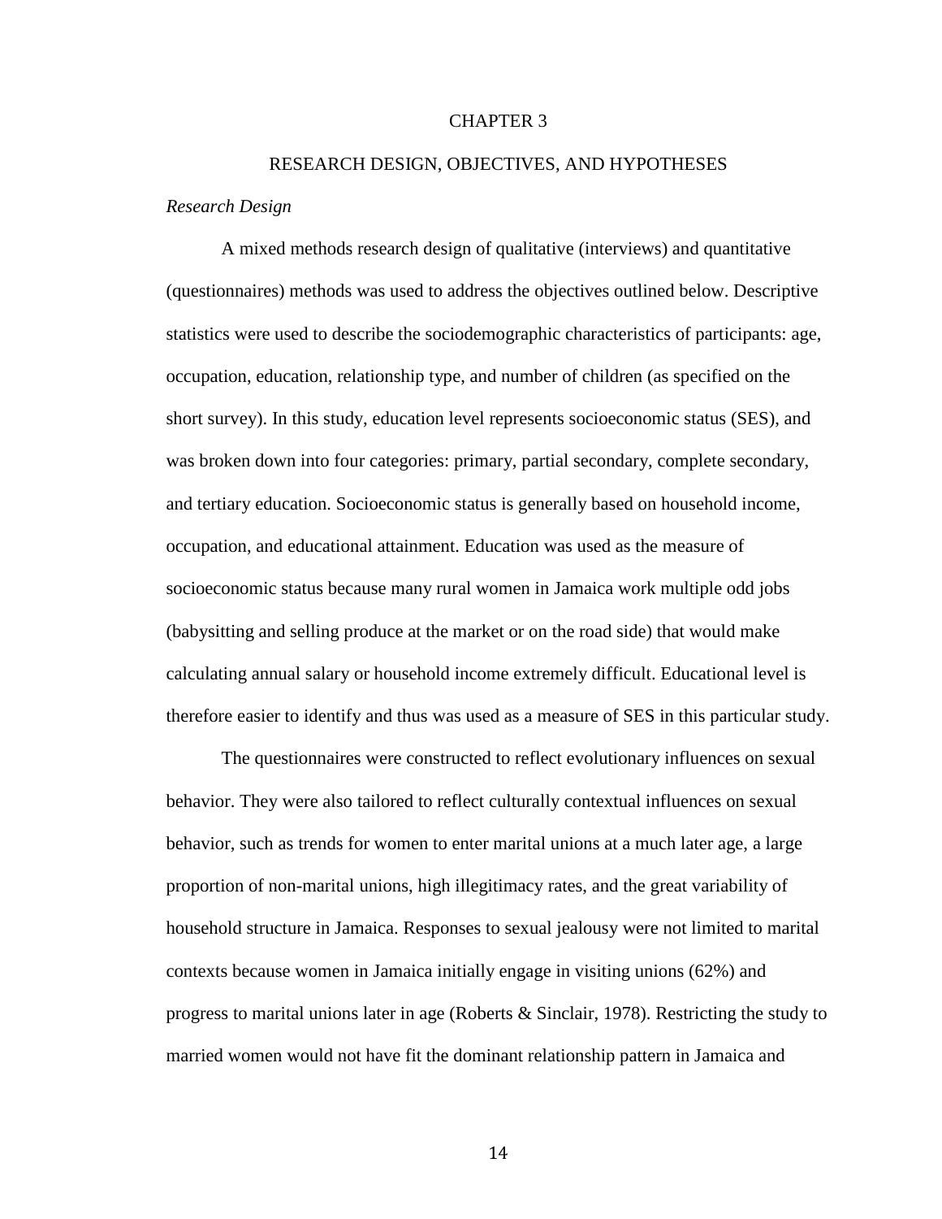# CHAPTER 3

## RESEARCH DESIGN, OBJECTIVES, AND HYPOTHESES

### *Research Design*

A mixed methods research design of qualitative (interviews) and quantitative (questionnaires) methods was used to address the objectives outlined below. Descriptive statistics were used to describe the sociodemographic characteristics of participants: age, occupation, education, relationship type, and number of children (as specified on the short survey). In this study, education level represents socioeconomic status (SES), and was broken down into four categories: primary, partial secondary, complete secondary, and tertiary education. Socioeconomic status is generally based on household income, occupation, and educational attainment. Education was used as the measure of socioeconomic status because many rural women in Jamaica work multiple odd jobs (babysitting and selling produce at the market or on the road side) that would make calculating annual salary or household income extremely difficult. Educational level is therefore easier to identify and thus was used as a measure of SES in this particular study.

The questionnaires were constructed to reflect evolutionary influences on sexual behavior. They were also tailored to reflect culturally contextual influences on sexual behavior, such as trends for women to enter marital unions at a much later age, a large proportion of non-marital unions, high illegitimacy rates, and the great variability of household structure in Jamaica. Responses to sexual jealousy were not limited to marital contexts because women in Jamaica initially engage in visiting unions (62%) and progress to marital unions later in age (Roberts & Sinclair, 1978). Restricting the study to married women would not have fit the dominant relationship pattern in Jamaica and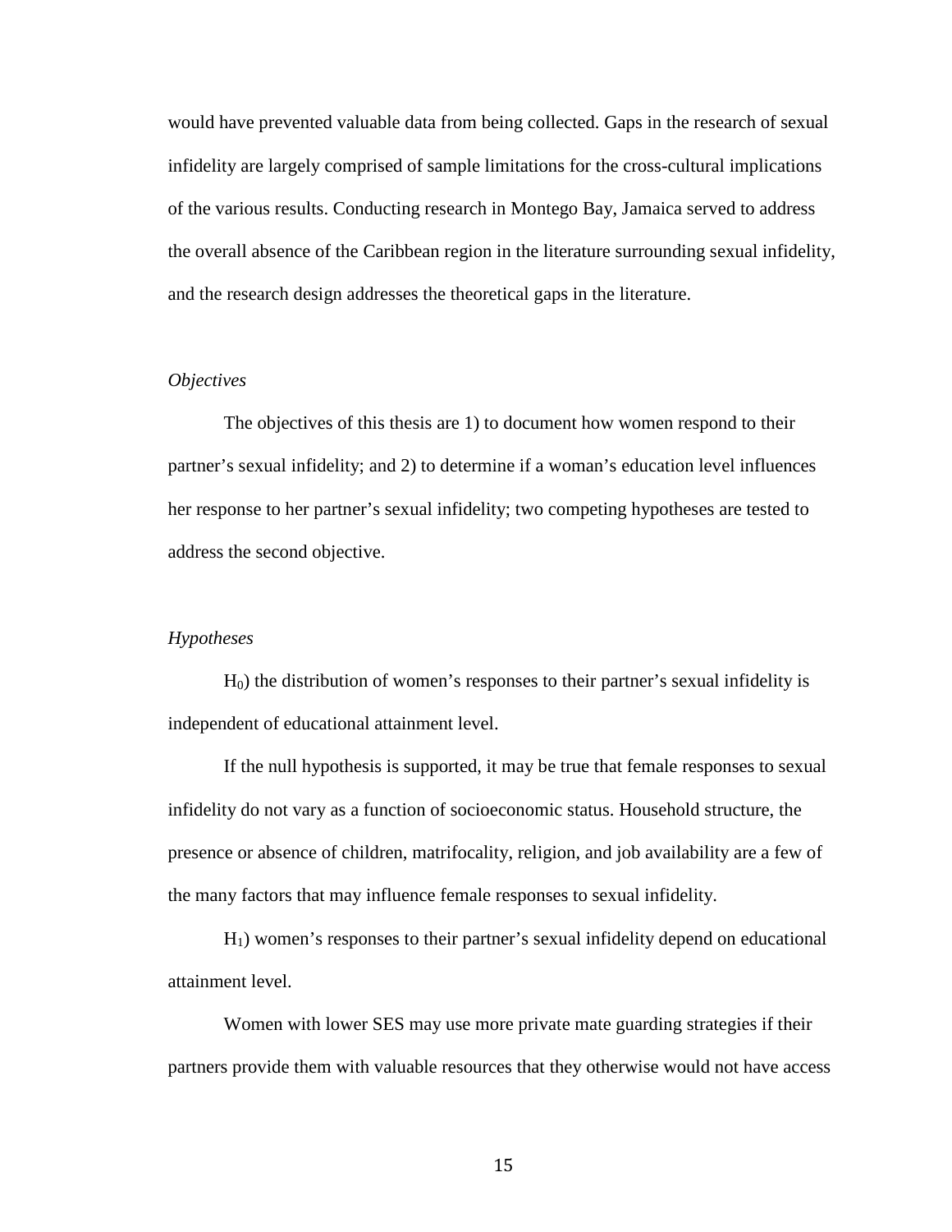would have prevented valuable data from being collected. Gaps in the research of sexual infidelity are largely comprised of sample limitations for the cross-cultural implications of the various results. Conducting research in Montego Bay, Jamaica served to address the overall absence of the Caribbean region in the literature surrounding sexual infidelity, and the research design addresses the theoretical gaps in the literature.

*Objectives*

The objectives of this thesis are 1) to document how women respond to their partner's sexual infidelity; and 2) to determine if a woman's education level influences her response to her partner's sexual infidelity; two competing hypotheses are tested to address the second objective.

*Hypotheses*

$H_0$) the distribution of women's responses to their partner's sexual infidelity is independent of educational attainment level.

If the null hypothesis is supported, it may be true that female responses to sexual infidelity do not vary as a function of socioeconomic status. Household structure, the presence or absence of children, matrifocality, religion, and job availability are a few of the many factors that may influence female responses to sexual infidelity.

$H_1$) women's responses to their partner's sexual infidelity depend on educational attainment level.

Women with lower SES may use more private mate guarding strategies if their partners provide them with valuable resources that they otherwise would not have access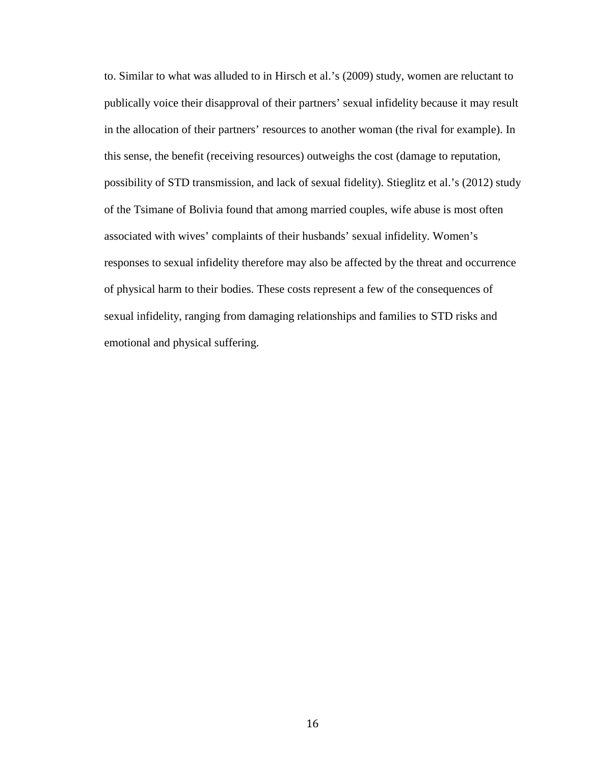to. Similar to what was alluded to in Hirsch et al.'s (2009) study, women are reluctant to publically voice their disapproval of their partners' sexual infidelity because it may result in the allocation of their partners' resources to another woman (the rival for example). In this sense, the benefit (receiving resources) outweighs the cost (damage to reputation, possibility of STD transmission, and lack of sexual fidelity). Stieglitz et al.'s (2012) study of the Tsimane of Bolivia found that among married couples, wife abuse is most often associated with wives' complaints of their husbands' sexual infidelity. Women's responses to sexual infidelity therefore may also be affected by the threat and occurrence of physical harm to their bodies. These costs represent a few of the consequences of sexual infidelity, ranging from damaging relationships and families to STD risks and emotional and physical suffering.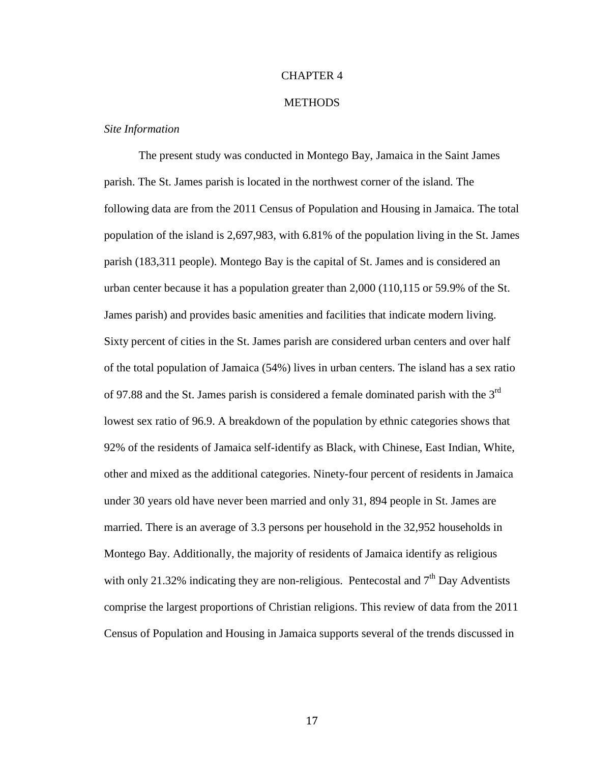# CHAPTER 4

# METHODS

*Site Information*

The present study was conducted in Montego Bay, Jamaica in the Saint James parish. The St. James parish is located in the northwest corner of the island. The following data are from the 2011 Census of Population and Housing in Jamaica. The total population of the island is 2,697,983, with 6.81% of the population living in the St. James parish (183,311 people). Montego Bay is the capital of St. James and is considered an urban center because it has a population greater than 2,000 (110,115 or 59.9% of the St. James parish) and provides basic amenities and facilities that indicate modern living. Sixty percent of cities in the St. James parish are considered urban centers and over half of the total population of Jamaica (54%) lives in urban centers. The island has a sex ratio of 97.88 and the St. James parish is considered a female dominated parish with the 3rd lowest sex ratio of 96.9. A breakdown of the population by ethnic categories shows that 92% of the residents of Jamaica self-identify as Black, with Chinese, East Indian, White, other and mixed as the additional categories. Ninety-four percent of residents in Jamaica under 30 years old have never been married and only 31, 894 people in St. James are married. There is an average of 3.3 persons per household in the 32,952 households in Montego Bay. Additionally, the majority of residents of Jamaica identify as religious with only 21.32% indicating they are non-religious. Pentecostal and 7th Day Adventists comprise the largest proportions of Christian religions. This review of data from the 2011 Census of Population and Housing in Jamaica supports several of the trends discussed in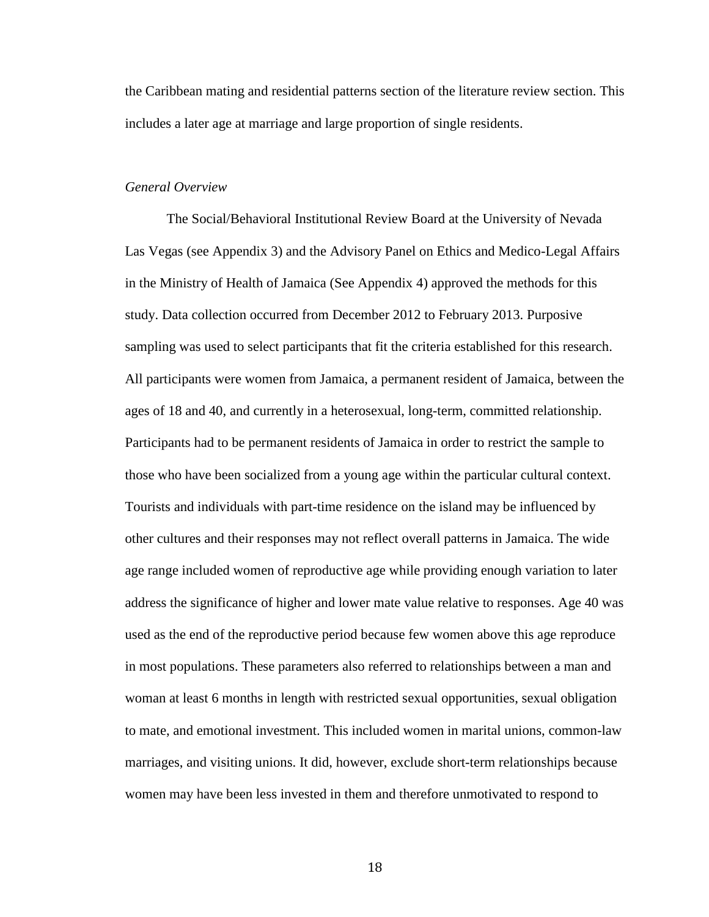the Caribbean mating and residential patterns section of the literature review section. This includes a later age at marriage and large proportion of single residents.

*General Overview*

The Social/Behavioral Institutional Review Board at the University of Nevada Las Vegas (see Appendix 3) and the Advisory Panel on Ethics and Medico-Legal Affairs in the Ministry of Health of Jamaica (See Appendix 4) approved the methods for this study. Data collection occurred from December 2012 to February 2013. Purposive sampling was used to select participants that fit the criteria established for this research. All participants were women from Jamaica, a permanent resident of Jamaica, between the ages of 18 and 40, and currently in a heterosexual, long-term, committed relationship. Participants had to be permanent residents of Jamaica in order to restrict the sample to those who have been socialized from a young age within the particular cultural context. Tourists and individuals with part-time residence on the island may be influenced by other cultures and their responses may not reflect overall patterns in Jamaica. The wide age range included women of reproductive age while providing enough variation to later address the significance of higher and lower mate value relative to responses. Age 40 was used as the end of the reproductive period because few women above this age reproduce in most populations. These parameters also referred to relationships between a man and woman at least 6 months in length with restricted sexual opportunities, sexual obligation to mate, and emotional investment. This included women in marital unions, common-law marriages, and visiting unions. It did, however, exclude short-term relationships because women may have been less invested in them and therefore unmotivated to respond to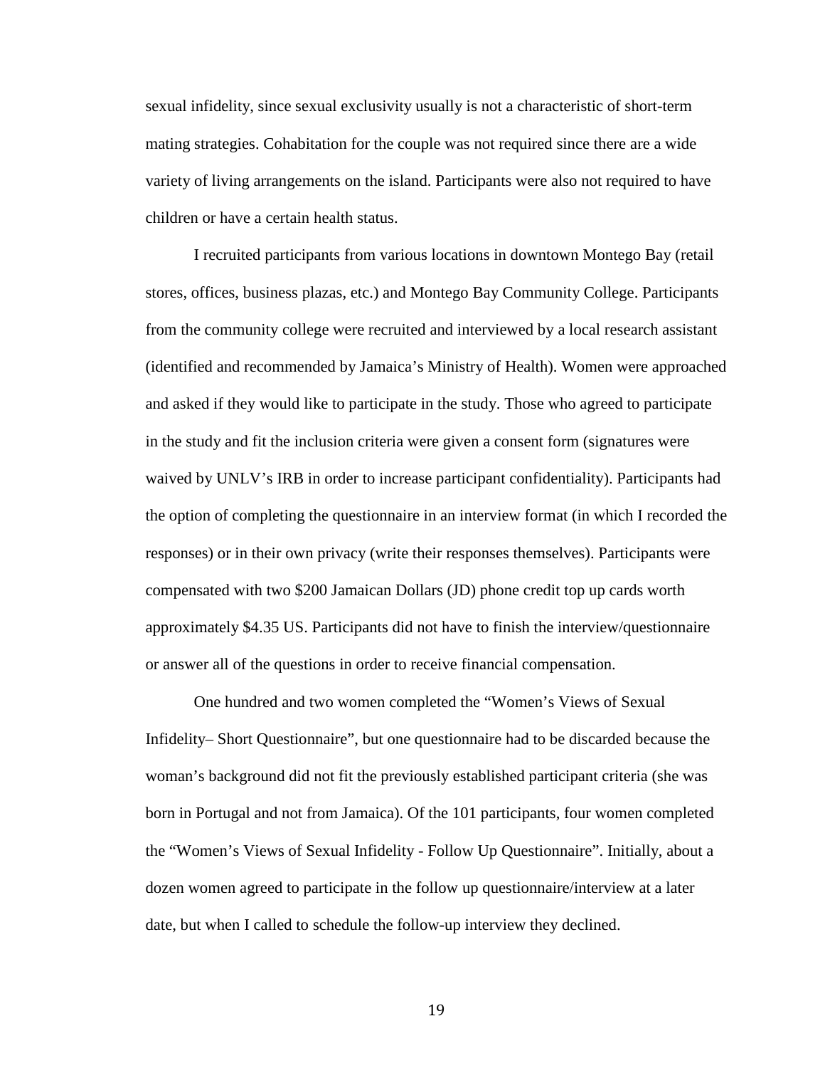sexual infidelity, since sexual exclusivity usually is not a characteristic of short-term mating strategies. Cohabitation for the couple was not required since there are a wide variety of living arrangements on the island. Participants were also not required to have children or have a certain health status.

I recruited participants from various locations in downtown Montego Bay (retail stores, offices, business plazas, etc.) and Montego Bay Community College. Participants from the community college were recruited and interviewed by a local research assistant (identified and recommended by Jamaica's Ministry of Health). Women were approached and asked if they would like to participate in the study. Those who agreed to participate in the study and fit the inclusion criteria were given a consent form (signatures were waived by UNLV's IRB in order to increase participant confidentiality). Participants had the option of completing the questionnaire in an interview format (in which I recorded the responses) or in their own privacy (write their responses themselves). Participants were compensated with two $200 Jamaican Dollars (JD) phone credit top up cards worth approximately $4.35 US. Participants did not have to finish the interview/questionnaire or answer all of the questions in order to receive financial compensation.

One hundred and two women completed the "Women's Views of Sexual Infidelity– Short Questionnaire", but one questionnaire had to be discarded because the woman's background did not fit the previously established participant criteria (she was born in Portugal and not from Jamaica). Of the 101 participants, four women completed the "Women's Views of Sexual Infidelity - Follow Up Questionnaire". Initially, about a dozen women agreed to participate in the follow up questionnaire/interview at a later date, but when I called to schedule the follow-up interview they declined.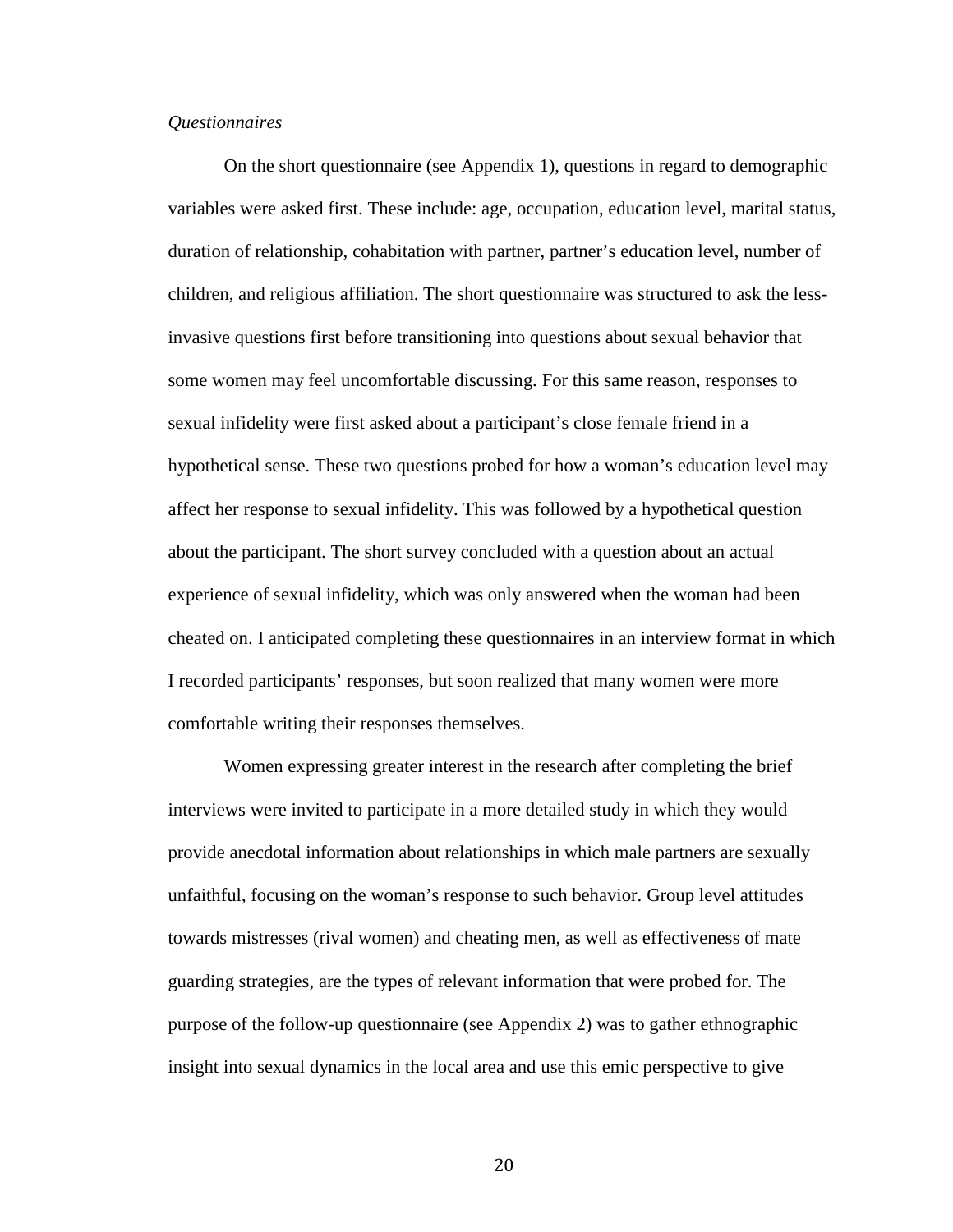*Questionnaires*

On the short questionnaire (see Appendix 1), questions in regard to demographic variables were asked first. These include: age, occupation, education level, marital status, duration of relationship, cohabitation with partner, partner's education level, number of children, and religious affiliation. The short questionnaire was structured to ask the less-invasive questions first before transitioning into questions about sexual behavior that some women may feel uncomfortable discussing. For this same reason, responses to sexual infidelity were first asked about a participant's close female friend in a hypothetical sense. These two questions probed for how a woman's education level may affect her response to sexual infidelity. This was followed by a hypothetical question about the participant. The short survey concluded with a question about an actual experience of sexual infidelity, which was only answered when the woman had been cheated on. I anticipated completing these questionnaires in an interview format in which I recorded participants' responses, but soon realized that many women were more comfortable writing their responses themselves.

Women expressing greater interest in the research after completing the brief interviews were invited to participate in a more detailed study in which they would provide anecdotal information about relationships in which male partners are sexually unfaithful, focusing on the woman's response to such behavior. Group level attitudes towards mistresses (rival women) and cheating men, as well as effectiveness of mate guarding strategies, are the types of relevant information that were probed for. The purpose of the follow-up questionnaire (see Appendix 2) was to gather ethnographic insight into sexual dynamics in the local area and use this emic perspective to give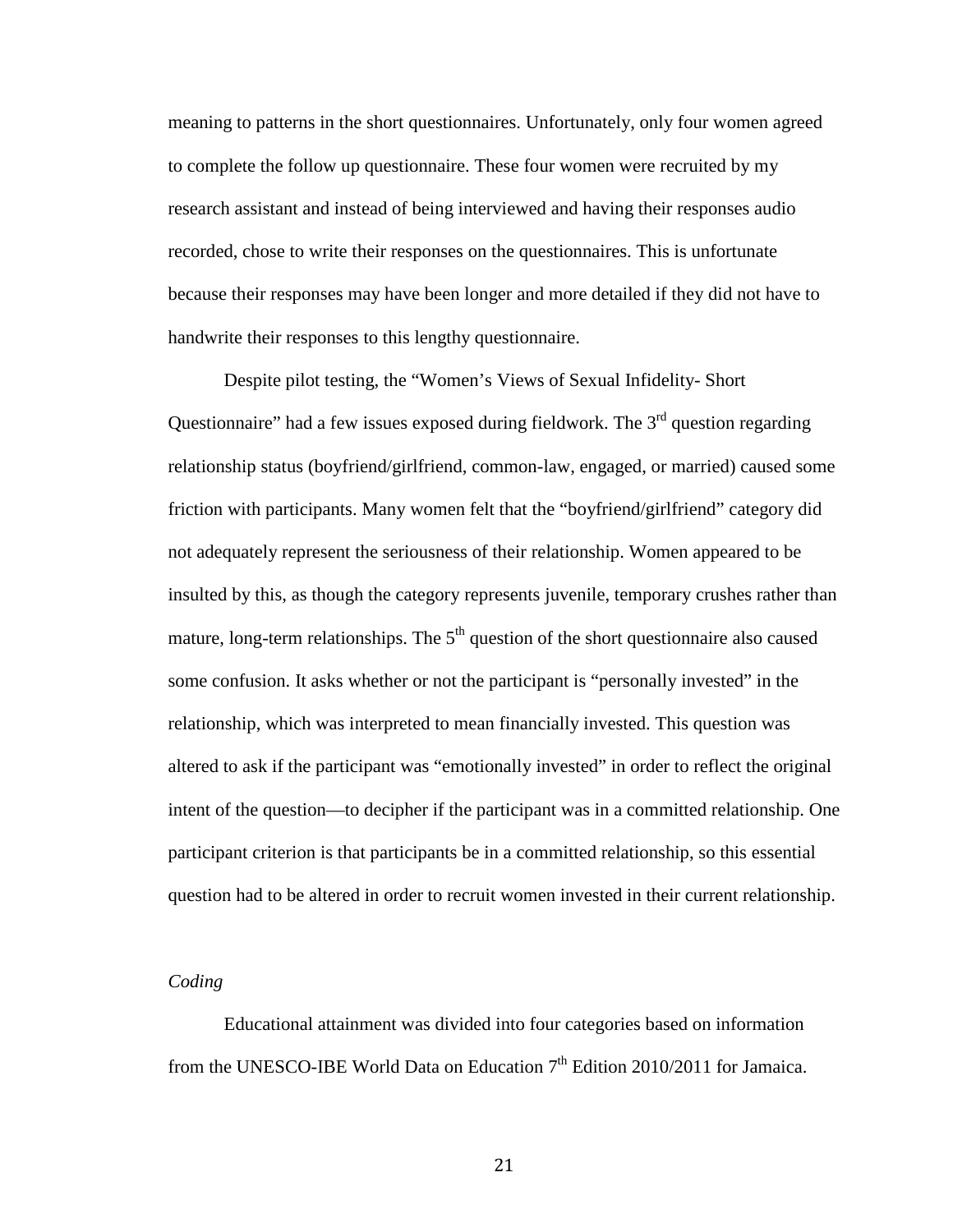meaning to patterns in the short questionnaires. Unfortunately, only four women agreed to complete the follow up questionnaire. These four women were recruited by my research assistant and instead of being interviewed and having their responses audio recorded, chose to write their responses on the questionnaires. This is unfortunate because their responses may have been longer and more detailed if they did not have to handwrite their responses to this lengthy questionnaire.

Despite pilot testing, the "Women's Views of Sexual Infidelity- Short Questionnaire" had a few issues exposed during fieldwork. The 3rd question regarding relationship status (boyfriend/girlfriend, common-law, engaged, or married) caused some friction with participants. Many women felt that the "boyfriend/girlfriend" category did not adequately represent the seriousness of their relationship. Women appeared to be insulted by this, as though the category represents juvenile, temporary crushes rather than mature, long-term relationships. The 5th question of the short questionnaire also caused some confusion. It asks whether or not the participant is "personally invested" in the relationship, which was interpreted to mean financially invested. This question was altered to ask if the participant was "emotionally invested" in order to reflect the original intent of the question—to decipher if the participant was in a committed relationship. One participant criterion is that participants be in a committed relationship, so this essential question had to be altered in order to recruit women invested in their current relationship.

*Coding*

Educational attainment was divided into four categories based on information from the UNESCO-IBE World Data on Education 7th Edition 2010/2011 for Jamaica.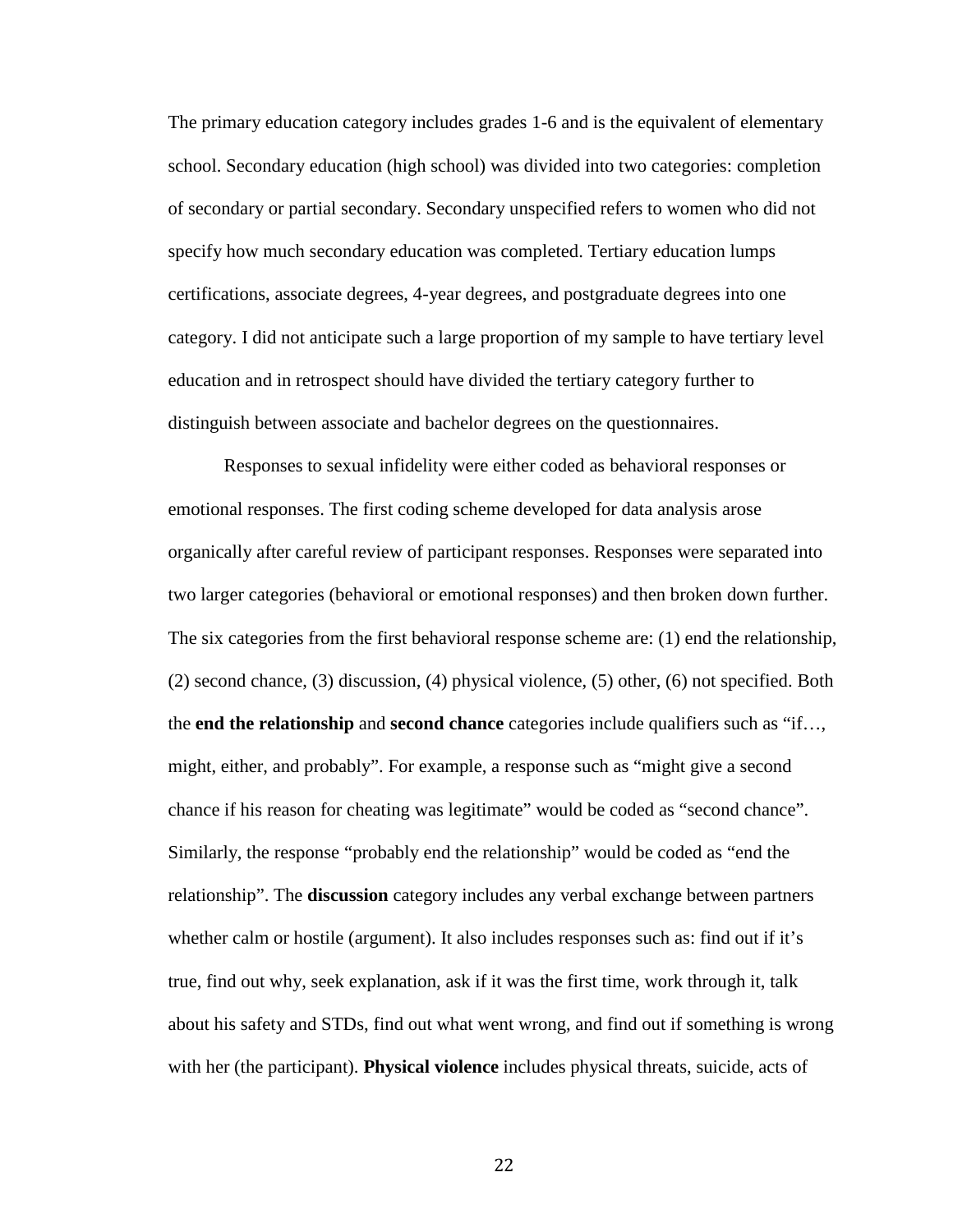The primary education category includes grades 1-6 and is the equivalent of elementary school. Secondary education (high school) was divided into two categories: completion of secondary or partial secondary. Secondary unspecified refers to women who did not specify how much secondary education was completed. Tertiary education lumps certifications, associate degrees, 4-year degrees, and postgraduate degrees into one category. I did not anticipate such a large proportion of my sample to have tertiary level education and in retrospect should have divided the tertiary category further to distinguish between associate and bachelor degrees on the questionnaires.

Responses to sexual infidelity were either coded as behavioral responses or emotional responses. The first coding scheme developed for data analysis arose organically after careful review of participant responses. Responses were separated into two larger categories (behavioral or emotional responses) and then broken down further. The six categories from the first behavioral response scheme are: (1) end the relationship, (2) second chance, (3) discussion, (4) physical violence, (5) other, (6) not specified. Both the **end the relationship** and **second chance** categories include qualifiers such as "if…, might, either, and probably". For example, a response such as "might give a second chance if his reason for cheating was legitimate" would be coded as "second chance". Similarly, the response "probably end the relationship" would be coded as "end the relationship". The **discussion** category includes any verbal exchange between partners whether calm or hostile (argument). It also includes responses such as: find out if it's true, find out why, seek explanation, ask if it was the first time, work through it, talk about his safety and STDs, find out what went wrong, and find out if something is wrong with her (the participant). **Physical violence** includes physical threats, suicide, acts of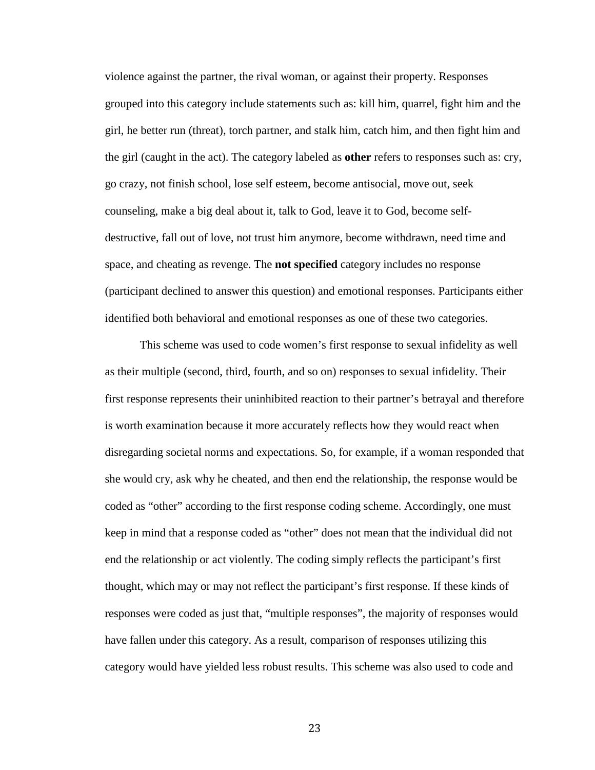violence against the partner, the rival woman, or against their property. Responses grouped into this category include statements such as: kill him, quarrel, fight him and the girl, he better run (threat), torch partner, and stalk him, catch him, and then fight him and the girl (caught in the act). The category labeled as **other** refers to responses such as: cry, go crazy, not finish school, lose self esteem, become antisocial, move out, seek counseling, make a big deal about it, talk to God, leave it to God, become self-destructive, fall out of love, not trust him anymore, become withdrawn, need time and space, and cheating as revenge. The **not specified** category includes no response (participant declined to answer this question) and emotional responses. Participants either identified both behavioral and emotional responses as one of these two categories.

This scheme was used to code women's first response to sexual infidelity as well as their multiple (second, third, fourth, and so on) responses to sexual infidelity. Their first response represents their uninhibited reaction to their partner's betrayal and therefore is worth examination because it more accurately reflects how they would react when disregarding societal norms and expectations. So, for example, if a woman responded that she would cry, ask why he cheated, and then end the relationship, the response would be coded as "other" according to the first response coding scheme. Accordingly, one must keep in mind that a response coded as "other" does not mean that the individual did not end the relationship or act violently. The coding simply reflects the participant's first thought, which may or may not reflect the participant's first response. If these kinds of responses were coded as just that, "multiple responses", the majority of responses would have fallen under this category. As a result, comparison of responses utilizing this category would have yielded less robust results. This scheme was also used to code and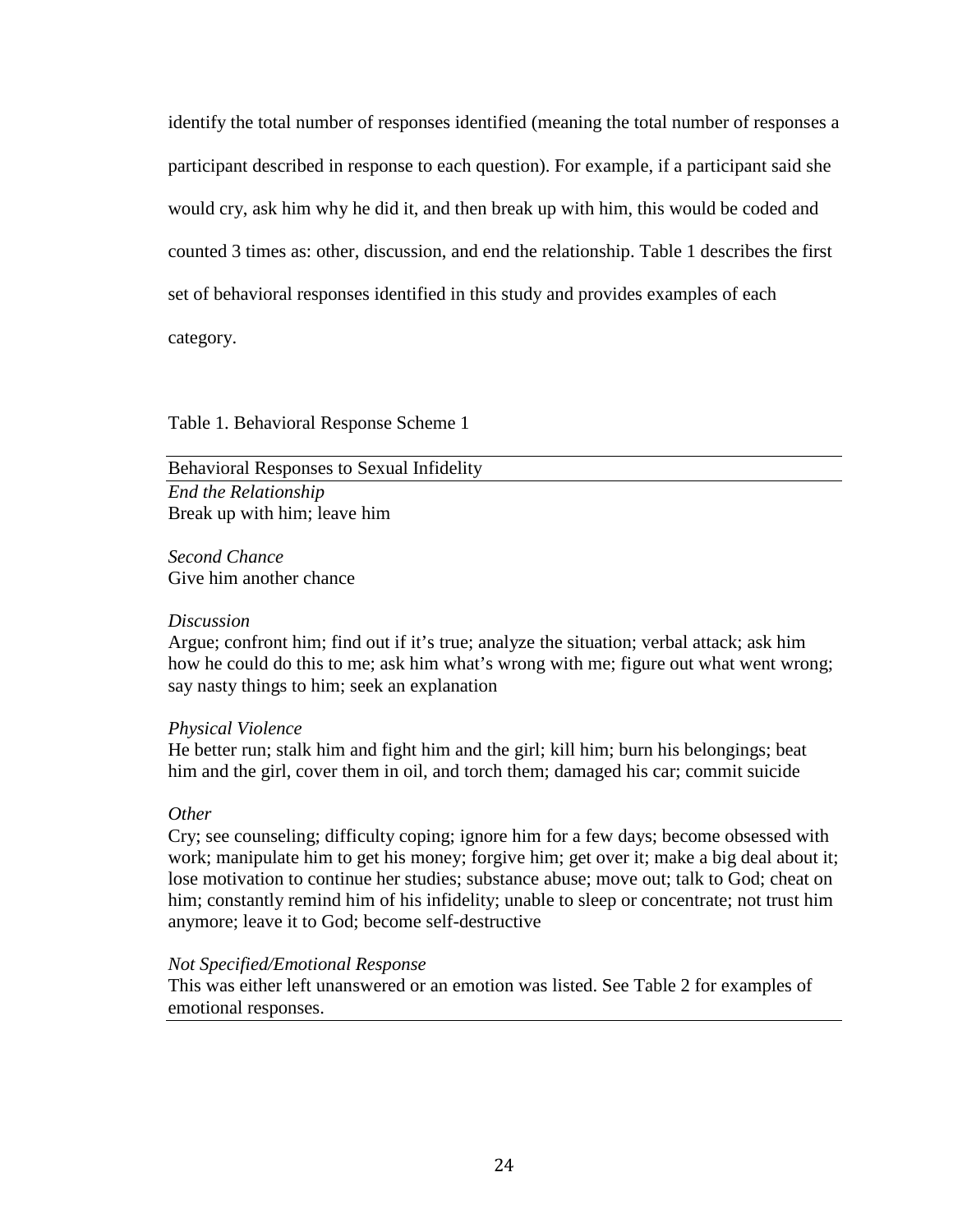identify the total number of responses identified (meaning the total number of responses a participant described in response to each question). For example, if a participant said she would cry, ask him why he did it, and then break up with him, this would be coded and counted 3 times as: other, discussion, and end the relationship. Table 1 describes the first set of behavioral responses identified in this study and provides examples of each category.

Table 1. Behavioral Response Scheme 1

| Behavioral Responses to Sexual Infidelity |
| --- |
| *End the Relationship*<br>Break up with him; leave him |
| *Second Chance*<br>Give him another chance |
| *Discussion*<br>Argue; confront him; find out if it's true; analyze the situation; verbal attack; ask him how he could do this to me; ask him what's wrong with me; figure out what went wrong; say nasty things to him; seek an explanation |
| *Physical Violence*<br>He better run; stalk him and fight him and the girl; kill him; burn his belongings; beat him and the girl, cover them in oil, and torch them; damaged his car; commit suicide |
| *Other*<br>Cry; see counseling; difficulty coping; ignore him for a few days; become obsessed with work; manipulate him to get his money; forgive him; get over it; make a big deal about it; lose motivation to continue her studies; substance abuse; move out; talk to God; cheat on him; constantly remind him of his infidelity; unable to sleep or concentrate; not trust him anymore; leave it to God; become self-destructive |
| *Not Specified/Emotional Response*<br>This was either left unanswered or an emotion was listed. See Table 2 for examples of emotional responses. |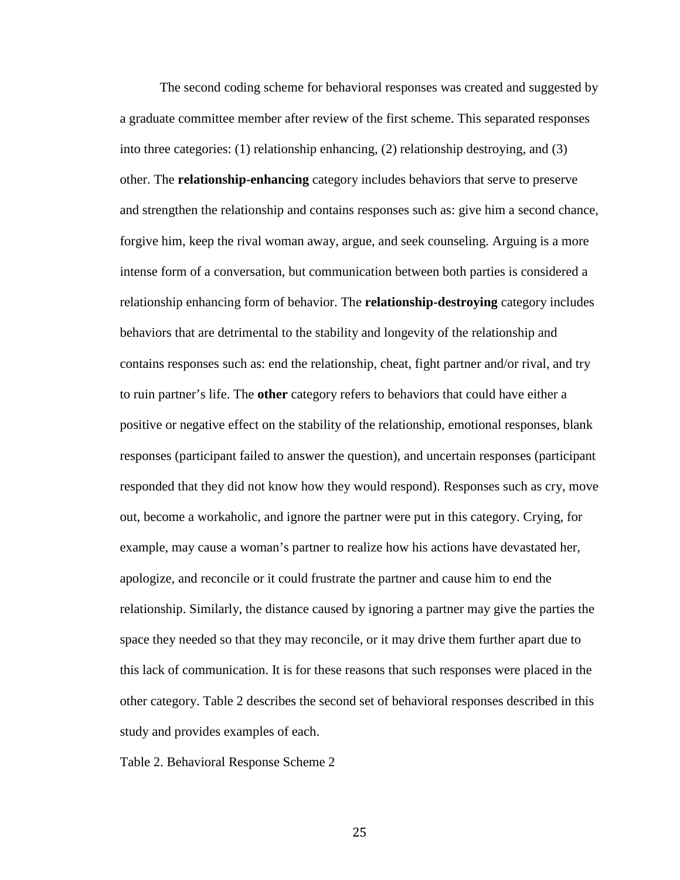The second coding scheme for behavioral responses was created and suggested by a graduate committee member after review of the first scheme. This separated responses into three categories: (1) relationship enhancing, (2) relationship destroying, and (3) other. The **relationship-enhancing** category includes behaviors that serve to preserve and strengthen the relationship and contains responses such as: give him a second chance, forgive him, keep the rival woman away, argue, and seek counseling. Arguing is a more intense form of a conversation, but communication between both parties is considered a relationship enhancing form of behavior. The **relationship-destroying** category includes behaviors that are detrimental to the stability and longevity of the relationship and contains responses such as: end the relationship, cheat, fight partner and/or rival, and try to ruin partner's life. The **other** category refers to behaviors that could have either a positive or negative effect on the stability of the relationship, emotional responses, blank responses (participant failed to answer the question), and uncertain responses (participant responded that they did not know how they would respond). Responses such as cry, move out, become a workaholic, and ignore the partner were put in this category. Crying, for example, may cause a woman's partner to realize how his actions have devastated her, apologize, and reconcile or it could frustrate the partner and cause him to end the relationship. Similarly, the distance caused by ignoring a partner may give the parties the space they needed so that they may reconcile, or it may drive them further apart due to this lack of communication. It is for these reasons that such responses were placed in the other category. Table 2 describes the second set of behavioral responses described in this study and provides examples of each.

Table 2. Behavioral Response Scheme 2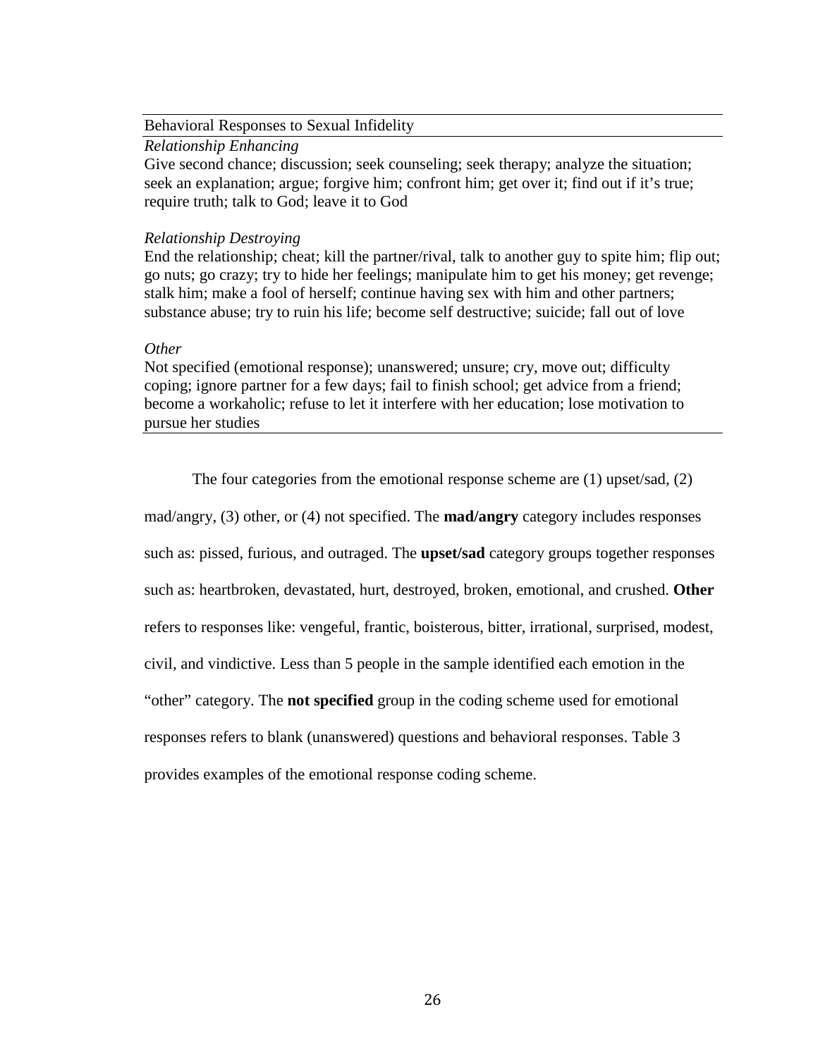| Behavioral Responses to Sexual Infidelity |
| --- |
| *Relationship Enhancing*<br>Give second chance; discussion; seek counseling; seek therapy; analyze the situation; seek an explanation; argue; forgive him; confront him; get over it; find out if it's true; require truth; talk to God; leave it to God |
| *Relationship Destroying*<br>End the relationship; cheat; kill the partner/rival, talk to another guy to spite him; flip out; go nuts; go crazy; try to hide her feelings; manipulate him to get his money; get revenge; stalk him; make a fool of herself; continue having sex with him and other partners; substance abuse; try to ruin his life; become self destructive; suicide; fall out of love |
| *Other*<br>Not specified (emotional response); unanswered; unsure; cry, move out; difficulty coping; ignore partner for a few days; fail to finish school; get advice from a friend; become a workaholic; refuse to let it interfere with her education; lose motivation to pursue her studies |

The four categories from the emotional response scheme are (1) upset/sad, (2) mad/angry, (3) other, or (4) not specified. The **mad/angry** category includes responses such as: pissed, furious, and outraged. The **upset/sad** category groups together responses such as: heartbroken, devastated, hurt, destroyed, broken, emotional, and crushed. **Other** refers to responses like: vengeful, frantic, boisterous, bitter, irrational, surprised, modest, civil, and vindictive. Less than 5 people in the sample identified each emotion in the "other" category. The **not specified** group in the coding scheme used for emotional responses refers to blank (unanswered) questions and behavioral responses. Table 3 provides examples of the emotional response coding scheme.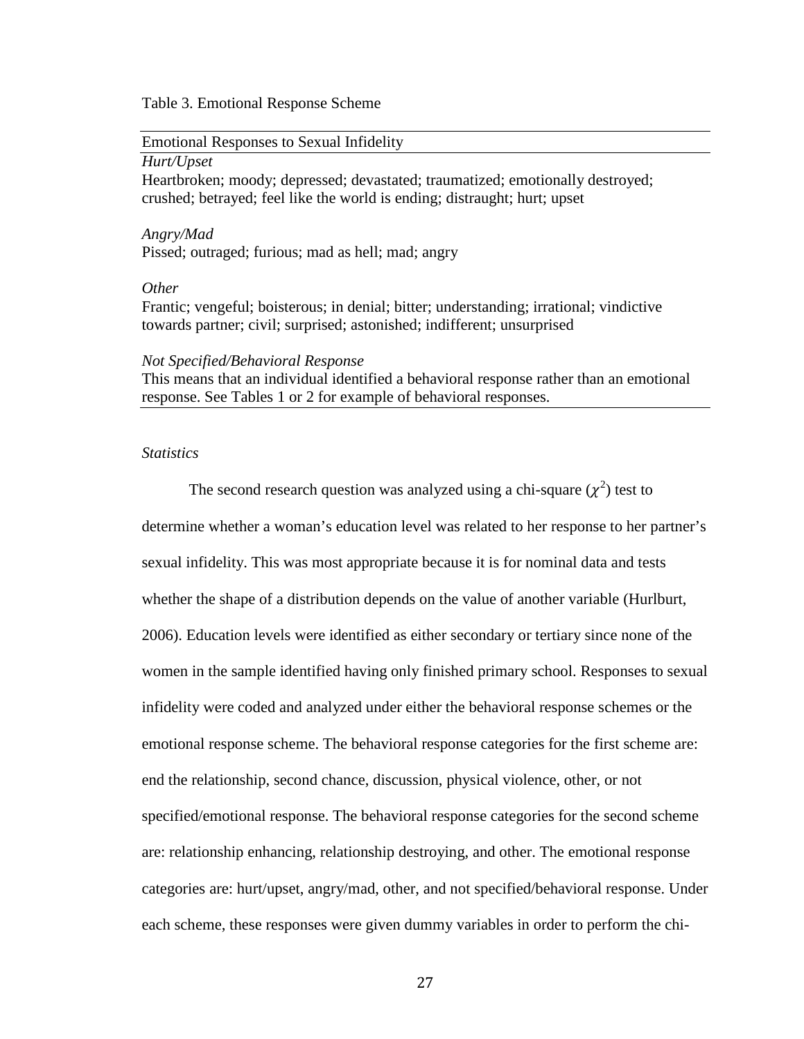Table 3. Emotional Response Scheme

| Emotional Responses to Sexual Infidelity |
|---|
| *Hurt/Upset*<br>Heartbroken; moody; depressed; devastated; traumatized; emotionally destroyed; crushed; betrayed; feel like the world is ending; distraught; hurt; upset |
| *Angry/Mad*<br>Pissed; outraged; furious; mad as hell; mad; angry |
| *Other*<br>Frantic; vengeful; boisterous; in denial; bitter; understanding; irrational; vindictive towards partner; civil; surprised; astonished; indifferent; unsurprised |
| *Not Specified/Behavioral Response*<br>This means that an individual identified a behavioral response rather than an emotional response. See Tables 1 or 2 for example of behavioral responses. |

*Statistics*

The second research question was analyzed using a chi-square ($\chi^2$) test to determine whether a woman's education level was related to her response to her partner's sexual infidelity. This was most appropriate because it is for nominal data and tests whether the shape of a distribution depends on the value of another variable (Hurlburt, 2006). Education levels were identified as either secondary or tertiary since none of the women in the sample identified having only finished primary school. Responses to sexual infidelity were coded and analyzed under either the behavioral response schemes or the emotional response scheme. The behavioral response categories for the first scheme are: end the relationship, second chance, discussion, physical violence, other, or not specified/emotional response. The behavioral response categories for the second scheme are: relationship enhancing, relationship destroying, and other. The emotional response categories are: hurt/upset, angry/mad, other, and not specified/behavioral response. Under each scheme, these responses were given dummy variables in order to perform the chi-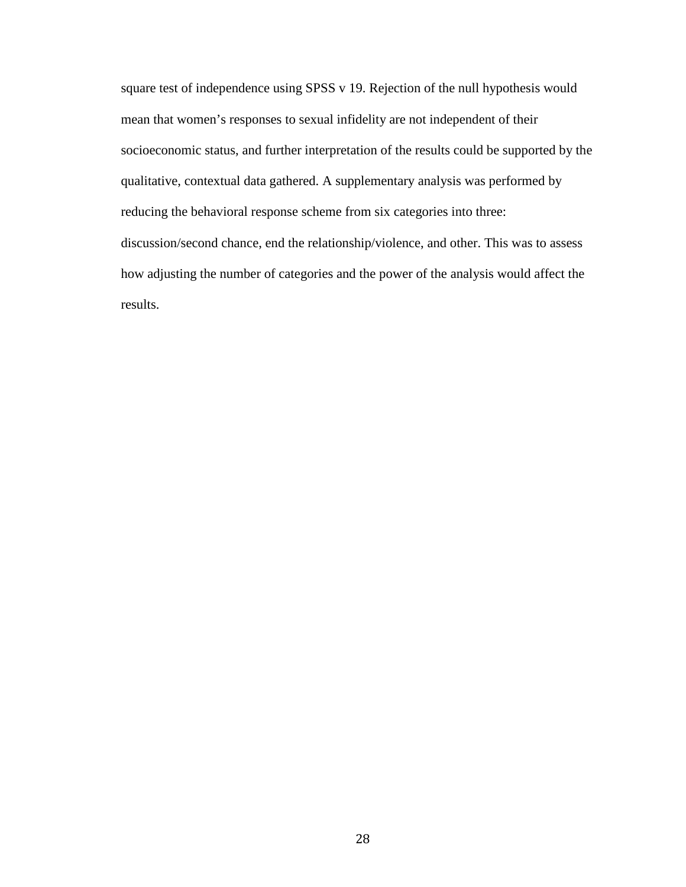square test of independence using SPSS v 19. Rejection of the null hypothesis would mean that women's responses to sexual infidelity are not independent of their socioeconomic status, and further interpretation of the results could be supported by the qualitative, contextual data gathered. A supplementary analysis was performed by reducing the behavioral response scheme from six categories into three: discussion/second chance, end the relationship/violence, and other. This was to assess how adjusting the number of categories and the power of the analysis would affect the results.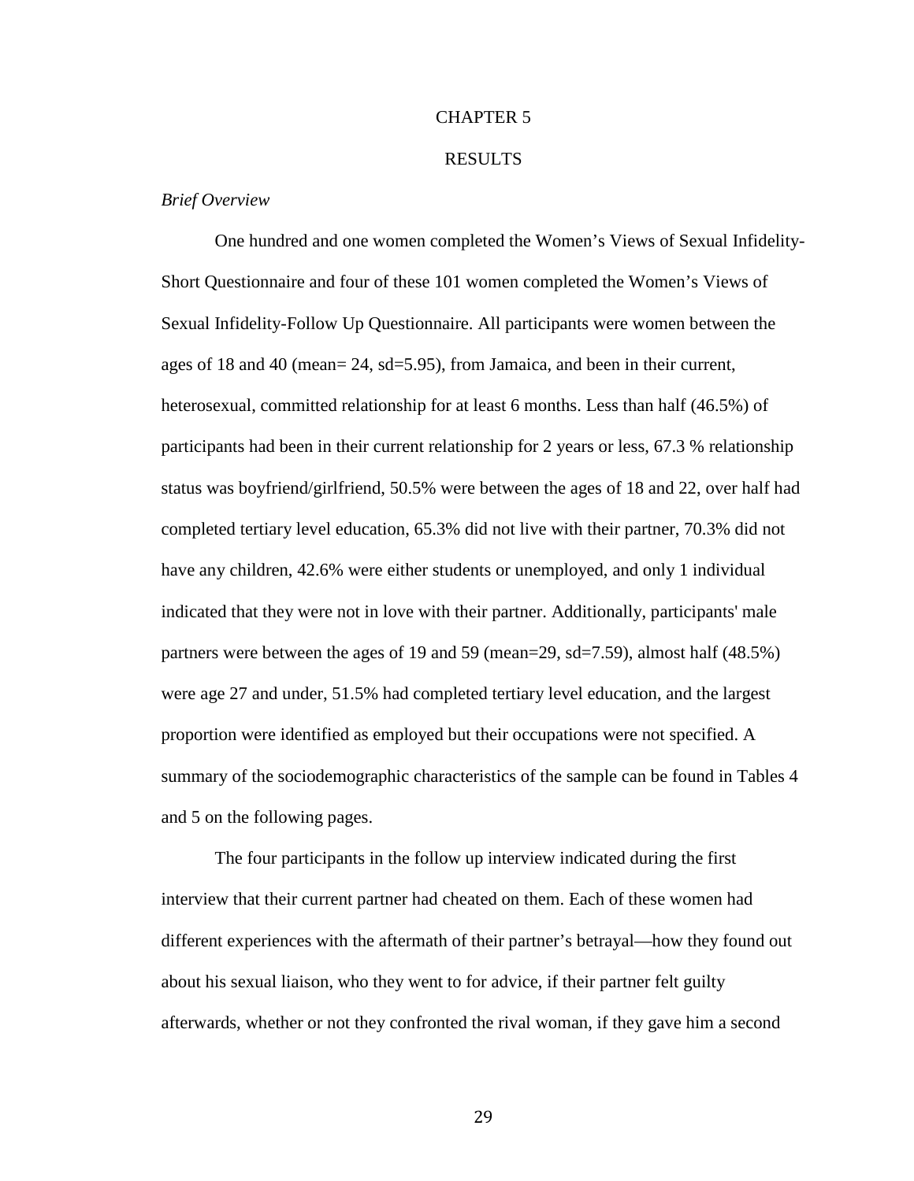# CHAPTER 5

# RESULTS

*Brief Overview*

One hundred and one women completed the Women's Views of Sexual Infidelity-Short Questionnaire and four of these 101 women completed the Women's Views of Sexual Infidelity-Follow Up Questionnaire. All participants were women between the ages of 18 and 40 (mean= 24, sd=5.95), from Jamaica, and been in their current, heterosexual, committed relationship for at least 6 months. Less than half (46.5%) of participants had been in their current relationship for 2 years or less, 67.3 % relationship status was boyfriend/girlfriend, 50.5% were between the ages of 18 and 22, over half had completed tertiary level education, 65.3% did not live with their partner, 70.3% did not have any children, 42.6% were either students or unemployed, and only 1 individual indicated that they were not in love with their partner. Additionally, participants' male partners were between the ages of 19 and 59 (mean=29, sd=7.59), almost half (48.5%) were age 27 and under, 51.5% had completed tertiary level education, and the largest proportion were identified as employed but their occupations were not specified. A summary of the sociodemographic characteristics of the sample can be found in Tables 4 and 5 on the following pages.

The four participants in the follow up interview indicated during the first interview that their current partner had cheated on them. Each of these women had different experiences with the aftermath of their partner's betrayal—how they found out about his sexual liaison, who they went to for advice, if their partner felt guilty afterwards, whether or not they confronted the rival woman, if they gave him a second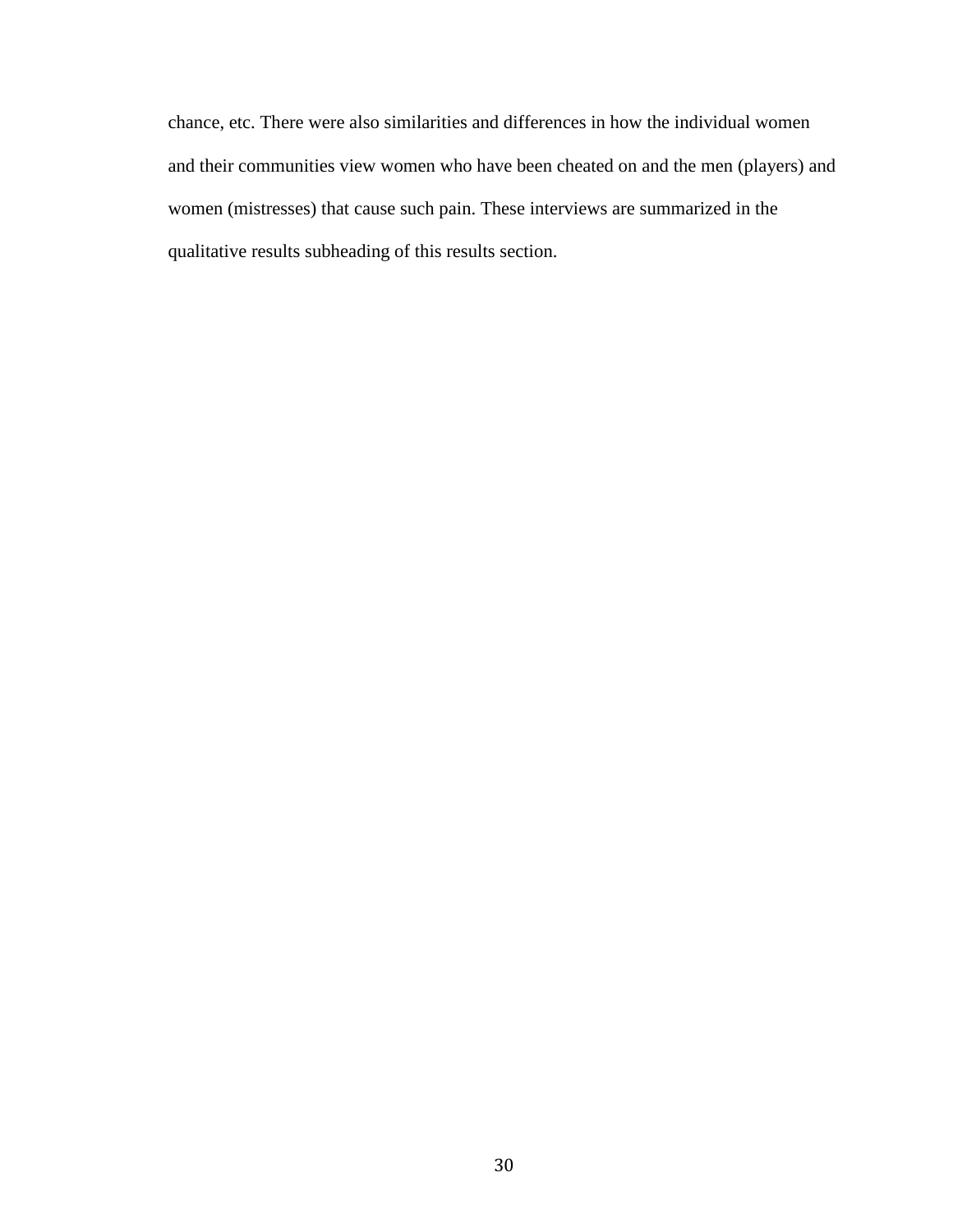chance, etc. There were also similarities and differences in how the individual women and their communities view women who have been cheated on and the men (players) and women (mistresses) that cause such pain. These interviews are summarized in the qualitative results subheading of this results section.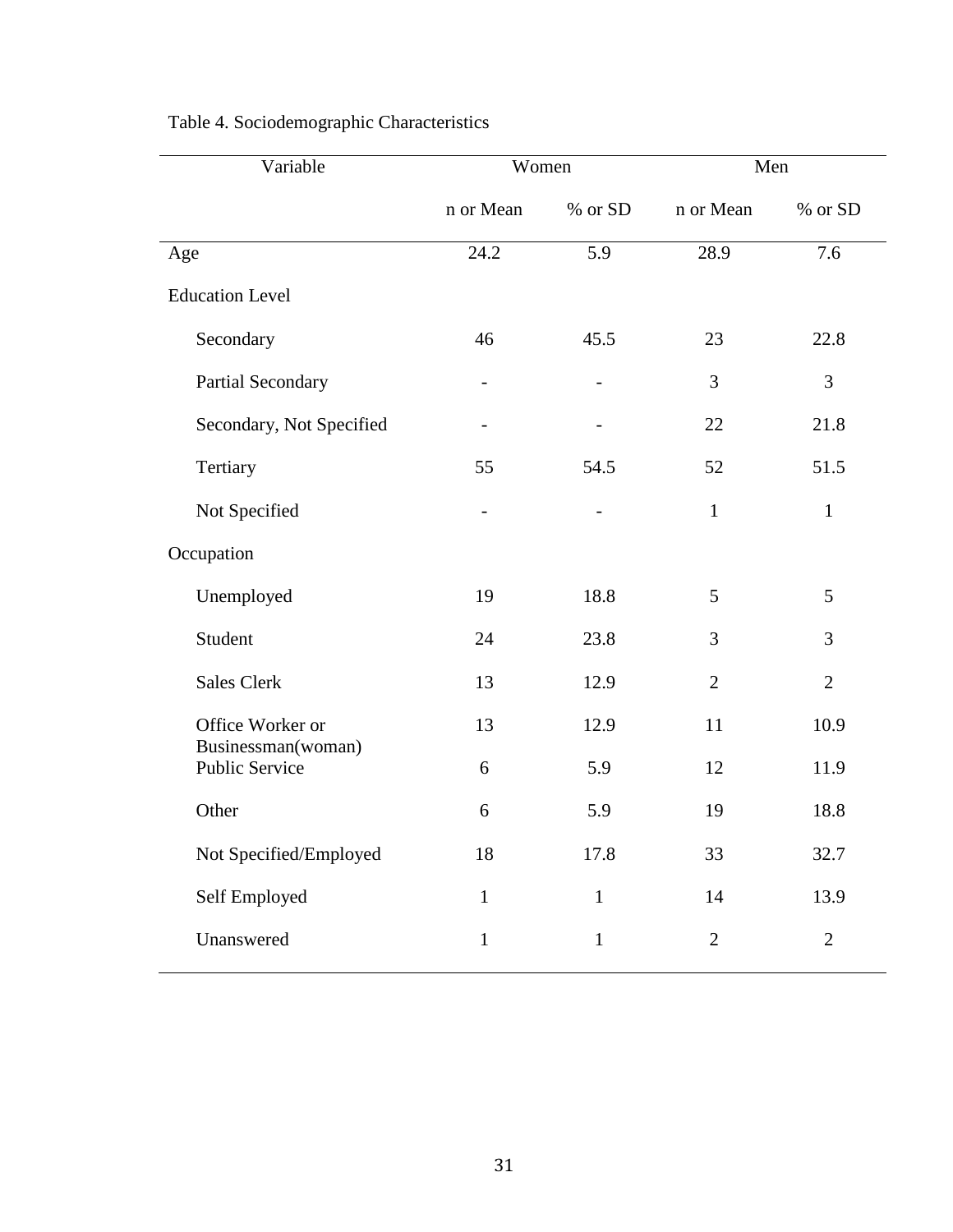Table 4. Sociodemographic Characteristics

| Variable | Women | | Men | |
|---|---|---|---|---|
| | n or Mean | % or SD | n or Mean | % or SD |
| Age | 24.2 | 5.9 | 28.9 | 7.6 |
| Education Level | | | | |
| Secondary | 46 | 45.5 | 23 | 22.8 |
| Partial Secondary | - | - | 3 | 3 |
| Secondary, Not Specified | - | - | 22 | 21.8 |
| Tertiary | 55 | 54.5 | 52 | 51.5 |
| Not Specified | - | - | 1 | 1 |
| Occupation | | | | |
| Unemployed | 19 | 18.8 | 5 | 5 |
| Student | 24 | 23.8 | 3 | 3 |
| Sales Clerk | 13 | 12.9 | 2 | 2 |
| Office Worker or Businessman(woman) | 13 | 12.9 | 11 | 10.9 |
| Public Service | 6 | 5.9 | 12 | 11.9 |
| Other | 6 | 5.9 | 19 | 18.8 |
| Not Specified/Employed | 18 | 17.8 | 33 | 32.7 |
| Self Employed | 1 | 1 | 14 | 13.9 |
| Unanswered | 1 | 1 | 2 | 2 |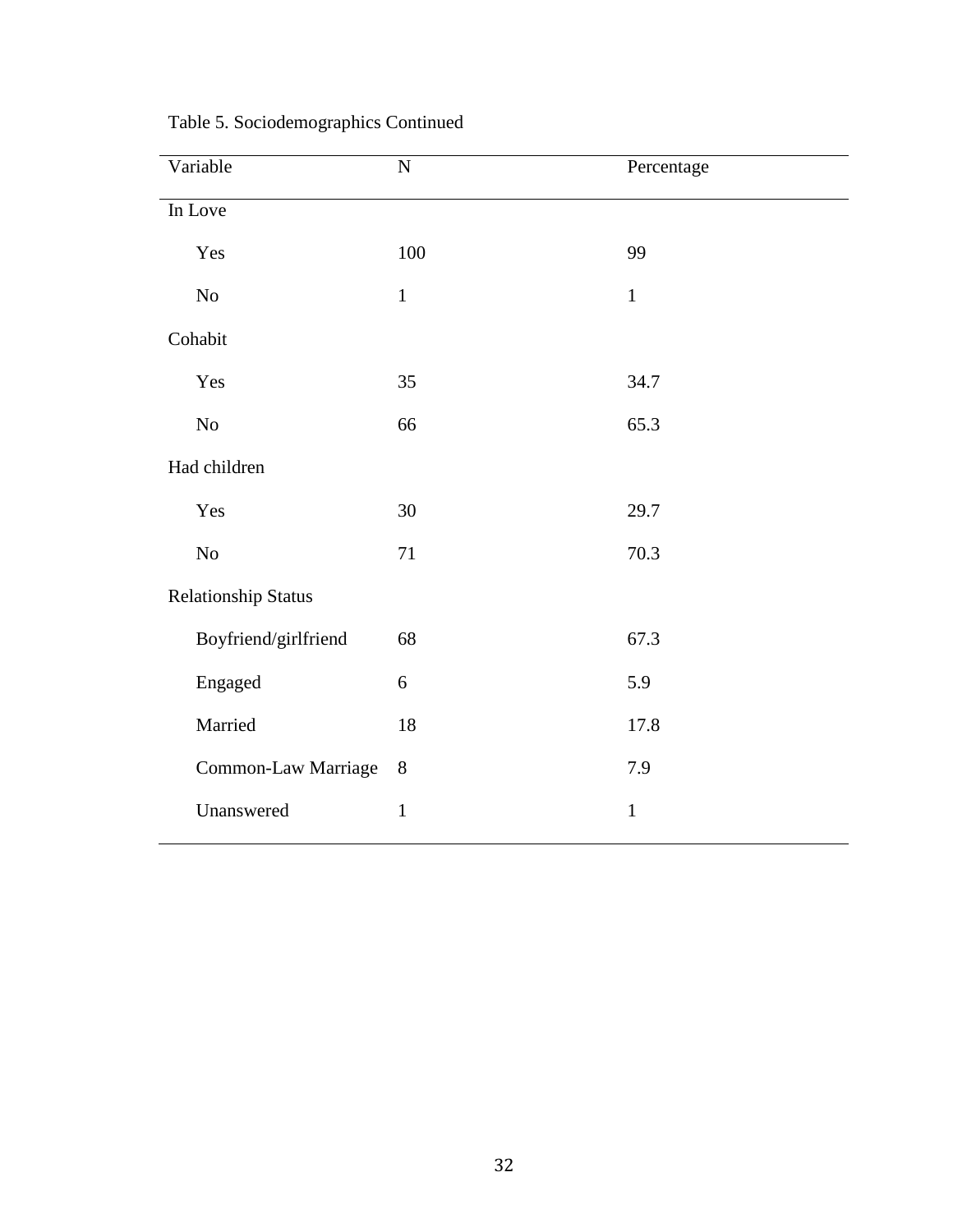Table 5. Sociodemographics Continued

| Variable | N | Percentage |
|---|---|---|
| In Love | | |
| Yes | 100 | 99 |
| No | 1 | 1 |
| Cohabit | | |
| Yes | 35 | 34.7 |
| No | 66 | 65.3 |
| Had children | | |
| Yes | 30 | 29.7 |
| No | 71 | 70.3 |
| Relationship Status | | |
| Boyfriend/girlfriend | 68 | 67.3 |
| Engaged | 6 | 5.9 |
| Married | 18 | 17.8 |
| Common-Law Marriage | 8 | 7.9 |
| Unanswered | 1 | 1 |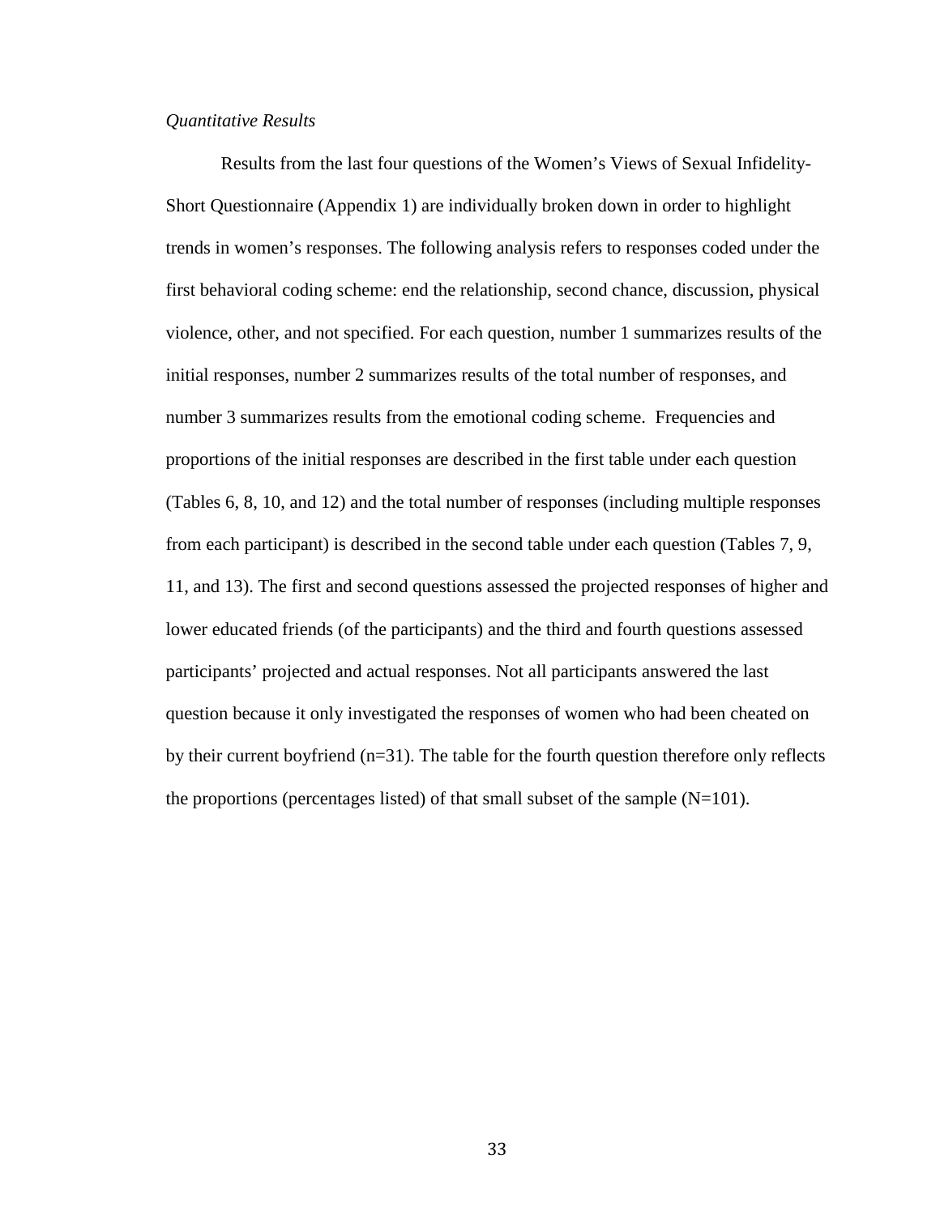*Quantitative Results*

Results from the last four questions of the Women's Views of Sexual Infidelity-Short Questionnaire (Appendix 1) are individually broken down in order to highlight trends in women's responses. The following analysis refers to responses coded under the first behavioral coding scheme: end the relationship, second chance, discussion, physical violence, other, and not specified. For each question, number 1 summarizes results of the initial responses, number 2 summarizes results of the total number of responses, and number 3 summarizes results from the emotional coding scheme. Frequencies and proportions of the initial responses are described in the first table under each question (Tables 6, 8, 10, and 12) and the total number of responses (including multiple responses from each participant) is described in the second table under each question (Tables 7, 9, 11, and 13). The first and second questions assessed the projected responses of higher and lower educated friends (of the participants) and the third and fourth questions assessed participants' projected and actual responses. Not all participants answered the last question because it only investigated the responses of women who had been cheated on by their current boyfriend (n=31). The table for the fourth question therefore only reflects the proportions (percentages listed) of that small subset of the sample (N=101).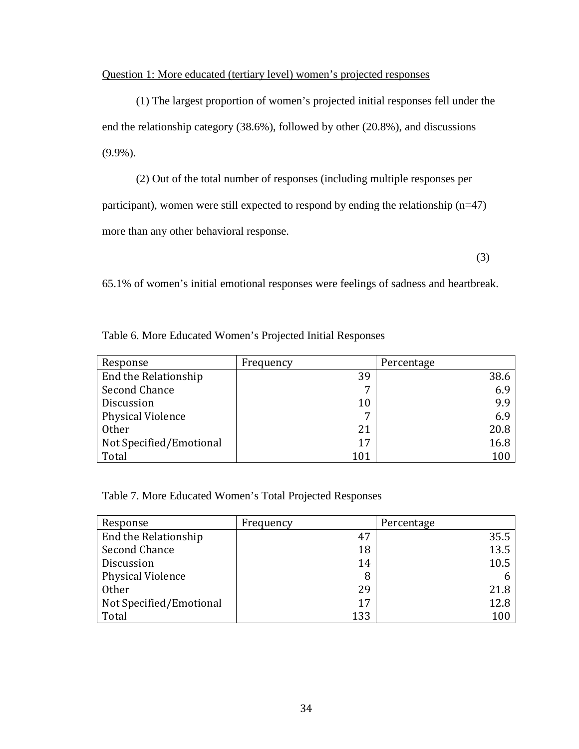Question 1: More educated (tertiary level) women's projected responses

(1) The largest proportion of women's projected initial responses fell under the end the relationship category (38.6%), followed by other (20.8%), and discussions (9.9%).

(2) Out of the total number of responses (including multiple responses per participant), women were still expected to respond by ending the relationship (n=47) more than any other behavioral response.

(3) 65.1% of women's initial emotional responses were feelings of sadness and heartbreak.

Table 6. More Educated Women's Projected Initial Responses

| Response | Frequency | Percentage |
|---|---|---|
| End the Relationship | 39 | 38.6 |
| Second Chance | 7 | 6.9 |
| Discussion | 10 | 9.9 |
| Physical Violence | 7 | 6.9 |
| Other | 21 | 20.8 |
| Not Specified/Emotional | 17 | 16.8 |
| Total | 101 | 100 |

Table 7. More Educated Women's Total Projected Responses

| Response | Frequency | Percentage |
|---|---|---|
| End the Relationship | 47 | 35.5 |
| Second Chance | 18 | 13.5 |
| Discussion | 14 | 10.5 |
| Physical Violence | 8 | 6 |
| Other | 29 | 21.8 |
| Not Specified/Emotional | 17 | 12.8 |
| Total | 133 | 100 |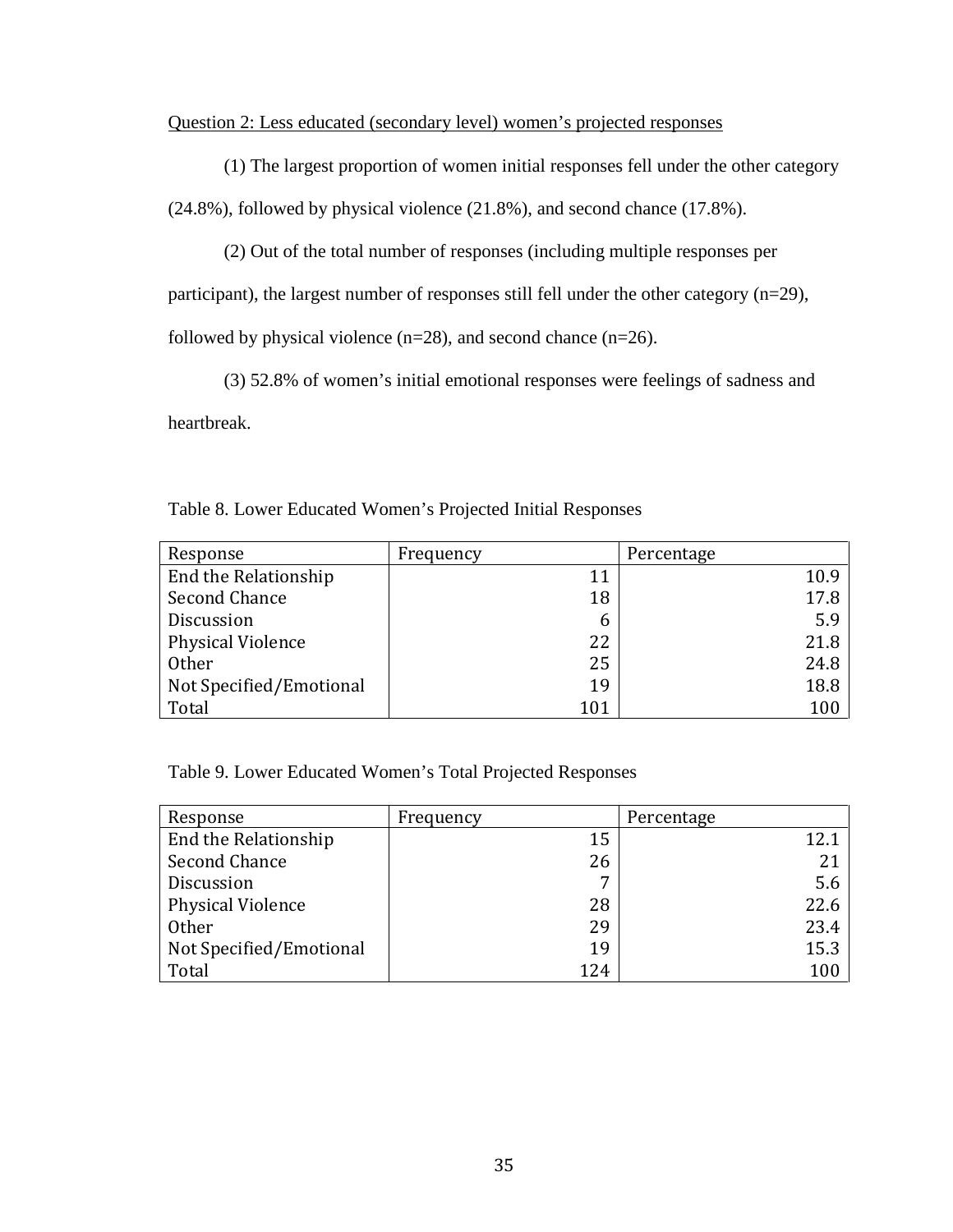Question 2: Less educated (secondary level) women's projected responses

(1) The largest proportion of women initial responses fell under the other category (24.8%), followed by physical violence (21.8%), and second chance (17.8%).

(2) Out of the total number of responses (including multiple responses per participant), the largest number of responses still fell under the other category (n=29), followed by physical violence (n=28), and second chance (n=26).

(3) 52.8% of women's initial emotional responses were feelings of sadness and heartbreak.

Table 8. Lower Educated Women's Projected Initial Responses

| Response | Frequency | Percentage |
|---|---|---|
| End the Relationship | 11 | 10.9 |
| Second Chance | 18 | 17.8 |
| Discussion | 6 | 5.9 |
| Physical Violence | 22 | 21.8 |
| Other | 25 | 24.8 |
| Not Specified/Emotional | 19 | 18.8 |
| Total | 101 | 100 |

Table 9. Lower Educated Women's Total Projected Responses

| Response | Frequency | Percentage |
|---|---|---|
| End the Relationship | 15 | 12.1 |
| Second Chance | 26 | 21 |
| Discussion | 7 | 5.6 |
| Physical Violence | 28 | 22.6 |
| Other | 29 | 23.4 |
| Not Specified/Emotional | 19 | 15.3 |
| Total | 124 | 100 |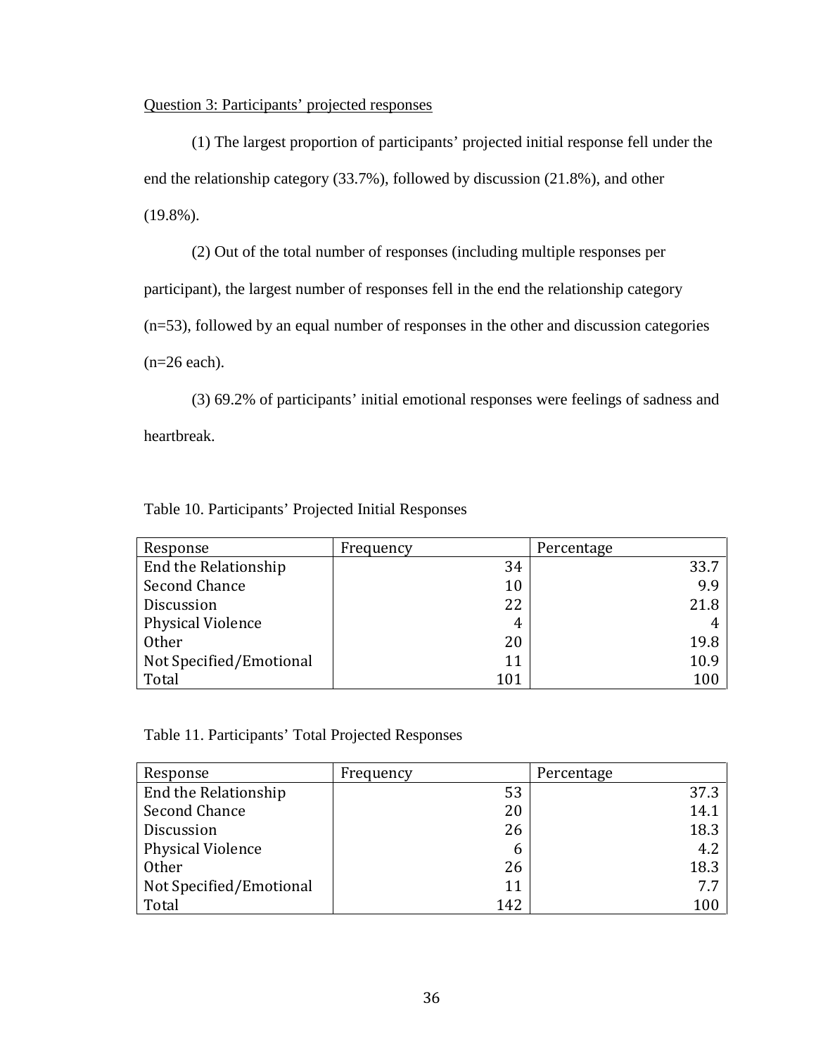Question 3: Participants' projected responses

(1) The largest proportion of participants' projected initial response fell under the end the relationship category (33.7%), followed by discussion (21.8%), and other (19.8%).

(2) Out of the total number of responses (including multiple responses per participant), the largest number of responses fell in the end the relationship category (n=53), followed by an equal number of responses in the other and discussion categories (n=26 each).

(3) 69.2% of participants' initial emotional responses were feelings of sadness and heartbreak.

Table 10. Participants' Projected Initial Responses

| Response | Frequency | Percentage |
|---|---:|---:|
| End the Relationship | 34 | 33.7 |
| Second Chance | 10 | 9.9 |
| Discussion | 22 | 21.8 |
| Physical Violence | 4 | 4 |
| Other | 20 | 19.8 |
| Not Specified/Emotional | 11 | 10.9 |
| Total | 101 | 100 |

Table 11. Participants' Total Projected Responses

| Response | Frequency | Percentage |
|---|---:|---:|
| End the Relationship | 53 | 37.3 |
| Second Chance | 20 | 14.1 |
| Discussion | 26 | 18.3 |
| Physical Violence | 6 | 4.2 |
| Other | 26 | 18.3 |
| Not Specified/Emotional | 11 | 7.7 |
| Total | 142 | 100 |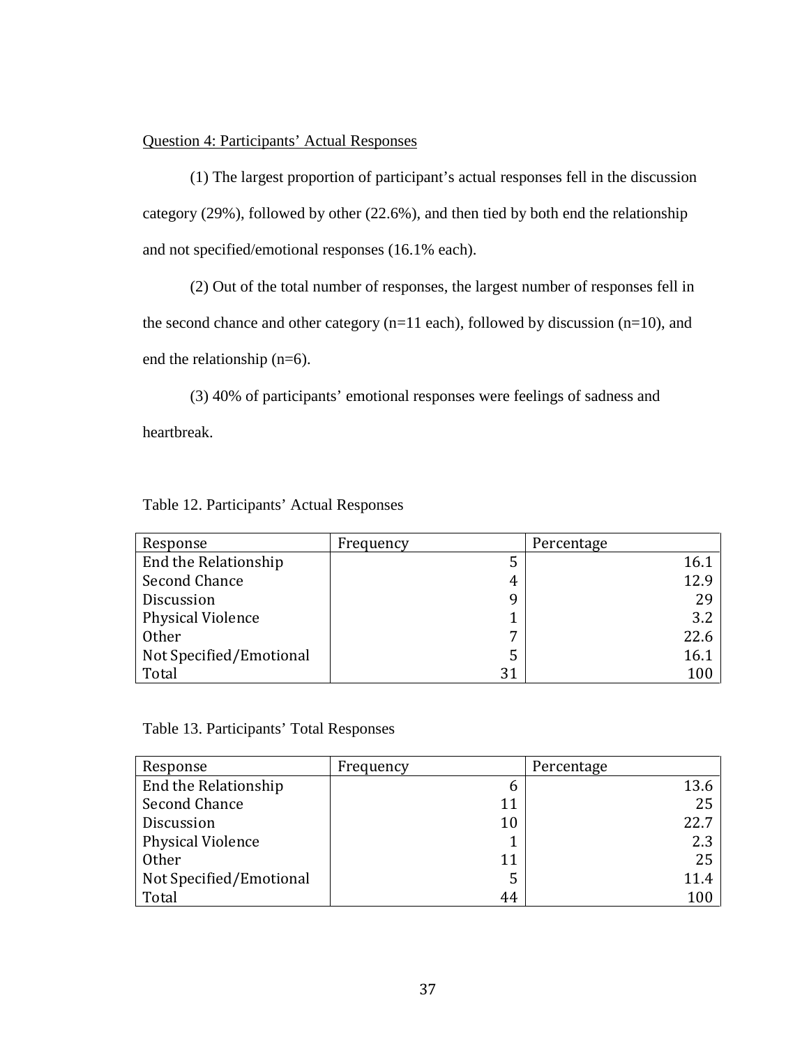<u>Question 4: Participants' Actual Responses</u>

(1) The largest proportion of participant's actual responses fell in the discussion category (29%), followed by other (22.6%), and then tied by both end the relationship and not specified/emotional responses (16.1% each).

(2) Out of the total number of responses, the largest number of responses fell in the second chance and other category (n=11 each), followed by discussion (n=10), and end the relationship (n=6).

(3) 40% of participants' emotional responses were feelings of sadness and heartbreak.

Table 12. Participants' Actual Responses

| Response | Frequency | Percentage |
|---|---|---|
| End the Relationship | 5 | 16.1 |
| Second Chance | 4 | 12.9 |
| Discussion | 9 | 29 |
| Physical Violence | 1 | 3.2 |
| Other | 7 | 22.6 |
| Not Specified/Emotional | 5 | 16.1 |
| Total | 31 | 100 |

Table 13. Participants' Total Responses

| Response | Frequency | Percentage |
|---|---|---|
| End the Relationship | 6 | 13.6 |
| Second Chance | 11 | 25 |
| Discussion | 10 | 22.7 |
| Physical Violence | 1 | 2.3 |
| Other | 11 | 25 |
| Not Specified/Emotional | 5 | 11.4 |
| Total | 44 | 100 |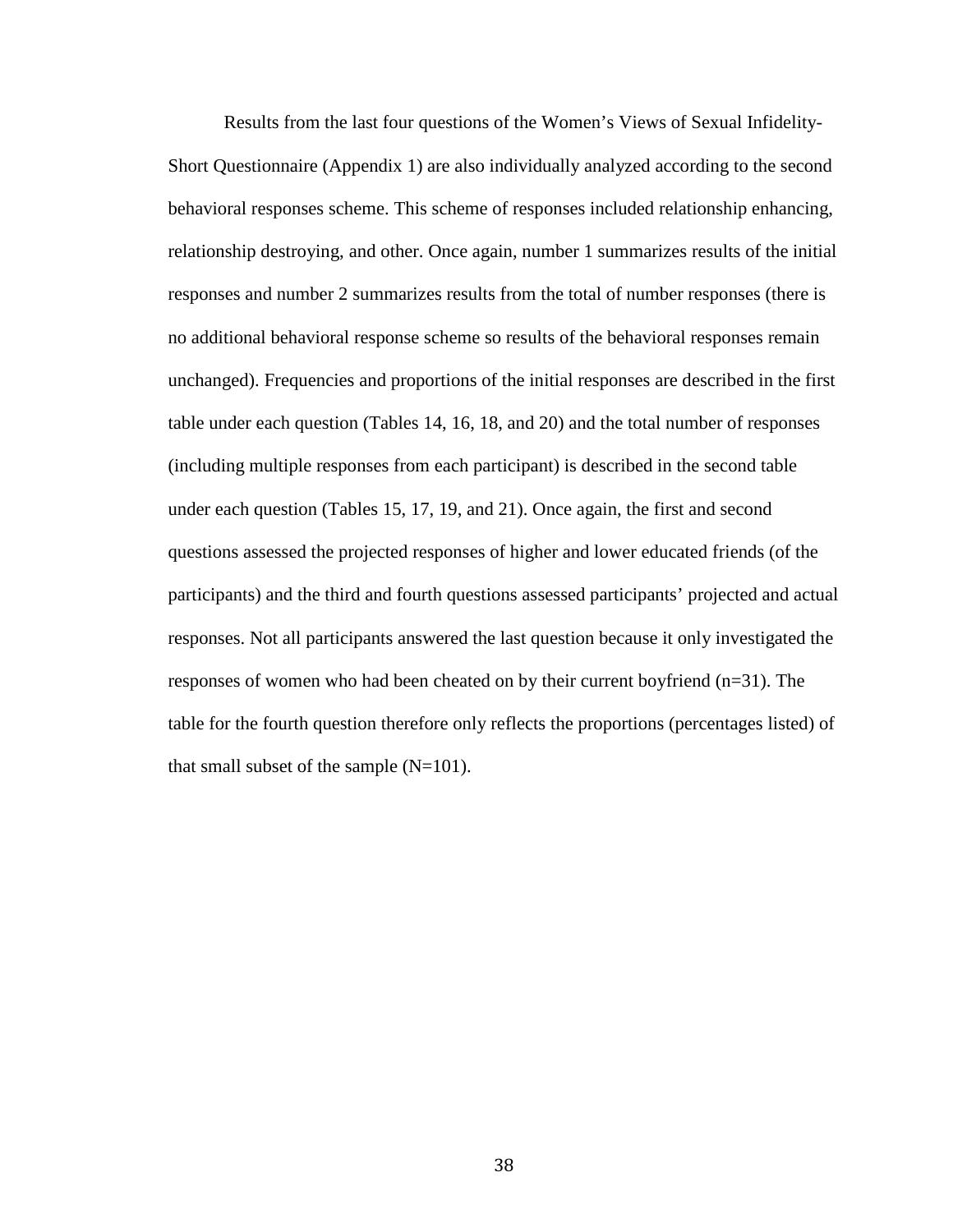Results from the last four questions of the Women's Views of Sexual Infidelity-Short Questionnaire (Appendix 1) are also individually analyzed according to the second behavioral responses scheme. This scheme of responses included relationship enhancing, relationship destroying, and other. Once again, number 1 summarizes results of the initial responses and number 2 summarizes results from the total of number responses (there is no additional behavioral response scheme so results of the behavioral responses remain unchanged). Frequencies and proportions of the initial responses are described in the first table under each question (Tables 14, 16, 18, and 20) and the total number of responses (including multiple responses from each participant) is described in the second table under each question (Tables 15, 17, 19, and 21). Once again, the first and second questions assessed the projected responses of higher and lower educated friends (of the participants) and the third and fourth questions assessed participants' projected and actual responses. Not all participants answered the last question because it only investigated the responses of women who had been cheated on by their current boyfriend (n=31). The table for the fourth question therefore only reflects the proportions (percentages listed) of that small subset of the sample (N=101).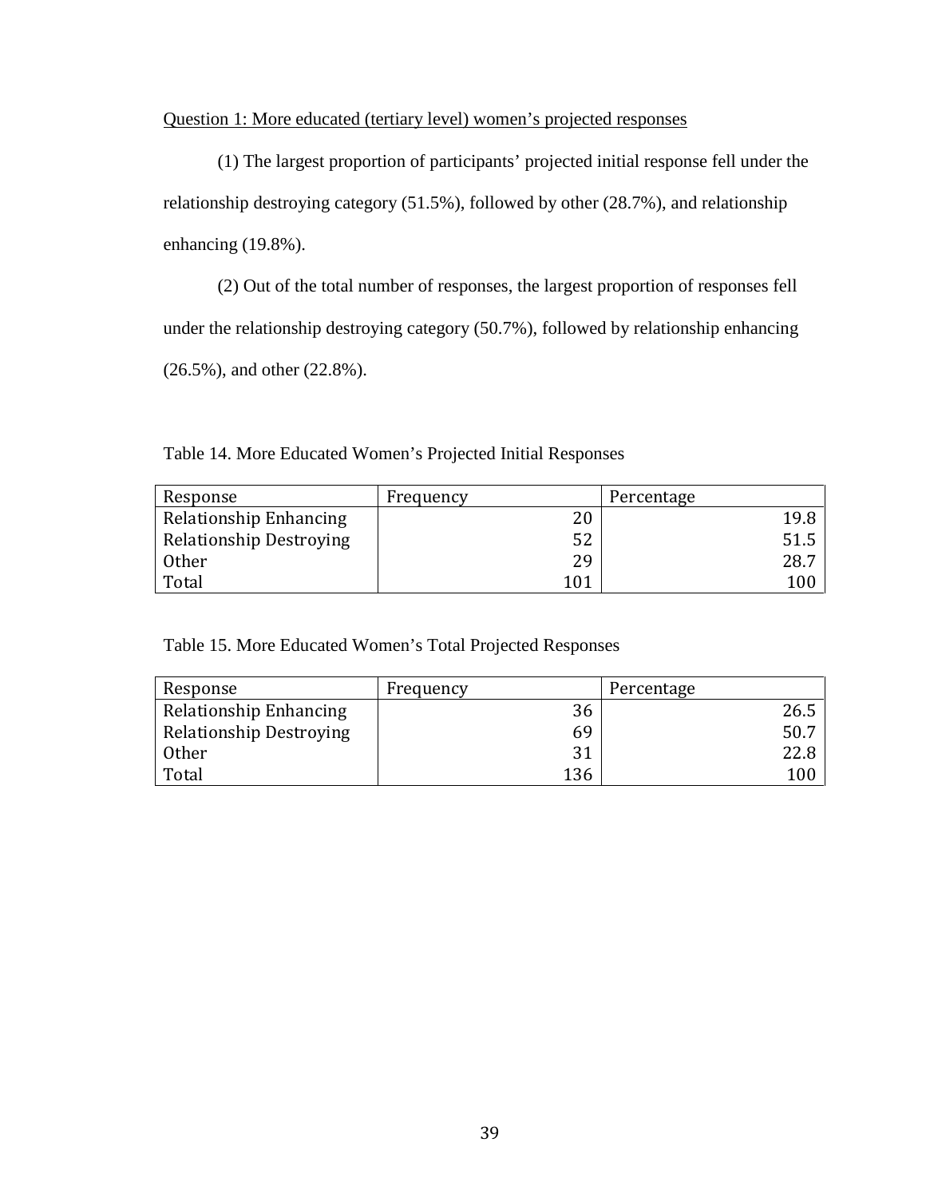<u>Question 1: More educated (tertiary level) women's projected responses</u>

(1) The largest proportion of participants' projected initial response fell under the relationship destroying category (51.5%), followed by other (28.7%), and relationship enhancing (19.8%).

(2) Out of the total number of responses, the largest proportion of responses fell under the relationship destroying category (50.7%), followed by relationship enhancing (26.5%), and other (22.8%).

Table 14. More Educated Women's Projected Initial Responses

| Response | Frequency | Percentage |
|---|---:|---:|
| Relationship Enhancing | 20 | 19.8 |
| Relationship Destroying | 52 | 51.5 |
| Other | 29 | 28.7 |
| Total | 101 | 100 |

Table 15. More Educated Women's Total Projected Responses

| Response | Frequency | Percentage |
|---|---:|---:|
| Relationship Enhancing | 36 | 26.5 |
| Relationship Destroying | 69 | 50.7 |
| Other | 31 | 22.8 |
| Total | 136 | 100 |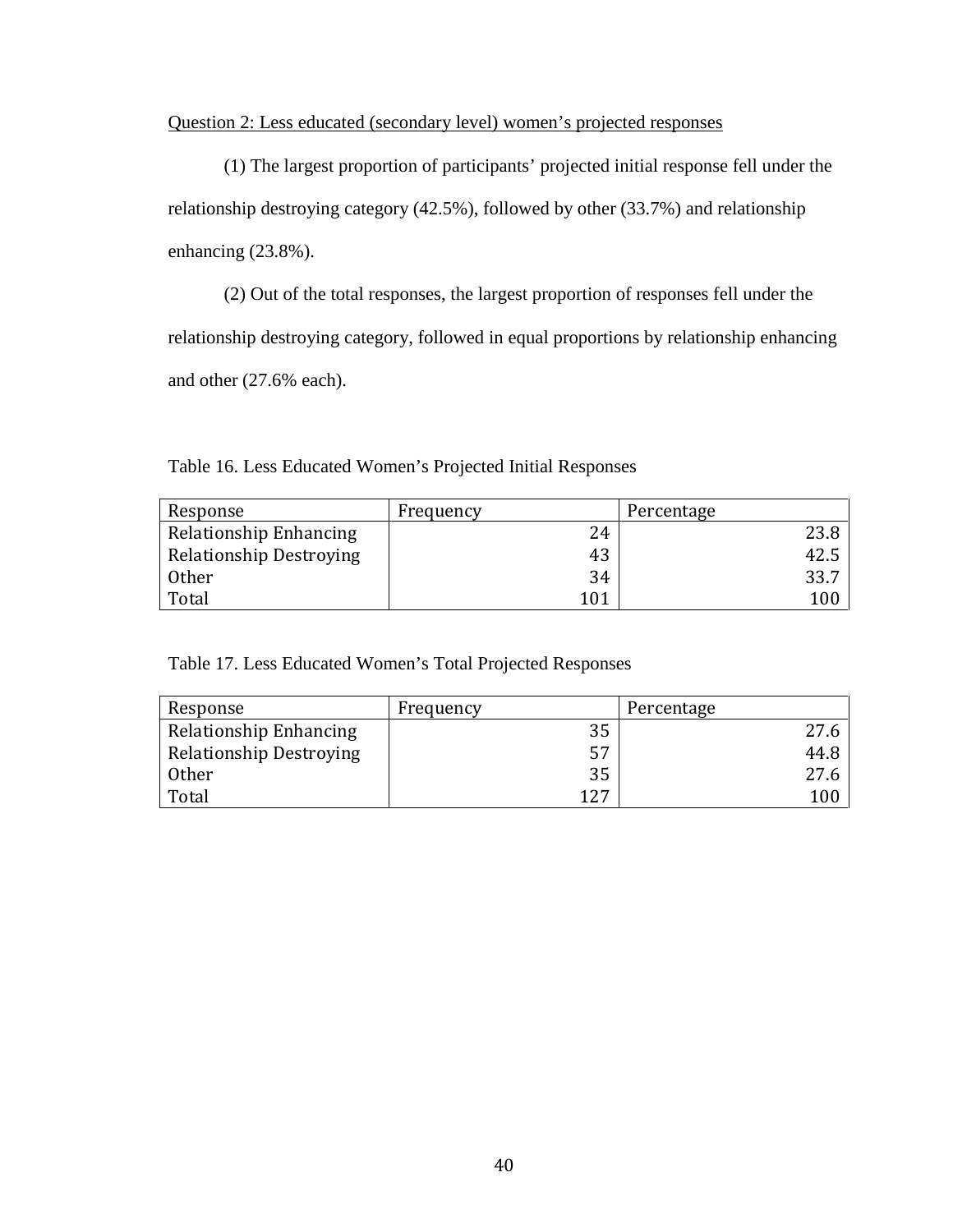Question 2: Less educated (secondary level) women's projected responses

(1) The largest proportion of participants' projected initial response fell under the relationship destroying category (42.5%), followed by other (33.7%) and relationship enhancing (23.8%).

(2) Out of the total responses, the largest proportion of responses fell under the relationship destroying category, followed in equal proportions by relationship enhancing and other (27.6% each).

Table 16. Less Educated Women's Projected Initial Responses

| Response | Frequency | Percentage |
|---|---|---|
| Relationship Enhancing | 24 | 23.8 |
| Relationship Destroying | 43 | 42.5 |
| Other | 34 | 33.7 |
| Total | 101 | 100 |

Table 17. Less Educated Women's Total Projected Responses

| Response | Frequency | Percentage |
|---|---|---|
| Relationship Enhancing | 35 | 27.6 |
| Relationship Destroying | 57 | 44.8 |
| Other | 35 | 27.6 |
| Total | 127 | 100 |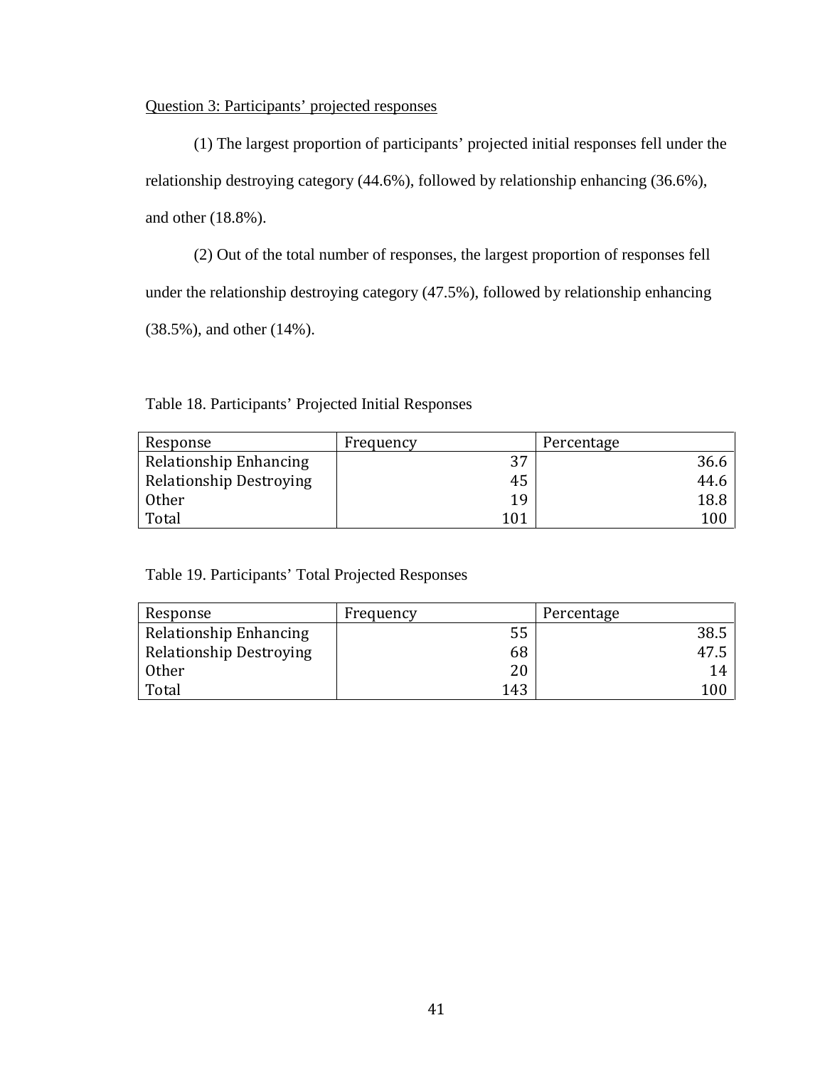<u>Question 3: Participants' projected responses</u>

(1) The largest proportion of participants' projected initial responses fell under the relationship destroying category (44.6%), followed by relationship enhancing (36.6%), and other (18.8%).

(2) Out of the total number of responses, the largest proportion of responses fell under the relationship destroying category (47.5%), followed by relationship enhancing (38.5%), and other (14%).

Table 18. Participants' Projected Initial Responses

| Response | Frequency | Percentage |
|---|---|---|
| Relationship Enhancing | 37 | 36.6 |
| Relationship Destroying | 45 | 44.6 |
| Other | 19 | 18.8 |
| Total | 101 | 100 |

Table 19. Participants' Total Projected Responses

| Response | Frequency | Percentage |
|---|---|---|
| Relationship Enhancing | 55 | 38.5 |
| Relationship Destroying | 68 | 47.5 |
| Other | 20 | 14 |
| Total | 143 | 100 |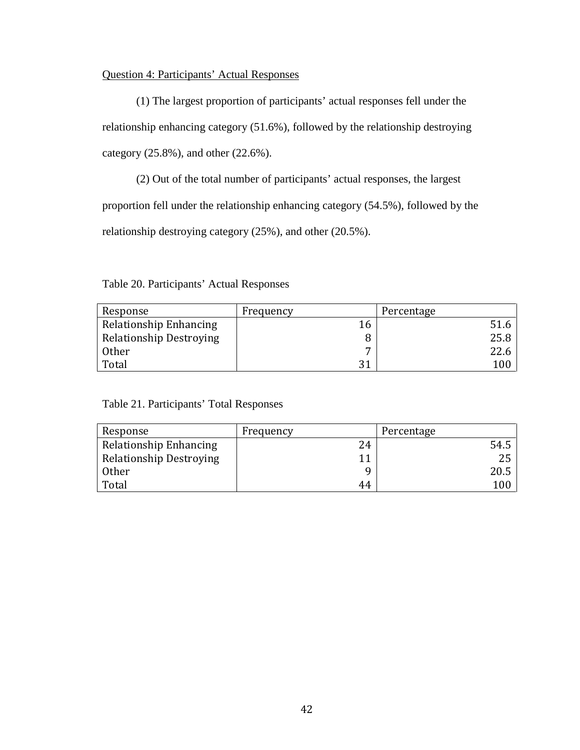Question 4: Participants' Actual Responses

(1) The largest proportion of participants' actual responses fell under the relationship enhancing category (51.6%), followed by the relationship destroying category (25.8%), and other (22.6%).

(2) Out of the total number of participants' actual responses, the largest proportion fell under the relationship enhancing category (54.5%), followed by the relationship destroying category (25%), and other (20.5%).

Table 20. Participants' Actual Responses

| Response | Frequency | Percentage |
|---|---|---|
| Relationship Enhancing | 16 | 51.6 |
| Relationship Destroying | 8 | 25.8 |
| Other | 7 | 22.6 |
| Total | 31 | 100 |

Table 21. Participants' Total Responses

| Response | Frequency | Percentage |
|---|---|---|
| Relationship Enhancing | 24 | 54.5 |
| Relationship Destroying | 11 | 25 |
| Other | 9 | 20.5 |
| Total | 44 | 100 |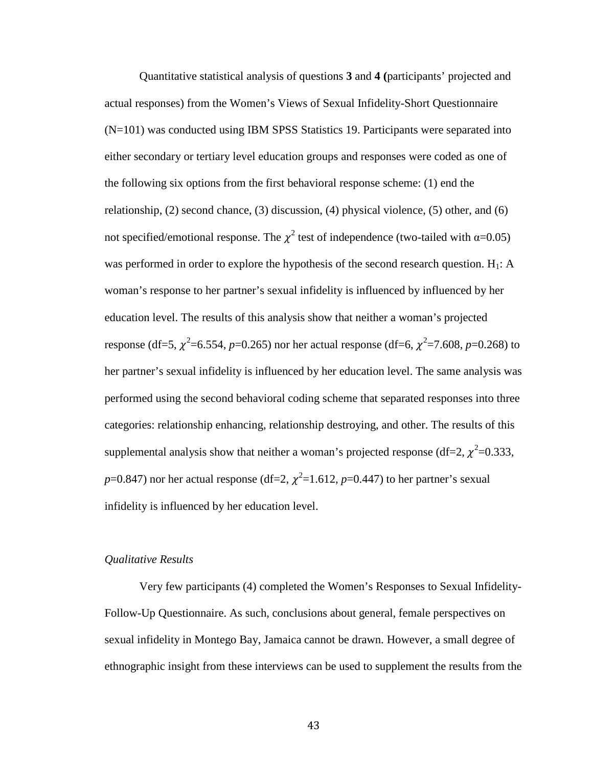Quantitative statistical analysis of questions **3** and **4 (**participants' projected and actual responses) from the Women's Views of Sexual Infidelity-Short Questionnaire (N=101) was conducted using IBM SPSS Statistics 19. Participants were separated into either secondary or tertiary level education groups and responses were coded as one of the following six options from the first behavioral response scheme: (1) end the relationship, (2) second chance, (3) discussion, (4) physical violence, (5) other, and (6) not specified/emotional response. The $\chi^2$ test of independence (two-tailed with $\alpha$=0.05) was performed in order to explore the hypothesis of the second research question. $H_1$: A woman's response to her partner's sexual infidelity is influenced by influenced by her education level. The results of this analysis show that neither a woman's projected response (df=5, $\chi^2$=6.554, $p$=0.265) nor her actual response (df=6, $\chi^2$=7.608, $p$=0.268) to her partner's sexual infidelity is influenced by her education level. The same analysis was performed using the second behavioral coding scheme that separated responses into three categories: relationship enhancing, relationship destroying, and other. The results of this supplemental analysis show that neither a woman's projected response (df=2, $\chi^2$=0.333, $p$=0.847) nor her actual response (df=2, $\chi^2$=1.612, $p$=0.447) to her partner's sexual infidelity is influenced by her education level.

### *Qualitative Results*

Very few participants (4) completed the Women's Responses to Sexual Infidelity-Follow-Up Questionnaire. As such, conclusions about general, female perspectives on sexual infidelity in Montego Bay, Jamaica cannot be drawn. However, a small degree of ethnographic insight from these interviews can be used to supplement the results from the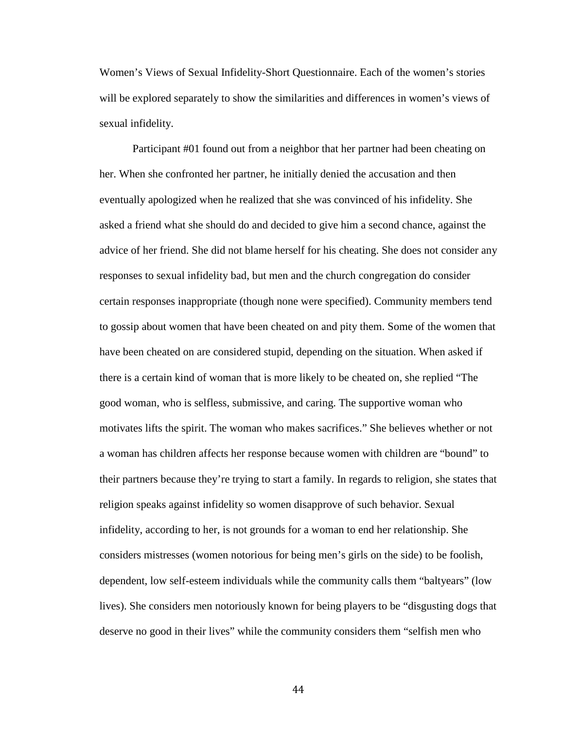Women's Views of Sexual Infidelity-Short Questionnaire. Each of the women's stories will be explored separately to show the similarities and differences in women's views of sexual infidelity.

Participant #01 found out from a neighbor that her partner had been cheating on her. When she confronted her partner, he initially denied the accusation and then eventually apologized when he realized that she was convinced of his infidelity. She asked a friend what she should do and decided to give him a second chance, against the advice of her friend. She did not blame herself for his cheating. She does not consider any responses to sexual infidelity bad, but men and the church congregation do consider certain responses inappropriate (though none were specified). Community members tend to gossip about women that have been cheated on and pity them. Some of the women that have been cheated on are considered stupid, depending on the situation. When asked if there is a certain kind of woman that is more likely to be cheated on, she replied "The good woman, who is selfless, submissive, and caring. The supportive woman who motivates lifts the spirit. The woman who makes sacrifices." She believes whether or not a woman has children affects her response because women with children are "bound" to their partners because they're trying to start a family. In regards to religion, she states that religion speaks against infidelity so women disapprove of such behavior. Sexual infidelity, according to her, is not grounds for a woman to end her relationship. She considers mistresses (women notorious for being men's girls on the side) to be foolish, dependent, low self-esteem individuals while the community calls them "baltyears" (low lives). She considers men notoriously known for being players to be "disgusting dogs that deserve no good in their lives" while the community considers them "selfish men who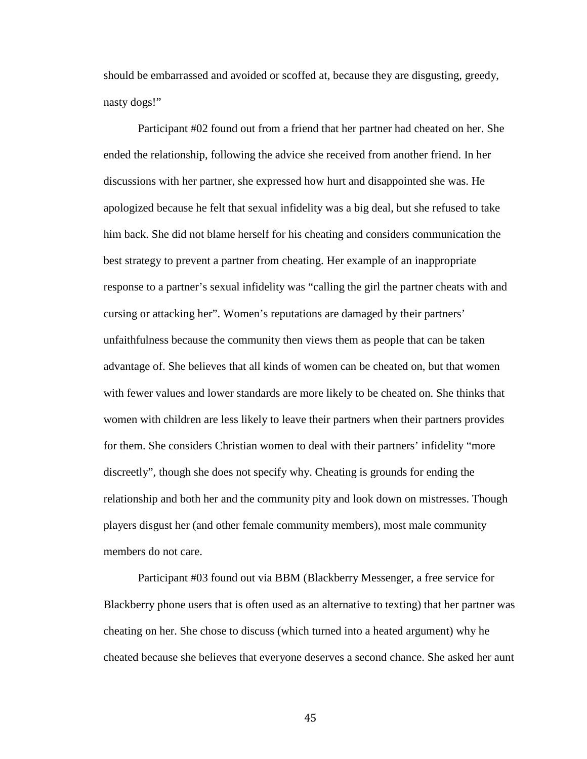should be embarrassed and avoided or scoffed at, because they are disgusting, greedy, nasty dogs!"

Participant #02 found out from a friend that her partner had cheated on her. She ended the relationship, following the advice she received from another friend. In her discussions with her partner, she expressed how hurt and disappointed she was. He apologized because he felt that sexual infidelity was a big deal, but she refused to take him back. She did not blame herself for his cheating and considers communication the best strategy to prevent a partner from cheating. Her example of an inappropriate response to a partner's sexual infidelity was "calling the girl the partner cheats with and cursing or attacking her". Women's reputations are damaged by their partners' unfaithfulness because the community then views them as people that can be taken advantage of. She believes that all kinds of women can be cheated on, but that women with fewer values and lower standards are more likely to be cheated on. She thinks that women with children are less likely to leave their partners when their partners provides for them. She considers Christian women to deal with their partners' infidelity "more discreetly", though she does not specify why. Cheating is grounds for ending the relationship and both her and the community pity and look down on mistresses. Though players disgust her (and other female community members), most male community members do not care.

Participant #03 found out via BBM (Blackberry Messenger, a free service for Blackberry phone users that is often used as an alternative to texting) that her partner was cheating on her. She chose to discuss (which turned into a heated argument) why he cheated because she believes that everyone deserves a second chance. She asked her aunt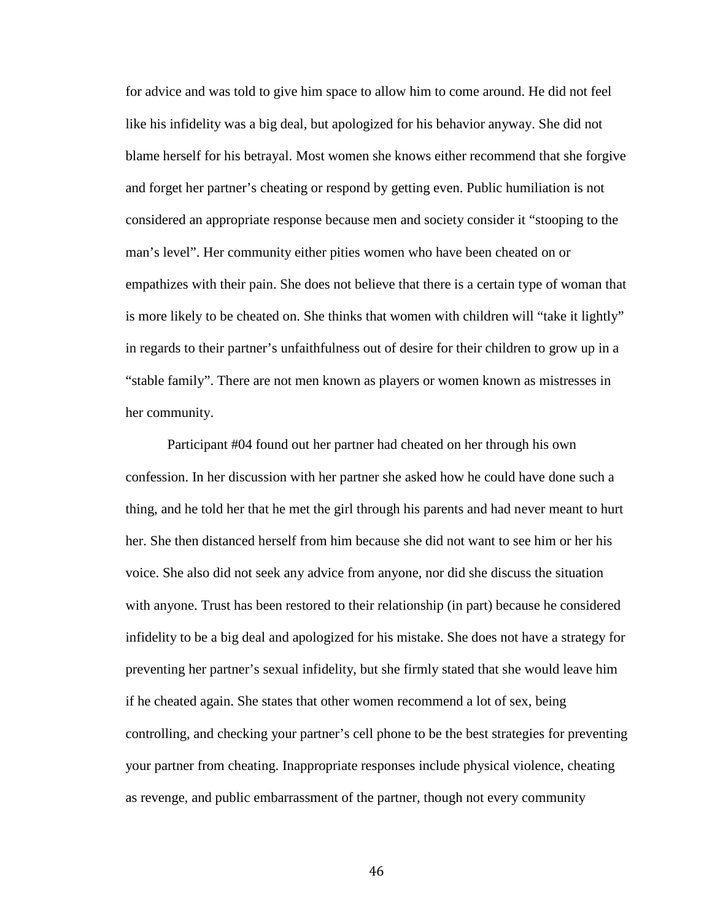for advice and was told to give him space to allow him to come around. He did not feel like his infidelity was a big deal, but apologized for his behavior anyway. She did not blame herself for his betrayal. Most women she knows either recommend that she forgive and forget her partner's cheating or respond by getting even. Public humiliation is not considered an appropriate response because men and society consider it "stooping to the man's level". Her community either pities women who have been cheated on or empathizes with their pain. She does not believe that there is a certain type of woman that is more likely to be cheated on. She thinks that women with children will "take it lightly" in regards to their partner's unfaithfulness out of desire for their children to grow up in a "stable family". There are not men known as players or women known as mistresses in her community.

Participant #04 found out her partner had cheated on her through his own confession. In her discussion with her partner she asked how he could have done such a thing, and he told her that he met the girl through his parents and had never meant to hurt her. She then distanced herself from him because she did not want to see him or her his voice. She also did not seek any advice from anyone, nor did she discuss the situation with anyone. Trust has been restored to their relationship (in part) because he considered infidelity to be a big deal and apologized for his mistake. She does not have a strategy for preventing her partner's sexual infidelity, but she firmly stated that she would leave him if he cheated again. She states that other women recommend a lot of sex, being controlling, and checking your partner's cell phone to be the best strategies for preventing your partner from cheating. Inappropriate responses include physical violence, cheating as revenge, and public embarrassment of the partner, though not every community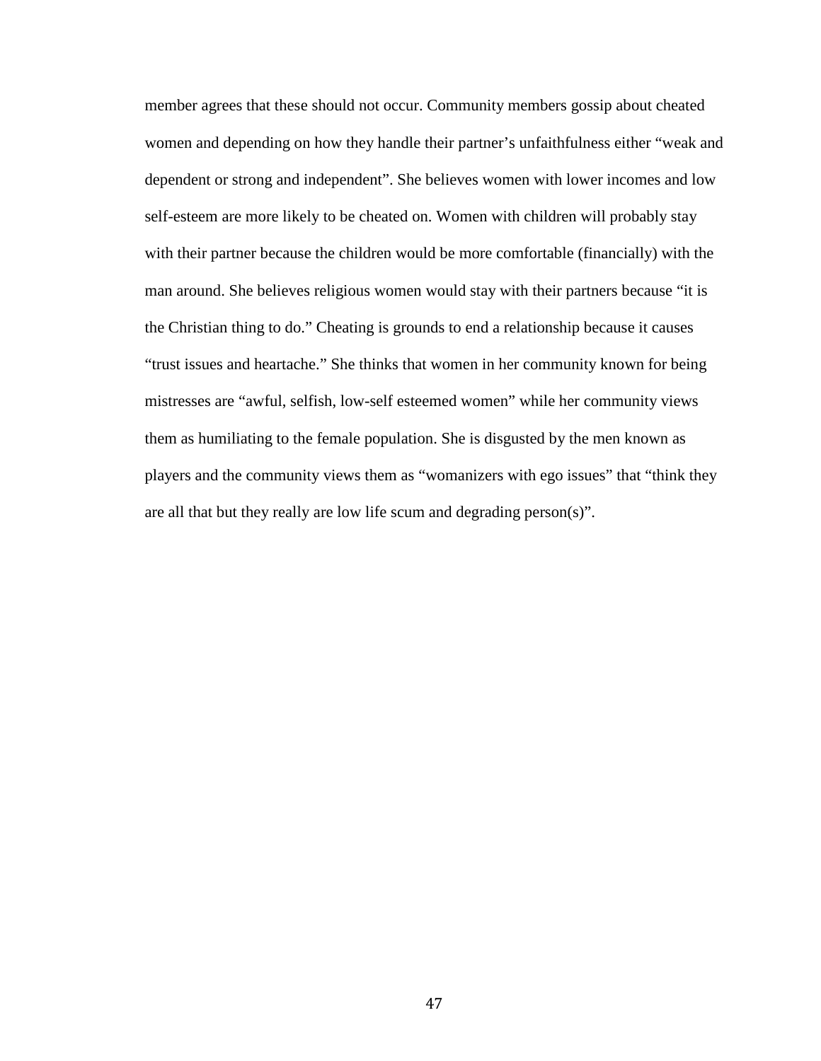member agrees that these should not occur. Community members gossip about cheated women and depending on how they handle their partner's unfaithfulness either "weak and dependent or strong and independent". She believes women with lower incomes and low self-esteem are more likely to be cheated on. Women with children will probably stay with their partner because the children would be more comfortable (financially) with the man around. She believes religious women would stay with their partners because "it is the Christian thing to do." Cheating is grounds to end a relationship because it causes "trust issues and heartache." She thinks that women in her community known for being mistresses are "awful, selfish, low-self esteemed women" while her community views them as humiliating to the female population. She is disgusted by the men known as players and the community views them as "womanizers with ego issues" that "think they are all that but they really are low life scum and degrading person(s)".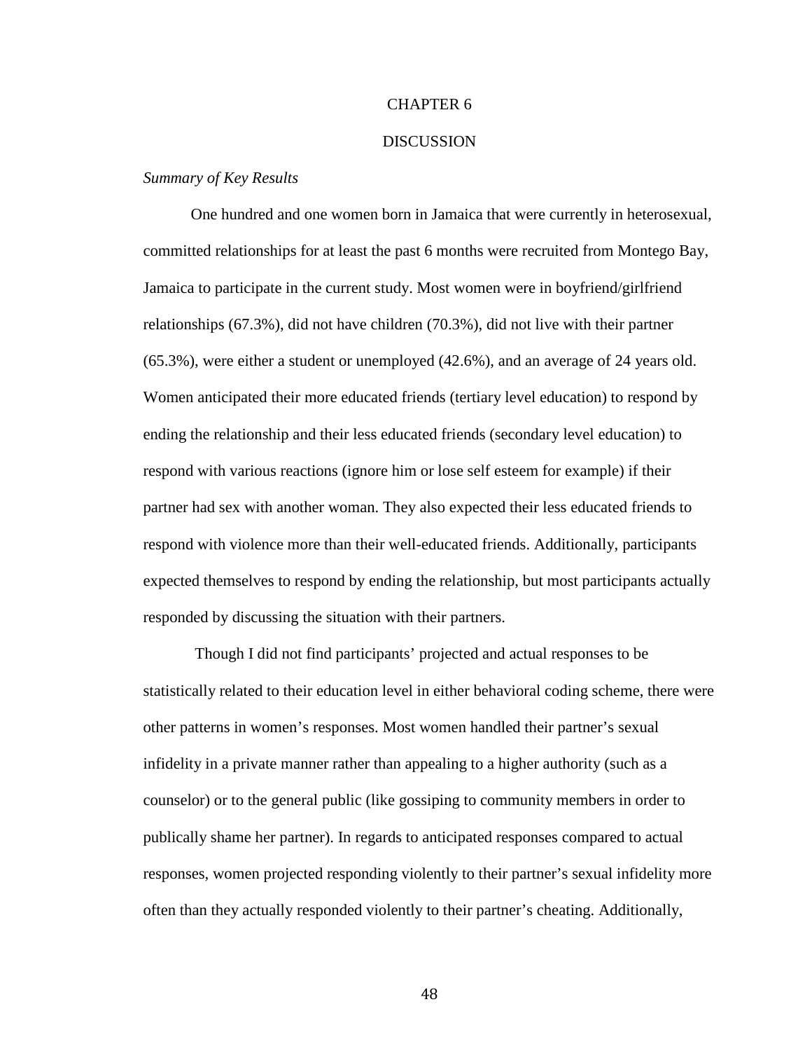# CHAPTER 6

# DISCUSSION

*Summary of Key Results*

One hundred and one women born in Jamaica that were currently in heterosexual, committed relationships for at least the past 6 months were recruited from Montego Bay, Jamaica to participate in the current study. Most women were in boyfriend/girlfriend relationships (67.3%), did not have children (70.3%), did not live with their partner (65.3%), were either a student or unemployed (42.6%), and an average of 24 years old. Women anticipated their more educated friends (tertiary level education) to respond by ending the relationship and their less educated friends (secondary level education) to respond with various reactions (ignore him or lose self esteem for example) if their partner had sex with another woman. They also expected their less educated friends to respond with violence more than their well-educated friends. Additionally, participants expected themselves to respond by ending the relationship, but most participants actually responded by discussing the situation with their partners.

Though I did not find participants' projected and actual responses to be statistically related to their education level in either behavioral coding scheme, there were other patterns in women's responses. Most women handled their partner's sexual infidelity in a private manner rather than appealing to a higher authority (such as a counselor) or to the general public (like gossiping to community members in order to publically shame her partner). In regards to anticipated responses compared to actual responses, women projected responding violently to their partner's sexual infidelity more often than they actually responded violently to their partner's cheating. Additionally,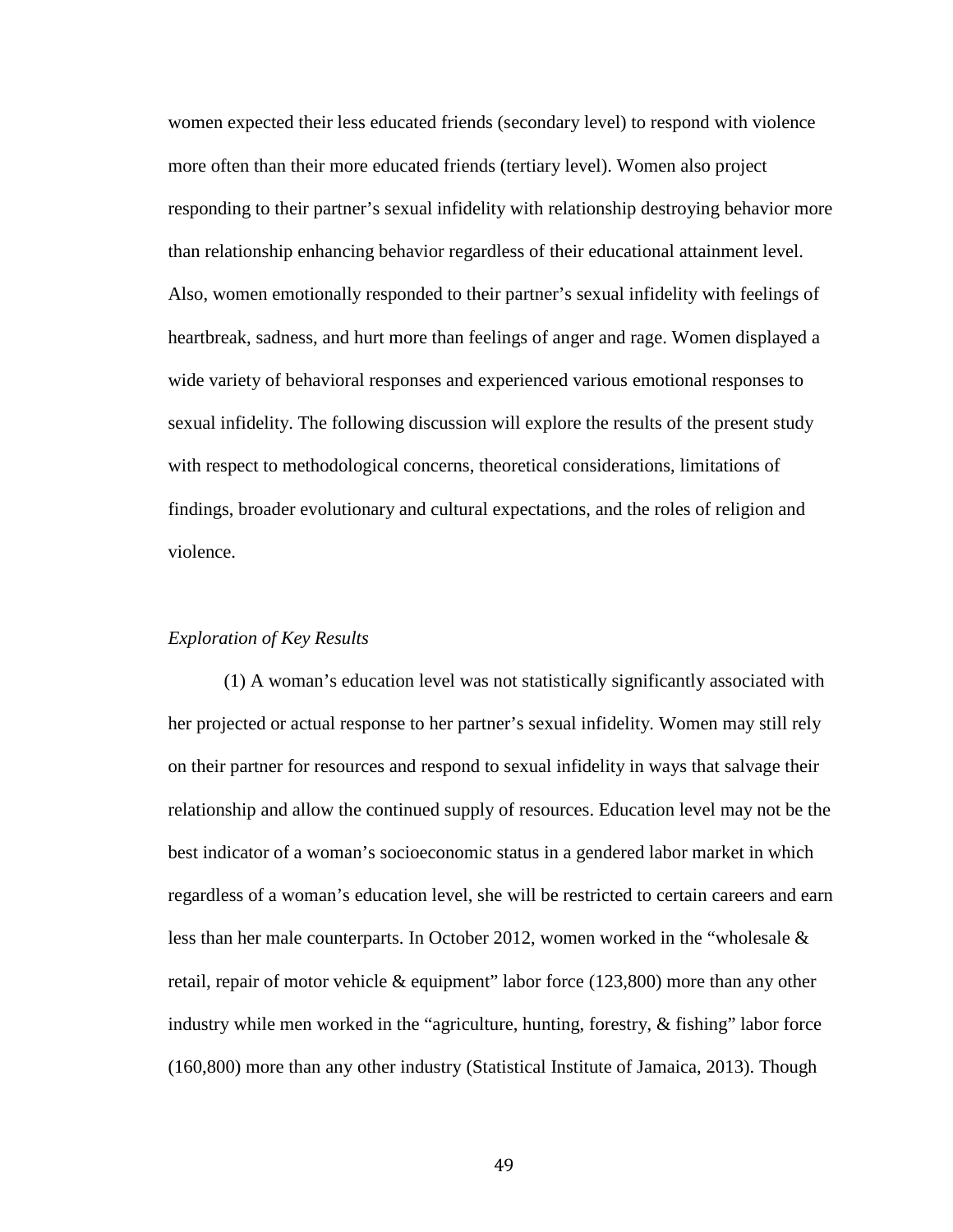women expected their less educated friends (secondary level) to respond with violence more often than their more educated friends (tertiary level). Women also project responding to their partner's sexual infidelity with relationship destroying behavior more than relationship enhancing behavior regardless of their educational attainment level. Also, women emotionally responded to their partner's sexual infidelity with feelings of heartbreak, sadness, and hurt more than feelings of anger and rage. Women displayed a wide variety of behavioral responses and experienced various emotional responses to sexual infidelity. The following discussion will explore the results of the present study with respect to methodological concerns, theoretical considerations, limitations of findings, broader evolutionary and cultural expectations, and the roles of religion and violence.

*Exploration of Key Results*

(1) A woman's education level was not statistically significantly associated with her projected or actual response to her partner's sexual infidelity. Women may still rely on their partner for resources and respond to sexual infidelity in ways that salvage their relationship and allow the continued supply of resources. Education level may not be the best indicator of a woman's socioeconomic status in a gendered labor market in which regardless of a woman's education level, she will be restricted to certain careers and earn less than her male counterparts. In October 2012, women worked in the "wholesale & retail, repair of motor vehicle & equipment" labor force (123,800) more than any other industry while men worked in the "agriculture, hunting, forestry, & fishing" labor force (160,800) more than any other industry (Statistical Institute of Jamaica, 2013). Though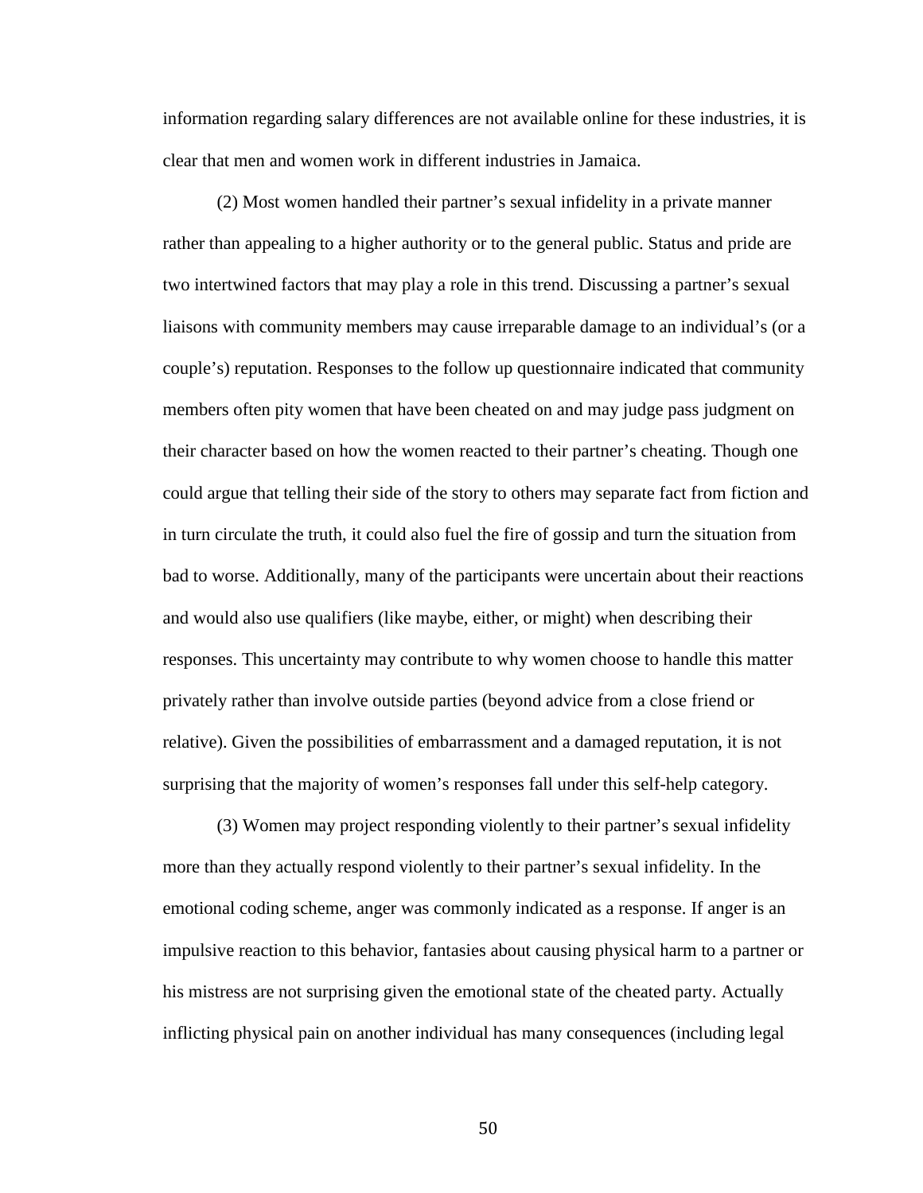information regarding salary differences are not available online for these industries, it is clear that men and women work in different industries in Jamaica.

(2) Most women handled their partner's sexual infidelity in a private manner rather than appealing to a higher authority or to the general public. Status and pride are two intertwined factors that may play a role in this trend. Discussing a partner's sexual liaisons with community members may cause irreparable damage to an individual's (or a couple's) reputation. Responses to the follow up questionnaire indicated that community members often pity women that have been cheated on and may judge pass judgment on their character based on how the women reacted to their partner's cheating. Though one could argue that telling their side of the story to others may separate fact from fiction and in turn circulate the truth, it could also fuel the fire of gossip and turn the situation from bad to worse. Additionally, many of the participants were uncertain about their reactions and would also use qualifiers (like maybe, either, or might) when describing their responses. This uncertainty may contribute to why women choose to handle this matter privately rather than involve outside parties (beyond advice from a close friend or relative). Given the possibilities of embarrassment and a damaged reputation, it is not surprising that the majority of women's responses fall under this self-help category.

(3) Women may project responding violently to their partner's sexual infidelity more than they actually respond violently to their partner's sexual infidelity. In the emotional coding scheme, anger was commonly indicated as a response. If anger is an impulsive reaction to this behavior, fantasies about causing physical harm to a partner or his mistress are not surprising given the emotional state of the cheated party. Actually inflicting physical pain on another individual has many consequences (including legal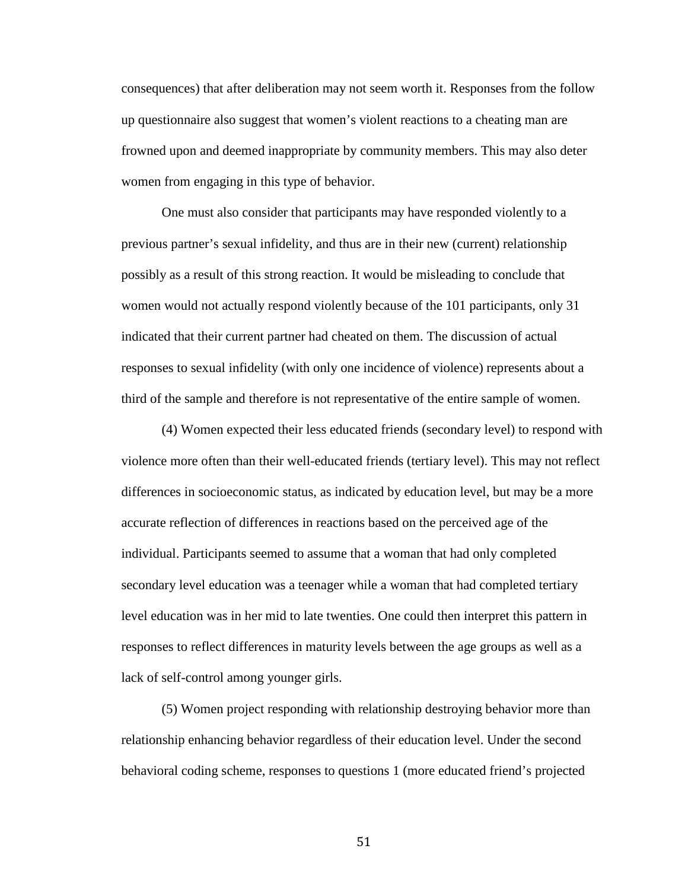consequences) that after deliberation may not seem worth it. Responses from the follow up questionnaire also suggest that women's violent reactions to a cheating man are frowned upon and deemed inappropriate by community members. This may also deter women from engaging in this type of behavior.

One must also consider that participants may have responded violently to a previous partner's sexual infidelity, and thus are in their new (current) relationship possibly as a result of this strong reaction. It would be misleading to conclude that women would not actually respond violently because of the 101 participants, only 31 indicated that their current partner had cheated on them. The discussion of actual responses to sexual infidelity (with only one incidence of violence) represents about a third of the sample and therefore is not representative of the entire sample of women.

(4) Women expected their less educated friends (secondary level) to respond with violence more often than their well-educated friends (tertiary level). This may not reflect differences in socioeconomic status, as indicated by education level, but may be a more accurate reflection of differences in reactions based on the perceived age of the individual. Participants seemed to assume that a woman that had only completed secondary level education was a teenager while a woman that had completed tertiary level education was in her mid to late twenties. One could then interpret this pattern in responses to reflect differences in maturity levels between the age groups as well as a lack of self-control among younger girls.

(5) Women project responding with relationship destroying behavior more than relationship enhancing behavior regardless of their education level. Under the second behavioral coding scheme, responses to questions 1 (more educated friend's projected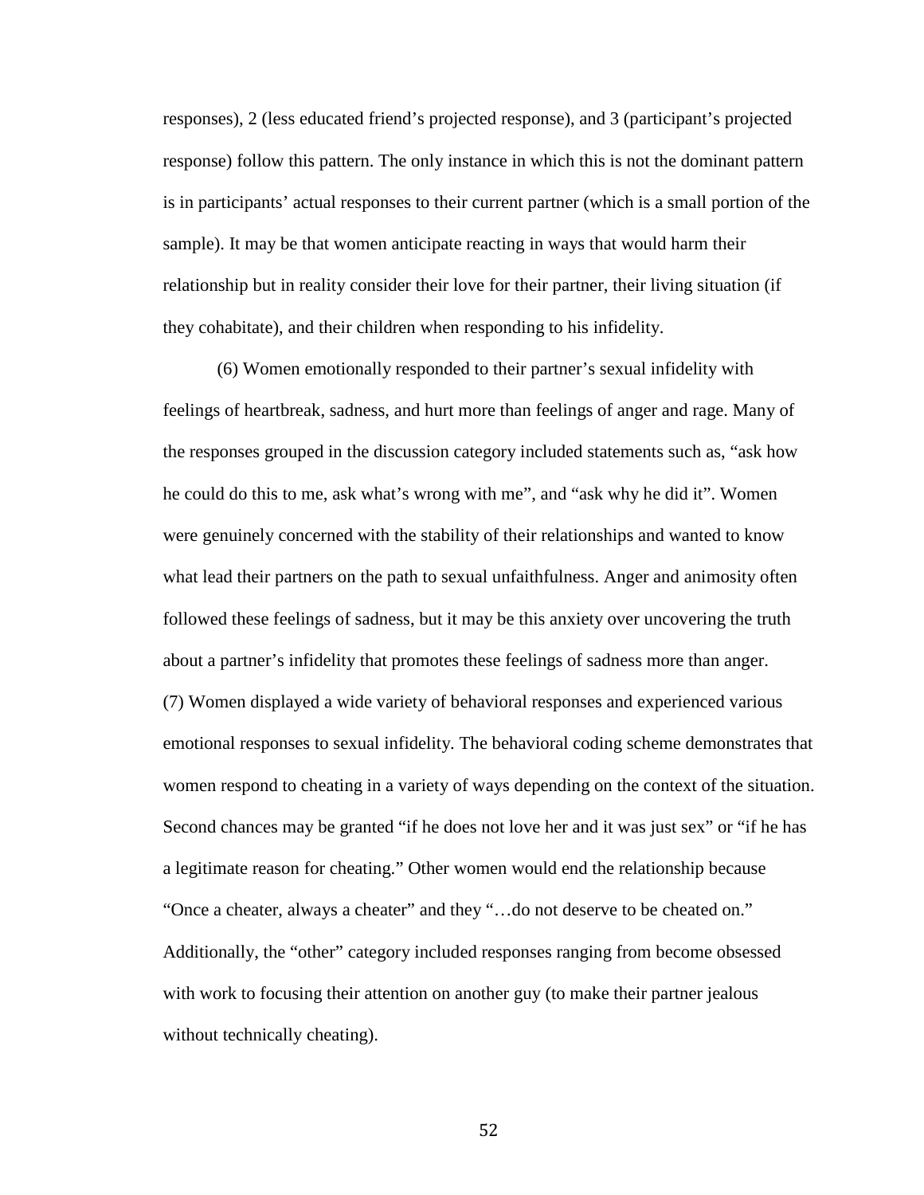responses), 2 (less educated friend's projected response), and 3 (participant's projected response) follow this pattern. The only instance in which this is not the dominant pattern is in participants' actual responses to their current partner (which is a small portion of the sample). It may be that women anticipate reacting in ways that would harm their relationship but in reality consider their love for their partner, their living situation (if they cohabitate), and their children when responding to his infidelity.

(6) Women emotionally responded to their partner's sexual infidelity with feelings of heartbreak, sadness, and hurt more than feelings of anger and rage. Many of the responses grouped in the discussion category included statements such as, "ask how he could do this to me, ask what's wrong with me", and "ask why he did it". Women were genuinely concerned with the stability of their relationships and wanted to know what lead their partners on the path to sexual unfaithfulness. Anger and animosity often followed these feelings of sadness, but it may be this anxiety over uncovering the truth about a partner's infidelity that promotes these feelings of sadness more than anger.

(7) Women displayed a wide variety of behavioral responses and experienced various emotional responses to sexual infidelity. The behavioral coding scheme demonstrates that women respond to cheating in a variety of ways depending on the context of the situation. Second chances may be granted "if he does not love her and it was just sex" or "if he has a legitimate reason for cheating." Other women would end the relationship because "Once a cheater, always a cheater" and they "…do not deserve to be cheated on." Additionally, the "other" category included responses ranging from become obsessed with work to focusing their attention on another guy (to make their partner jealous without technically cheating).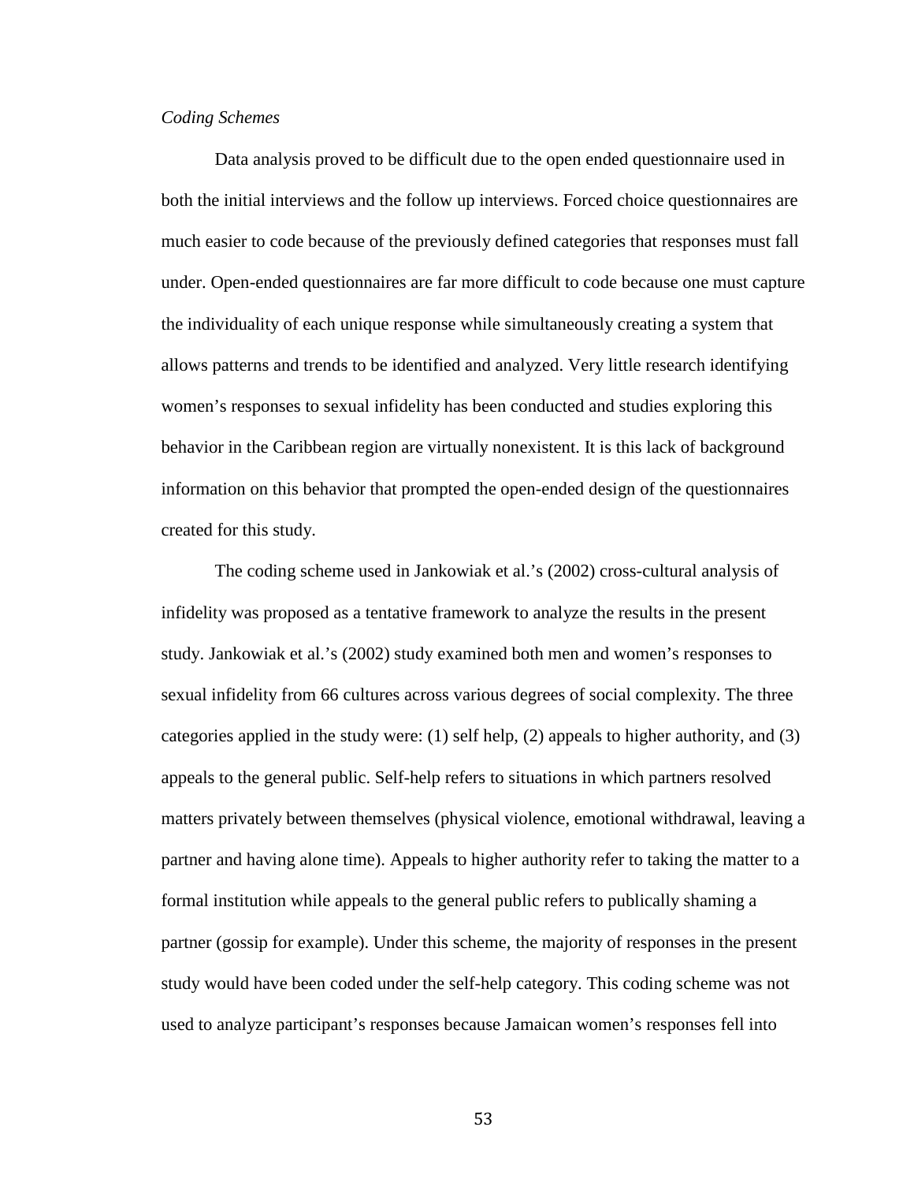*Coding Schemes*

Data analysis proved to be difficult due to the open ended questionnaire used in both the initial interviews and the follow up interviews. Forced choice questionnaires are much easier to code because of the previously defined categories that responses must fall under. Open-ended questionnaires are far more difficult to code because one must capture the individuality of each unique response while simultaneously creating a system that allows patterns and trends to be identified and analyzed. Very little research identifying women's responses to sexual infidelity has been conducted and studies exploring this behavior in the Caribbean region are virtually nonexistent. It is this lack of background information on this behavior that prompted the open-ended design of the questionnaires created for this study.

The coding scheme used in Jankowiak et al.'s (2002) cross-cultural analysis of infidelity was proposed as a tentative framework to analyze the results in the present study. Jankowiak et al.'s (2002) study examined both men and women's responses to sexual infidelity from 66 cultures across various degrees of social complexity. The three categories applied in the study were: (1) self help, (2) appeals to higher authority, and (3) appeals to the general public. Self-help refers to situations in which partners resolved matters privately between themselves (physical violence, emotional withdrawal, leaving a partner and having alone time). Appeals to higher authority refer to taking the matter to a formal institution while appeals to the general public refers to publically shaming a partner (gossip for example). Under this scheme, the majority of responses in the present study would have been coded under the self-help category. This coding scheme was not used to analyze participant's responses because Jamaican women's responses fell into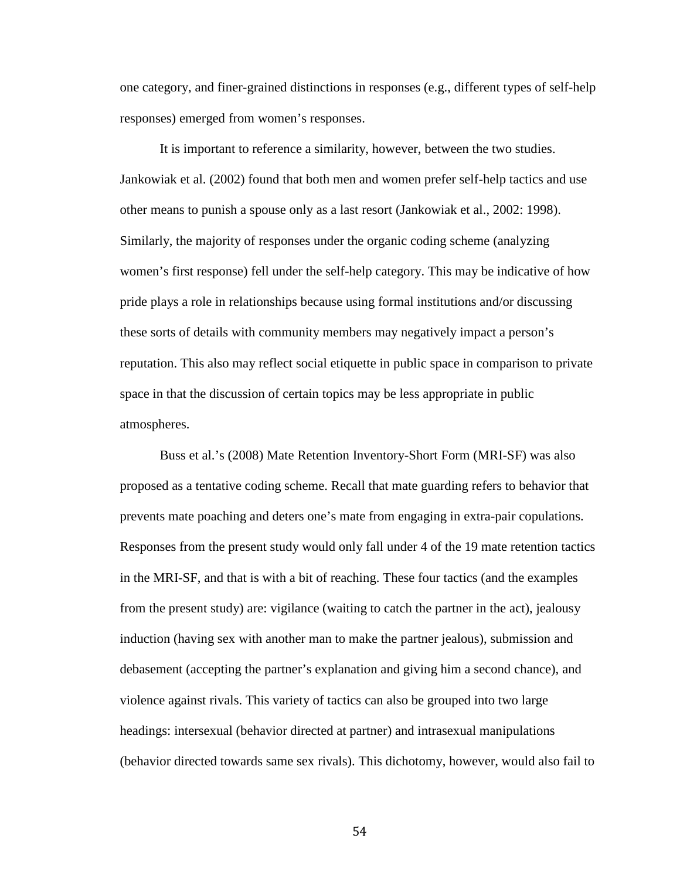one category, and finer-grained distinctions in responses (e.g., different types of self-help responses) emerged from women's responses.

It is important to reference a similarity, however, between the two studies. Jankowiak et al. (2002) found that both men and women prefer self-help tactics and use other means to punish a spouse only as a last resort (Jankowiak et al., 2002: 1998). Similarly, the majority of responses under the organic coding scheme (analyzing women's first response) fell under the self-help category. This may be indicative of how pride plays a role in relationships because using formal institutions and/or discussing these sorts of details with community members may negatively impact a person's reputation. This also may reflect social etiquette in public space in comparison to private space in that the discussion of certain topics may be less appropriate in public atmospheres.

Buss et al.'s (2008) Mate Retention Inventory-Short Form (MRI-SF) was also proposed as a tentative coding scheme. Recall that mate guarding refers to behavior that prevents mate poaching and deters one's mate from engaging in extra-pair copulations. Responses from the present study would only fall under 4 of the 19 mate retention tactics in the MRI-SF, and that is with a bit of reaching. These four tactics (and the examples from the present study) are: vigilance (waiting to catch the partner in the act), jealousy induction (having sex with another man to make the partner jealous), submission and debasement (accepting the partner's explanation and giving him a second chance), and violence against rivals. This variety of tactics can also be grouped into two large headings: intersexual (behavior directed at partner) and intrasexual manipulations (behavior directed towards same sex rivals). This dichotomy, however, would also fail to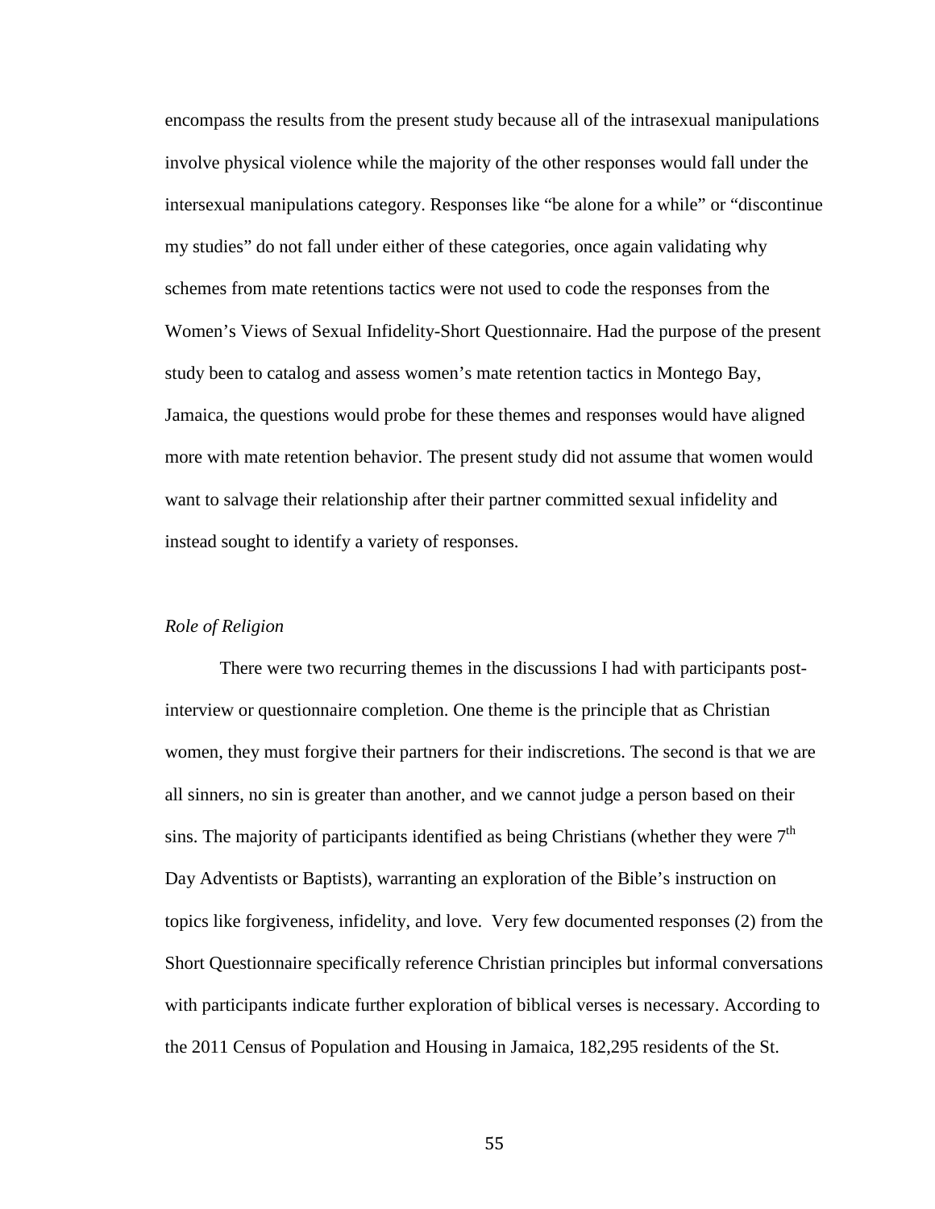encompass the results from the present study because all of the intrasexual manipulations involve physical violence while the majority of the other responses would fall under the intersexual manipulations category. Responses like “be alone for a while” or “discontinue my studies” do not fall under either of these categories, once again validating why schemes from mate retentions tactics were not used to code the responses from the Women’s Views of Sexual Infidelity-Short Questionnaire. Had the purpose of the present study been to catalog and assess women’s mate retention tactics in Montego Bay, Jamaica, the questions would probe for these themes and responses would have aligned more with mate retention behavior. The present study did not assume that women would want to salvage their relationship after their partner committed sexual infidelity and instead sought to identify a variety of responses.

### *Role of Religion*

There were two recurring themes in the discussions I had with participants post-interview or questionnaire completion. One theme is the principle that as Christian women, they must forgive their partners for their indiscretions. The second is that we are all sinners, no sin is greater than another, and we cannot judge a person based on their sins. The majority of participants identified as being Christians (whether they were 7th Day Adventists or Baptists), warranting an exploration of the Bible’s instruction on topics like forgiveness, infidelity, and love. Very few documented responses (2) from the Short Questionnaire specifically reference Christian principles but informal conversations with participants indicate further exploration of biblical verses is necessary. According to the 2011 Census of Population and Housing in Jamaica, 182,295 residents of the St.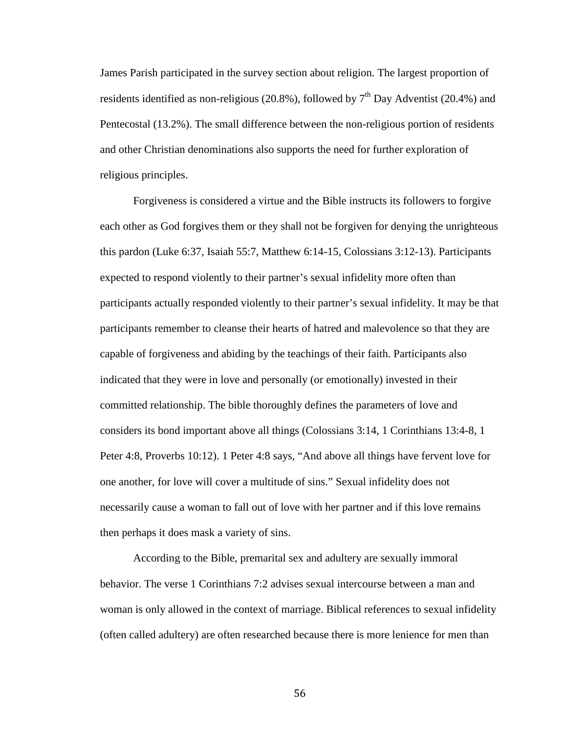James Parish participated in the survey section about religion. The largest proportion of residents identified as non-religious (20.8%), followed by 7th Day Adventist (20.4%) and Pentecostal (13.2%). The small difference between the non-religious portion of residents and other Christian denominations also supports the need for further exploration of religious principles.

Forgiveness is considered a virtue and the Bible instructs its followers to forgive each other as God forgives them or they shall not be forgiven for denying the unrighteous this pardon (Luke 6:37, Isaiah 55:7, Matthew 6:14-15, Colossians 3:12-13). Participants expected to respond violently to their partner's sexual infidelity more often than participants actually responded violently to their partner's sexual infidelity. It may be that participants remember to cleanse their hearts of hatred and malevolence so that they are capable of forgiveness and abiding by the teachings of their faith. Participants also indicated that they were in love and personally (or emotionally) invested in their committed relationship. The bible thoroughly defines the parameters of love and considers its bond important above all things (Colossians 3:14, 1 Corinthians 13:4-8, 1 Peter 4:8, Proverbs 10:12). 1 Peter 4:8 says, "And above all things have fervent love for one another, for love will cover a multitude of sins." Sexual infidelity does not necessarily cause a woman to fall out of love with her partner and if this love remains then perhaps it does mask a variety of sins.

According to the Bible, premarital sex and adultery are sexually immoral behavior. The verse 1 Corinthians 7:2 advises sexual intercourse between a man and woman is only allowed in the context of marriage. Biblical references to sexual infidelity (often called adultery) are often researched because there is more lenience for men than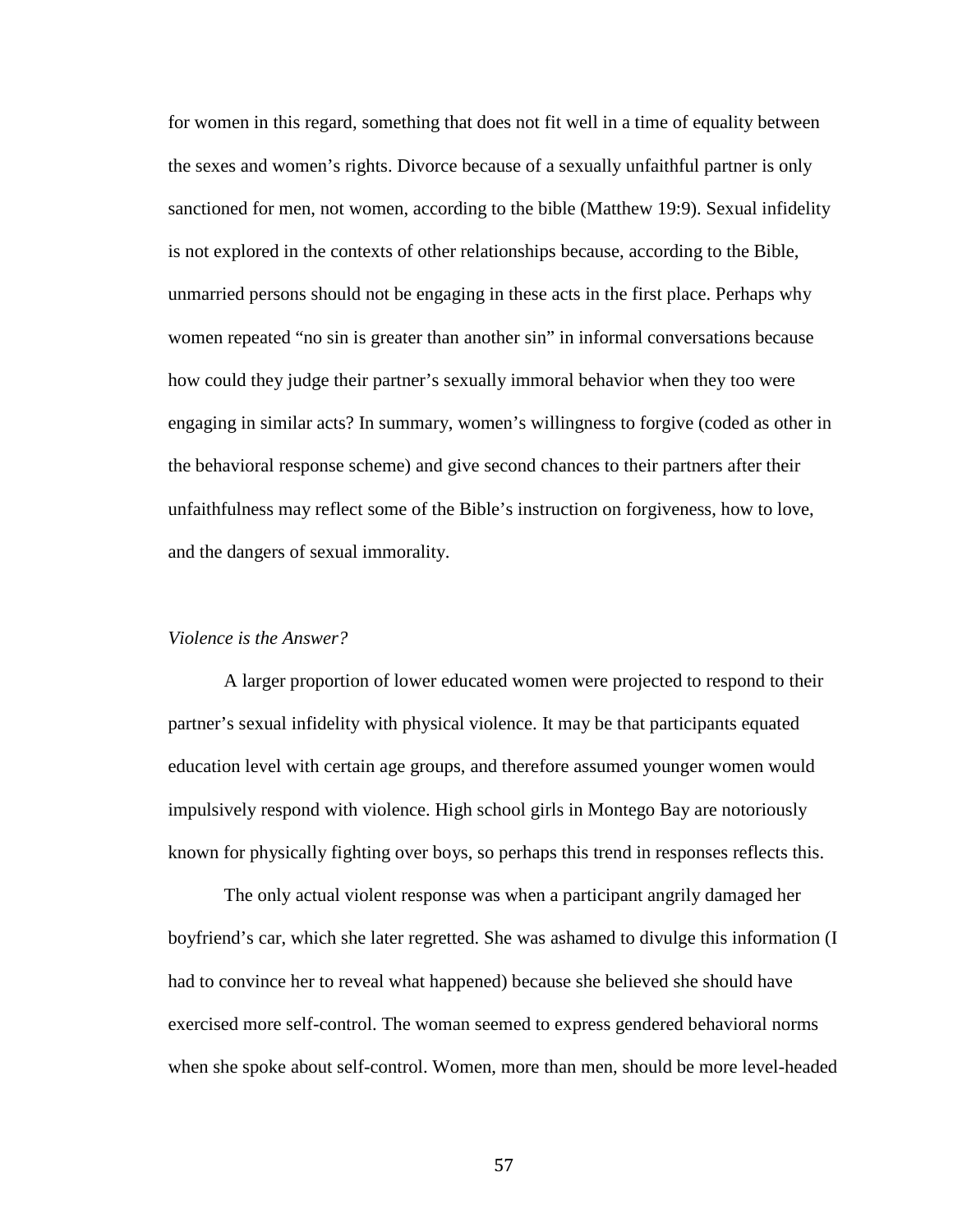for women in this regard, something that does not fit well in a time of equality between the sexes and women's rights. Divorce because of a sexually unfaithful partner is only sanctioned for men, not women, according to the bible (Matthew 19:9). Sexual infidelity is not explored in the contexts of other relationships because, according to the Bible, unmarried persons should not be engaging in these acts in the first place. Perhaps why women repeated "no sin is greater than another sin" in informal conversations because how could they judge their partner's sexually immoral behavior when they too were engaging in similar acts? In summary, women's willingness to forgive (coded as other in the behavioral response scheme) and give second chances to their partners after their unfaithfulness may reflect some of the Bible's instruction on forgiveness, how to love, and the dangers of sexual immorality.

*Violence is the Answer?*

A larger proportion of lower educated women were projected to respond to their partner's sexual infidelity with physical violence. It may be that participants equated education level with certain age groups, and therefore assumed younger women would impulsively respond with violence. High school girls in Montego Bay are notoriously known for physically fighting over boys, so perhaps this trend in responses reflects this.

The only actual violent response was when a participant angrily damaged her boyfriend's car, which she later regretted. She was ashamed to divulge this information (I had to convince her to reveal what happened) because she believed she should have exercised more self-control. The woman seemed to express gendered behavioral norms when she spoke about self-control. Women, more than men, should be more level-headed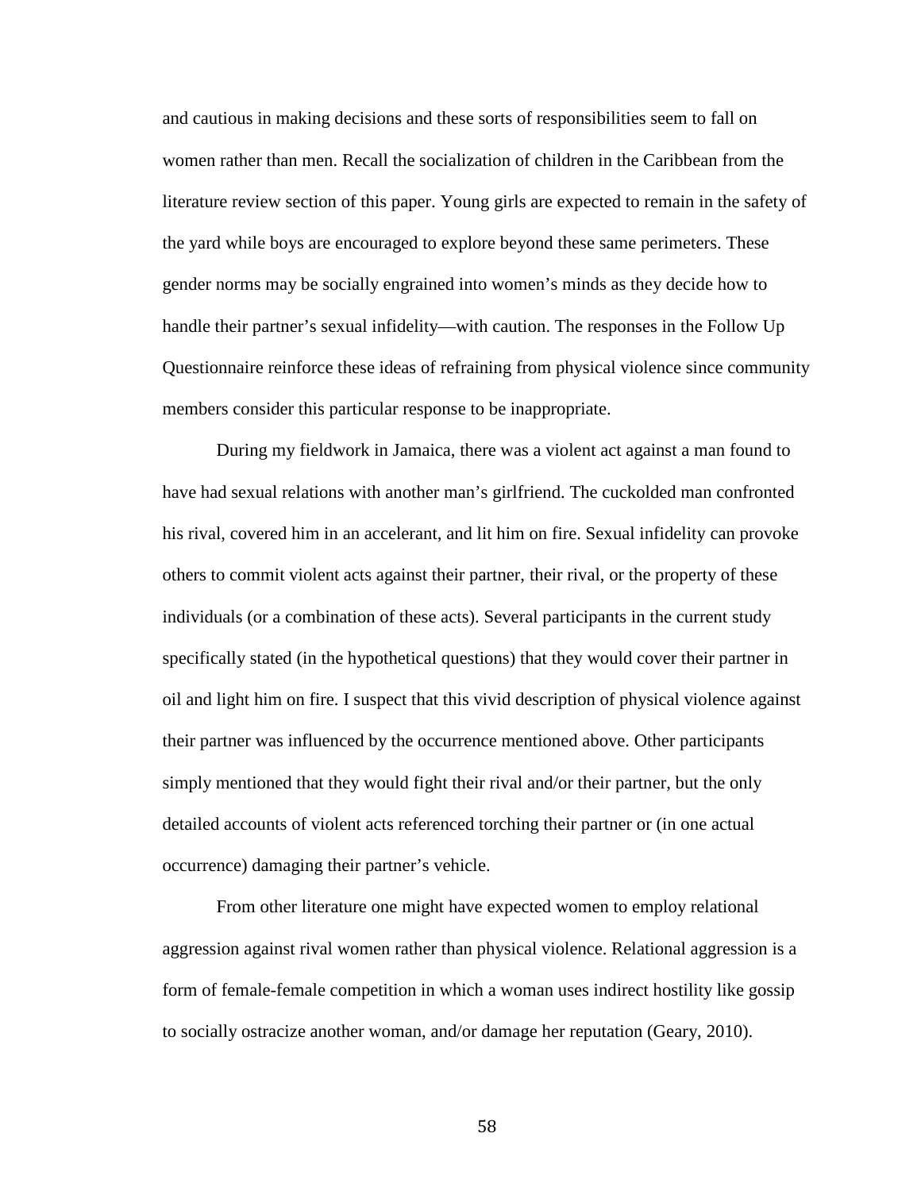and cautious in making decisions and these sorts of responsibilities seem to fall on women rather than men. Recall the socialization of children in the Caribbean from the literature review section of this paper. Young girls are expected to remain in the safety of the yard while boys are encouraged to explore beyond these same perimeters. These gender norms may be socially engrained into women's minds as they decide how to handle their partner's sexual infidelity—with caution. The responses in the Follow Up Questionnaire reinforce these ideas of refraining from physical violence since community members consider this particular response to be inappropriate.

During my fieldwork in Jamaica, there was a violent act against a man found to have had sexual relations with another man's girlfriend. The cuckolded man confronted his rival, covered him in an accelerant, and lit him on fire. Sexual infidelity can provoke others to commit violent acts against their partner, their rival, or the property of these individuals (or a combination of these acts). Several participants in the current study specifically stated (in the hypothetical questions) that they would cover their partner in oil and light him on fire. I suspect that this vivid description of physical violence against their partner was influenced by the occurrence mentioned above. Other participants simply mentioned that they would fight their rival and/or their partner, but the only detailed accounts of violent acts referenced torching their partner or (in one actual occurrence) damaging their partner's vehicle.

From other literature one might have expected women to employ relational aggression against rival women rather than physical violence. Relational aggression is a form of female-female competition in which a woman uses indirect hostility like gossip to socially ostracize another woman, and/or damage her reputation (Geary, 2010).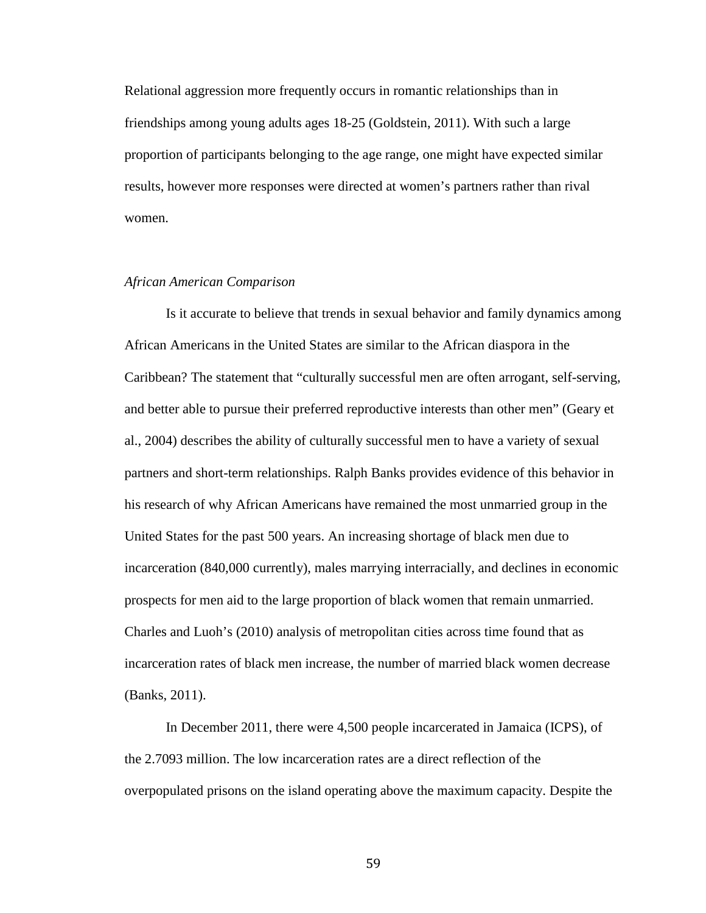Relational aggression more frequently occurs in romantic relationships than in friendships among young adults ages 18-25 (Goldstein, 2011). With such a large proportion of participants belonging to the age range, one might have expected similar results, however more responses were directed at women's partners rather than rival women.

### *African American Comparison*

Is it accurate to believe that trends in sexual behavior and family dynamics among African Americans in the United States are similar to the African diaspora in the Caribbean? The statement that "culturally successful men are often arrogant, self-serving, and better able to pursue their preferred reproductive interests than other men" (Geary et al., 2004) describes the ability of culturally successful men to have a variety of sexual partners and short-term relationships. Ralph Banks provides evidence of this behavior in his research of why African Americans have remained the most unmarried group in the United States for the past 500 years. An increasing shortage of black men due to incarceration (840,000 currently), males marrying interracially, and declines in economic prospects for men aid to the large proportion of black women that remain unmarried. Charles and Luoh's (2010) analysis of metropolitan cities across time found that as incarceration rates of black men increase, the number of married black women decrease (Banks, 2011).

In December 2011, there were 4,500 people incarcerated in Jamaica (ICPS), of the 2.7093 million. The low incarceration rates are a direct reflection of the overpopulated prisons on the island operating above the maximum capacity. Despite the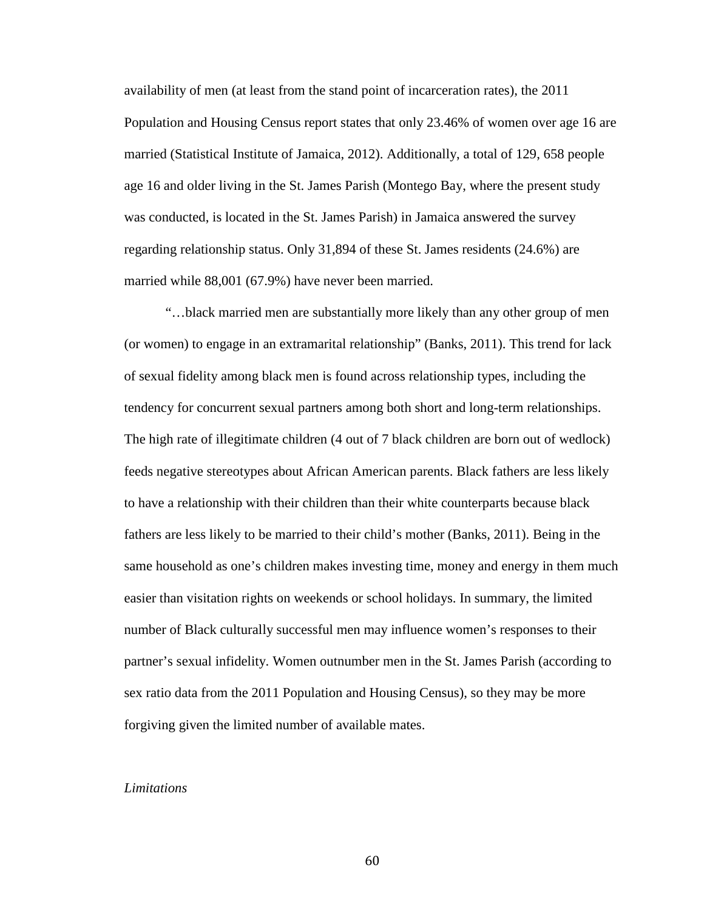availability of men (at least from the stand point of incarceration rates), the 2011 Population and Housing Census report states that only 23.46% of women over age 16 are married (Statistical Institute of Jamaica, 2012). Additionally, a total of 129, 658 people age 16 and older living in the St. James Parish (Montego Bay, where the present study was conducted, is located in the St. James Parish) in Jamaica answered the survey regarding relationship status. Only 31,894 of these St. James residents (24.6%) are married while 88,001 (67.9%) have never been married.

"…black married men are substantially more likely than any other group of men (or women) to engage in an extramarital relationship" (Banks, 2011). This trend for lack of sexual fidelity among black men is found across relationship types, including the tendency for concurrent sexual partners among both short and long-term relationships. The high rate of illegitimate children (4 out of 7 black children are born out of wedlock) feeds negative stereotypes about African American parents. Black fathers are less likely to have a relationship with their children than their white counterparts because black fathers are less likely to be married to their child's mother (Banks, 2011). Being in the same household as one's children makes investing time, money and energy in them much easier than visitation rights on weekends or school holidays. In summary, the limited number of Black culturally successful men may influence women's responses to their partner's sexual infidelity. Women outnumber men in the St. James Parish (according to sex ratio data from the 2011 Population and Housing Census), so they may be more forgiving given the limited number of available mates.

*Limitations*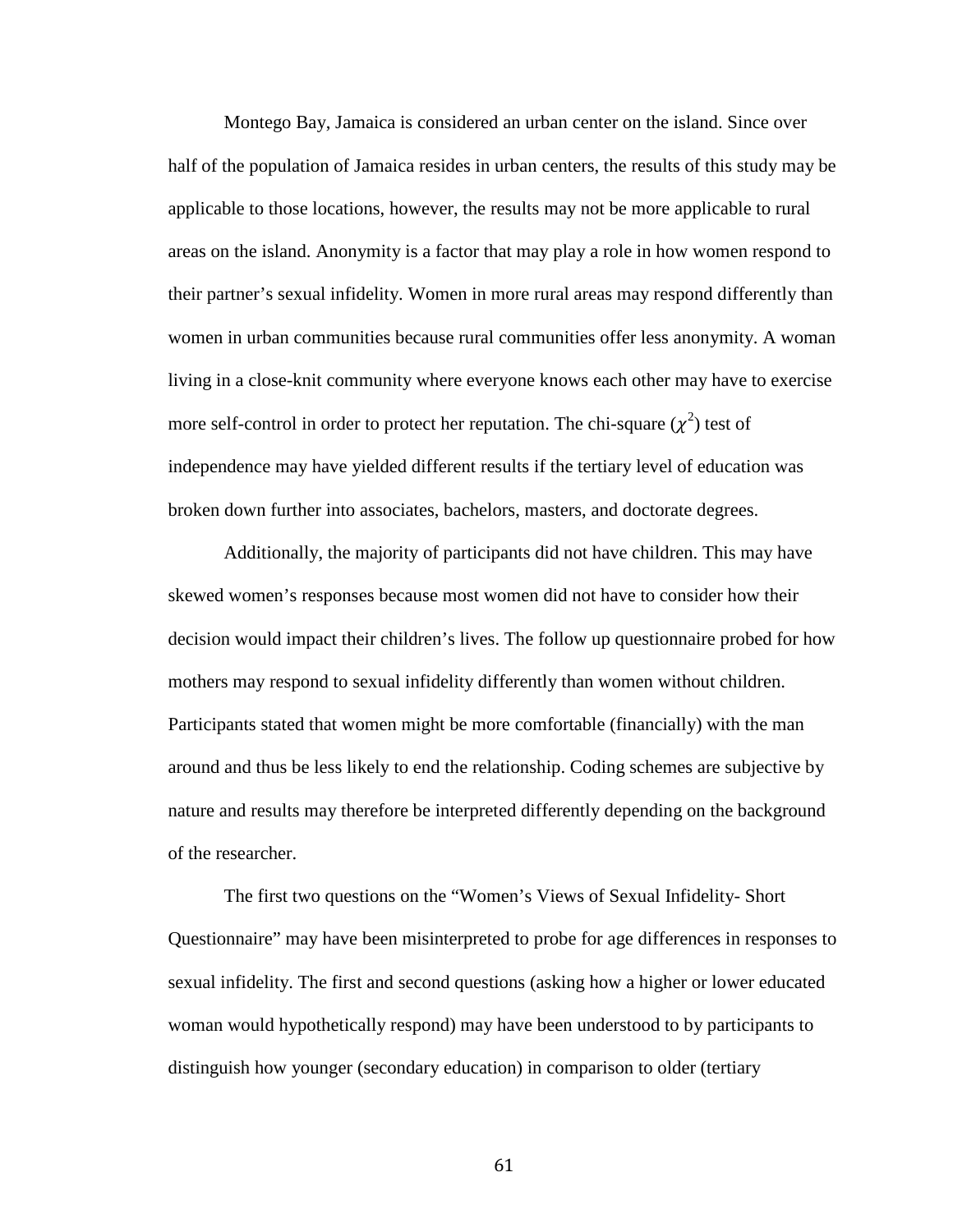Montego Bay, Jamaica is considered an urban center on the island. Since over half of the population of Jamaica resides in urban centers, the results of this study may be applicable to those locations, however, the results may not be more applicable to rural areas on the island. Anonymity is a factor that may play a role in how women respond to their partner's sexual infidelity. Women in more rural areas may respond differently than women in urban communities because rural communities offer less anonymity. A woman living in a close-knit community where everyone knows each other may have to exercise more self-control in order to protect her reputation. The chi-square ($\chi^2$) test of independence may have yielded different results if the tertiary level of education was broken down further into associates, bachelors, masters, and doctorate degrees.

Additionally, the majority of participants did not have children. This may have skewed women's responses because most women did not have to consider how their decision would impact their children's lives. The follow up questionnaire probed for how mothers may respond to sexual infidelity differently than women without children. Participants stated that women might be more comfortable (financially) with the man around and thus be less likely to end the relationship. Coding schemes are subjective by nature and results may therefore be interpreted differently depending on the background of the researcher.

The first two questions on the "Women's Views of Sexual Infidelity- Short Questionnaire" may have been misinterpreted to probe for age differences in responses to sexual infidelity. The first and second questions (asking how a higher or lower educated woman would hypothetically respond) may have been understood to by participants to distinguish how younger (secondary education) in comparison to older (tertiary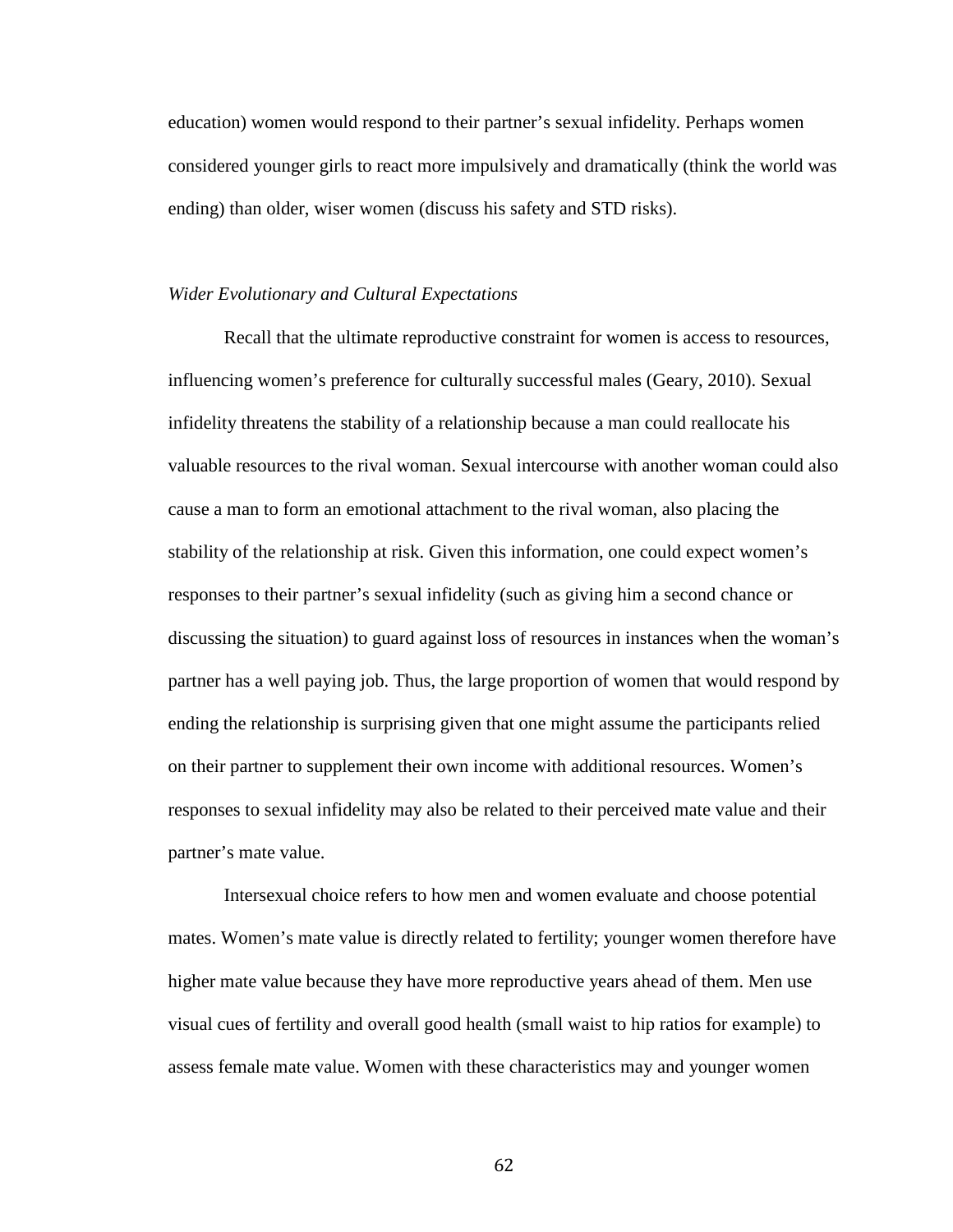education) women would respond to their partner's sexual infidelity. Perhaps women considered younger girls to react more impulsively and dramatically (think the world was ending) than older, wiser women (discuss his safety and STD risks).

### *Wider Evolutionary and Cultural Expectations*

Recall that the ultimate reproductive constraint for women is access to resources, influencing women's preference for culturally successful males (Geary, 2010). Sexual infidelity threatens the stability of a relationship because a man could reallocate his valuable resources to the rival woman. Sexual intercourse with another woman could also cause a man to form an emotional attachment to the rival woman, also placing the stability of the relationship at risk. Given this information, one could expect women's responses to their partner's sexual infidelity (such as giving him a second chance or discussing the situation) to guard against loss of resources in instances when the woman's partner has a well paying job. Thus, the large proportion of women that would respond by ending the relationship is surprising given that one might assume the participants relied on their partner to supplement their own income with additional resources. Women's responses to sexual infidelity may also be related to their perceived mate value and their partner's mate value.

Intersexual choice refers to how men and women evaluate and choose potential mates. Women's mate value is directly related to fertility; younger women therefore have higher mate value because they have more reproductive years ahead of them. Men use visual cues of fertility and overall good health (small waist to hip ratios for example) to assess female mate value. Women with these characteristics may and younger women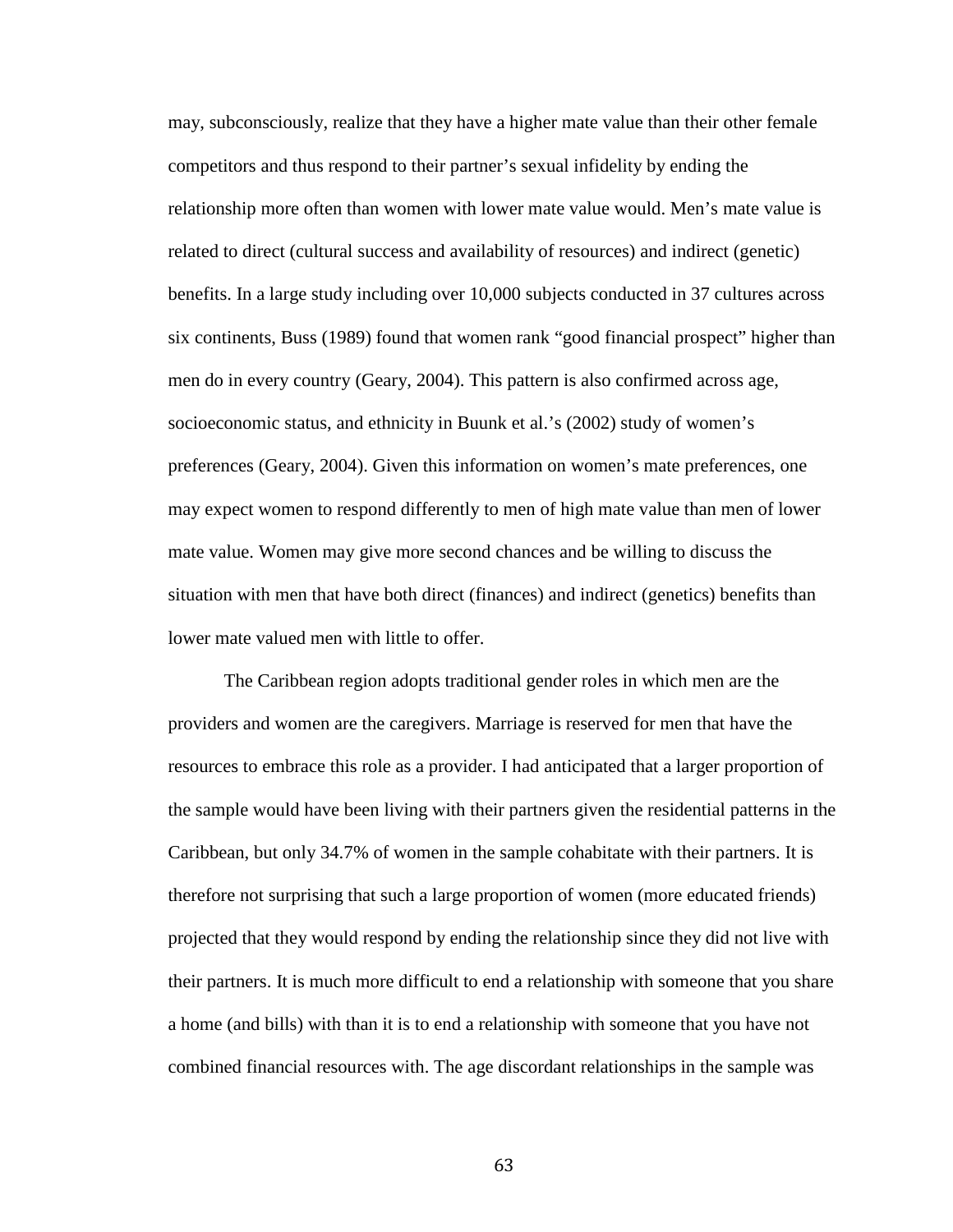may, subconsciously, realize that they have a higher mate value than their other female competitors and thus respond to their partner's sexual infidelity by ending the relationship more often than women with lower mate value would. Men's mate value is related to direct (cultural success and availability of resources) and indirect (genetic) benefits. In a large study including over 10,000 subjects conducted in 37 cultures across six continents, Buss (1989) found that women rank "good financial prospect" higher than men do in every country (Geary, 2004). This pattern is also confirmed across age, socioeconomic status, and ethnicity in Buunk et al.'s (2002) study of women's preferences (Geary, 2004). Given this information on women's mate preferences, one may expect women to respond differently to men of high mate value than men of lower mate value. Women may give more second chances and be willing to discuss the situation with men that have both direct (finances) and indirect (genetics) benefits than lower mate valued men with little to offer.

The Caribbean region adopts traditional gender roles in which men are the providers and women are the caregivers. Marriage is reserved for men that have the resources to embrace this role as a provider. I had anticipated that a larger proportion of the sample would have been living with their partners given the residential patterns in the Caribbean, but only 34.7% of women in the sample cohabitate with their partners. It is therefore not surprising that such a large proportion of women (more educated friends) projected that they would respond by ending the relationship since they did not live with their partners. It is much more difficult to end a relationship with someone that you share a home (and bills) with than it is to end a relationship with someone that you have not combined financial resources with. The age discordant relationships in the sample was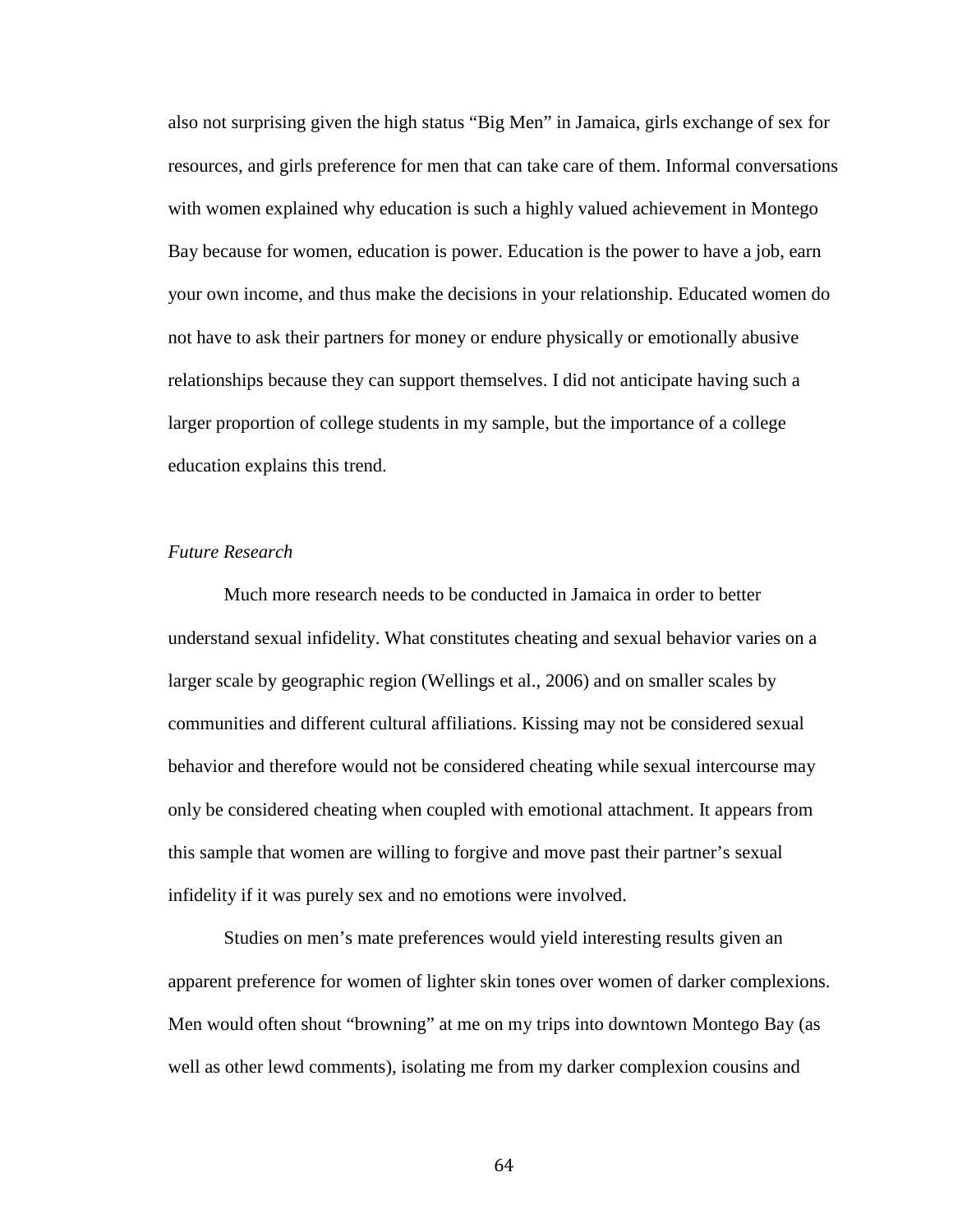also not surprising given the high status "Big Men" in Jamaica, girls exchange of sex for resources, and girls preference for men that can take care of them. Informal conversations with women explained why education is such a highly valued achievement in Montego Bay because for women, education is power. Education is the power to have a job, earn your own income, and thus make the decisions in your relationship. Educated women do not have to ask their partners for money or endure physically or emotionally abusive relationships because they can support themselves. I did not anticipate having such a larger proportion of college students in my sample, but the importance of a college education explains this trend.

*Future Research*

Much more research needs to be conducted in Jamaica in order to better understand sexual infidelity. What constitutes cheating and sexual behavior varies on a larger scale by geographic region (Wellings et al., 2006) and on smaller scales by communities and different cultural affiliations. Kissing may not be considered sexual behavior and therefore would not be considered cheating while sexual intercourse may only be considered cheating when coupled with emotional attachment. It appears from this sample that women are willing to forgive and move past their partner's sexual infidelity if it was purely sex and no emotions were involved.

Studies on men's mate preferences would yield interesting results given an apparent preference for women of lighter skin tones over women of darker complexions. Men would often shout "browning" at me on my trips into downtown Montego Bay (as well as other lewd comments), isolating me from my darker complexion cousins and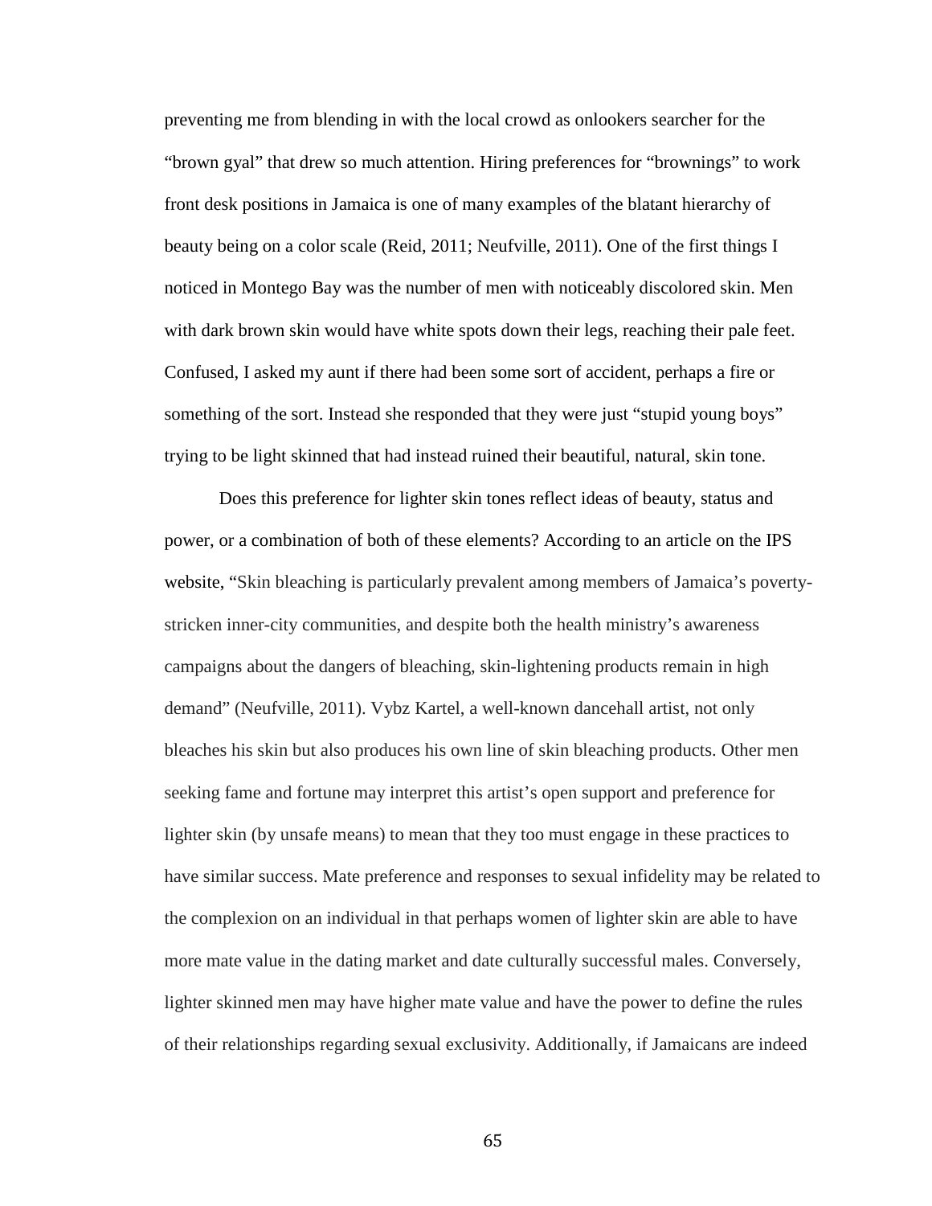preventing me from blending in with the local crowd as onlookers searcher for the "brown gyal" that drew so much attention. Hiring preferences for "brownings" to work front desk positions in Jamaica is one of many examples of the blatant hierarchy of beauty being on a color scale (Reid, 2011; Neufville, 2011). One of the first things I noticed in Montego Bay was the number of men with noticeably discolored skin. Men with dark brown skin would have white spots down their legs, reaching their pale feet. Confused, I asked my aunt if there had been some sort of accident, perhaps a fire or something of the sort. Instead she responded that they were just "stupid young boys" trying to be light skinned that had instead ruined their beautiful, natural, skin tone.

Does this preference for lighter skin tones reflect ideas of beauty, status and power, or a combination of both of these elements? According to an article on the IPS website, "Skin bleaching is particularly prevalent among members of Jamaica's poverty-stricken inner-city communities, and despite both the health ministry's awareness campaigns about the dangers of bleaching, skin-lightening products remain in high demand" (Neufville, 2011). Vybz Kartel, a well-known dancehall artist, not only bleaches his skin but also produces his own line of skin bleaching products. Other men seeking fame and fortune may interpret this artist's open support and preference for lighter skin (by unsafe means) to mean that they too must engage in these practices to have similar success. Mate preference and responses to sexual infidelity may be related to the complexion on an individual in that perhaps women of lighter skin are able to have more mate value in the dating market and date culturally successful males. Conversely, lighter skinned men may have higher mate value and have the power to define the rules of their relationships regarding sexual exclusivity. Additionally, if Jamaicans are indeed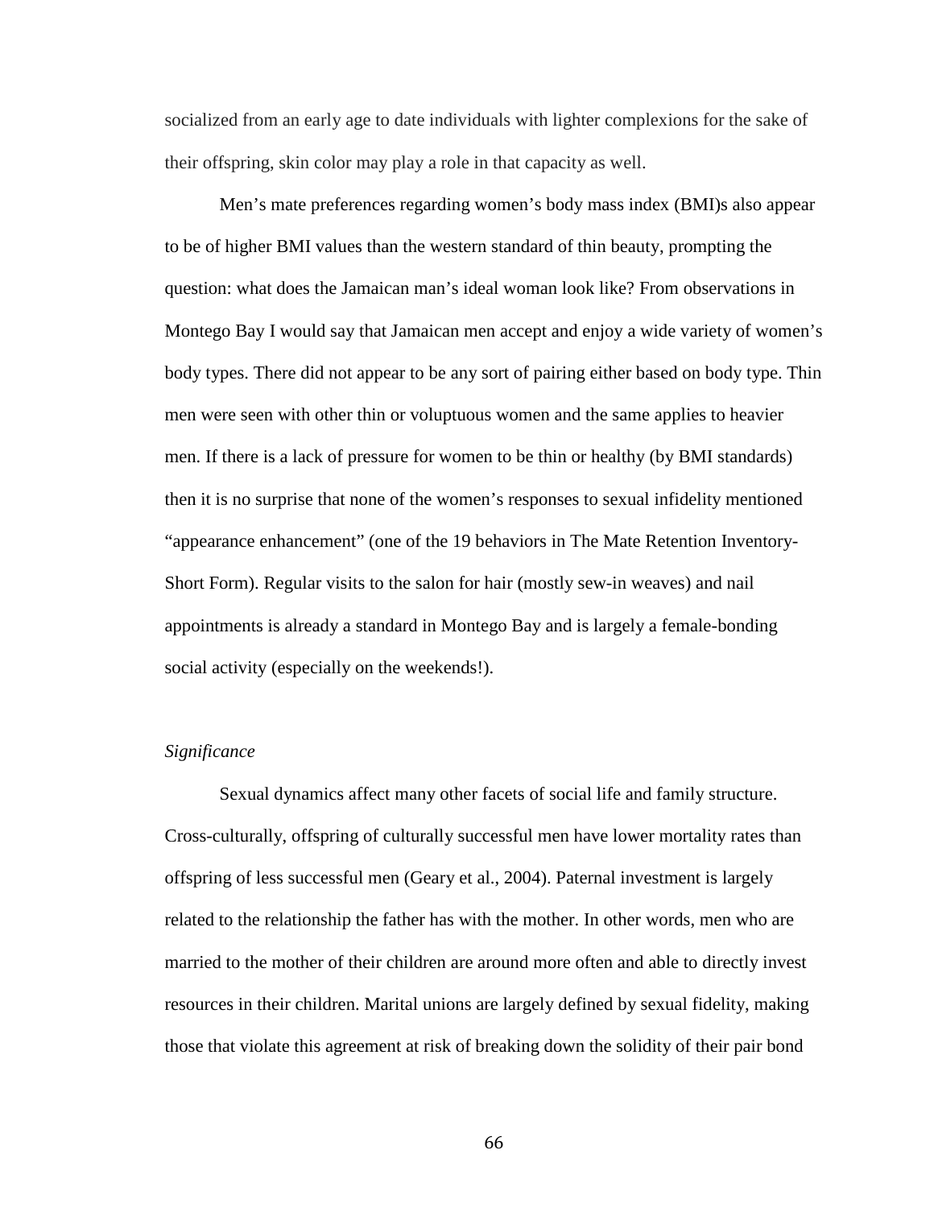socialized from an early age to date individuals with lighter complexions for the sake of their offspring, skin color may play a role in that capacity as well.

Men's mate preferences regarding women's body mass index (BMI)s also appear to be of higher BMI values than the western standard of thin beauty, prompting the question: what does the Jamaican man's ideal woman look like? From observations in Montego Bay I would say that Jamaican men accept and enjoy a wide variety of women's body types. There did not appear to be any sort of pairing either based on body type. Thin men were seen with other thin or voluptuous women and the same applies to heavier men. If there is a lack of pressure for women to be thin or healthy (by BMI standards) then it is no surprise that none of the women's responses to sexual infidelity mentioned "appearance enhancement" (one of the 19 behaviors in The Mate Retention Inventory-Short Form). Regular visits to the salon for hair (mostly sew-in weaves) and nail appointments is already a standard in Montego Bay and is largely a female-bonding social activity (especially on the weekends!).

### *Significance*

Sexual dynamics affect many other facets of social life and family structure. Cross-culturally, offspring of culturally successful men have lower mortality rates than offspring of less successful men (Geary et al., 2004). Paternal investment is largely related to the relationship the father has with the mother. In other words, men who are married to the mother of their children are around more often and able to directly invest resources in their children. Marital unions are largely defined by sexual fidelity, making those that violate this agreement at risk of breaking down the solidity of their pair bond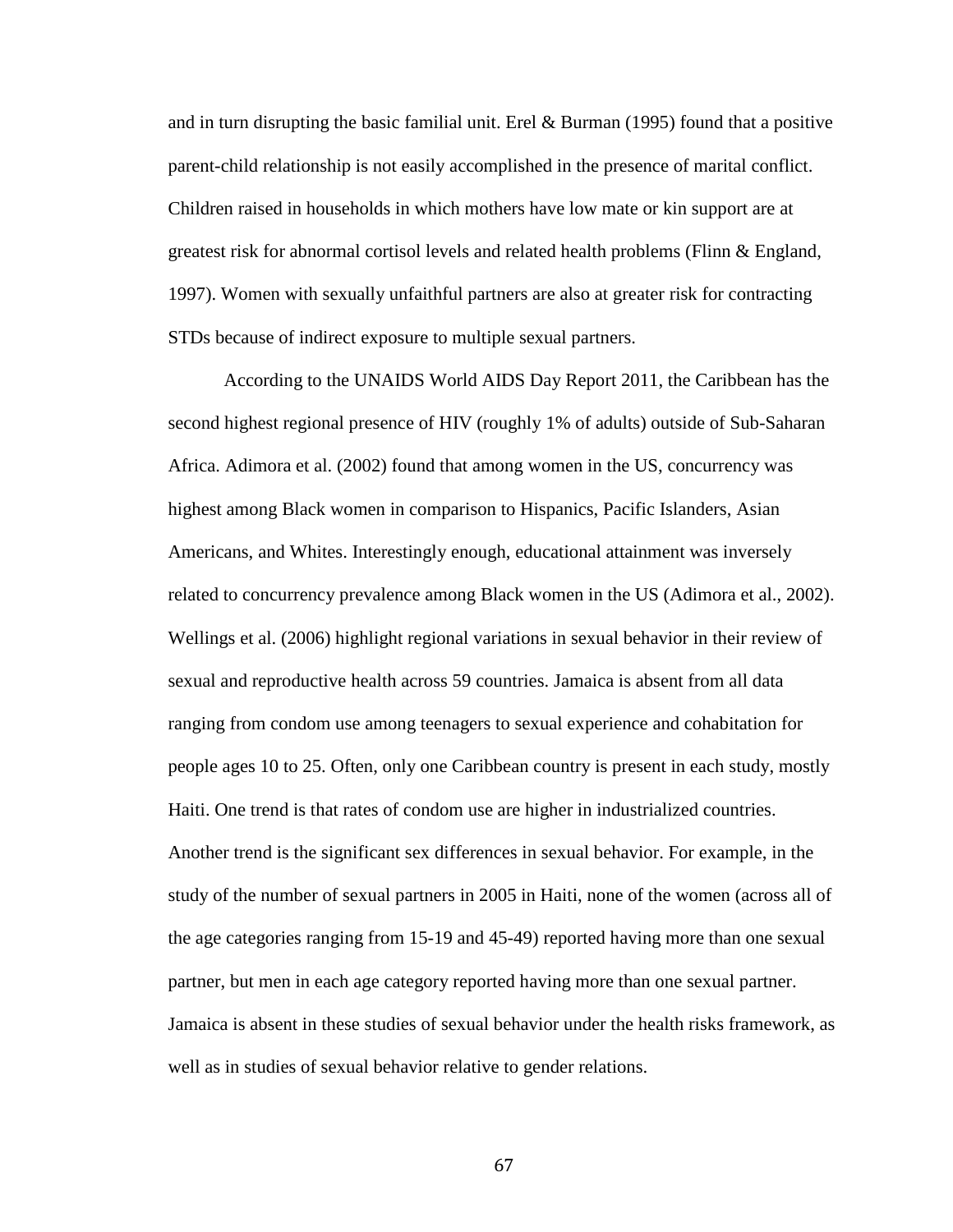and in turn disrupting the basic familial unit. Erel & Burman (1995) found that a positive parent-child relationship is not easily accomplished in the presence of marital conflict. Children raised in households in which mothers have low mate or kin support are at greatest risk for abnormal cortisol levels and related health problems (Flinn & England, 1997). Women with sexually unfaithful partners are also at greater risk for contracting STDs because of indirect exposure to multiple sexual partners.

According to the UNAIDS World AIDS Day Report 2011, the Caribbean has the second highest regional presence of HIV (roughly 1% of adults) outside of Sub-Saharan Africa. Adimora et al. (2002) found that among women in the US, concurrency was highest among Black women in comparison to Hispanics, Pacific Islanders, Asian Americans, and Whites. Interestingly enough, educational attainment was inversely related to concurrency prevalence among Black women in the US (Adimora et al., 2002). Wellings et al. (2006) highlight regional variations in sexual behavior in their review of sexual and reproductive health across 59 countries. Jamaica is absent from all data ranging from condom use among teenagers to sexual experience and cohabitation for people ages 10 to 25. Often, only one Caribbean country is present in each study, mostly Haiti. One trend is that rates of condom use are higher in industrialized countries. Another trend is the significant sex differences in sexual behavior. For example, in the study of the number of sexual partners in 2005 in Haiti, none of the women (across all of the age categories ranging from 15-19 and 45-49) reported having more than one sexual partner, but men in each age category reported having more than one sexual partner. Jamaica is absent in these studies of sexual behavior under the health risks framework, as well as in studies of sexual behavior relative to gender relations.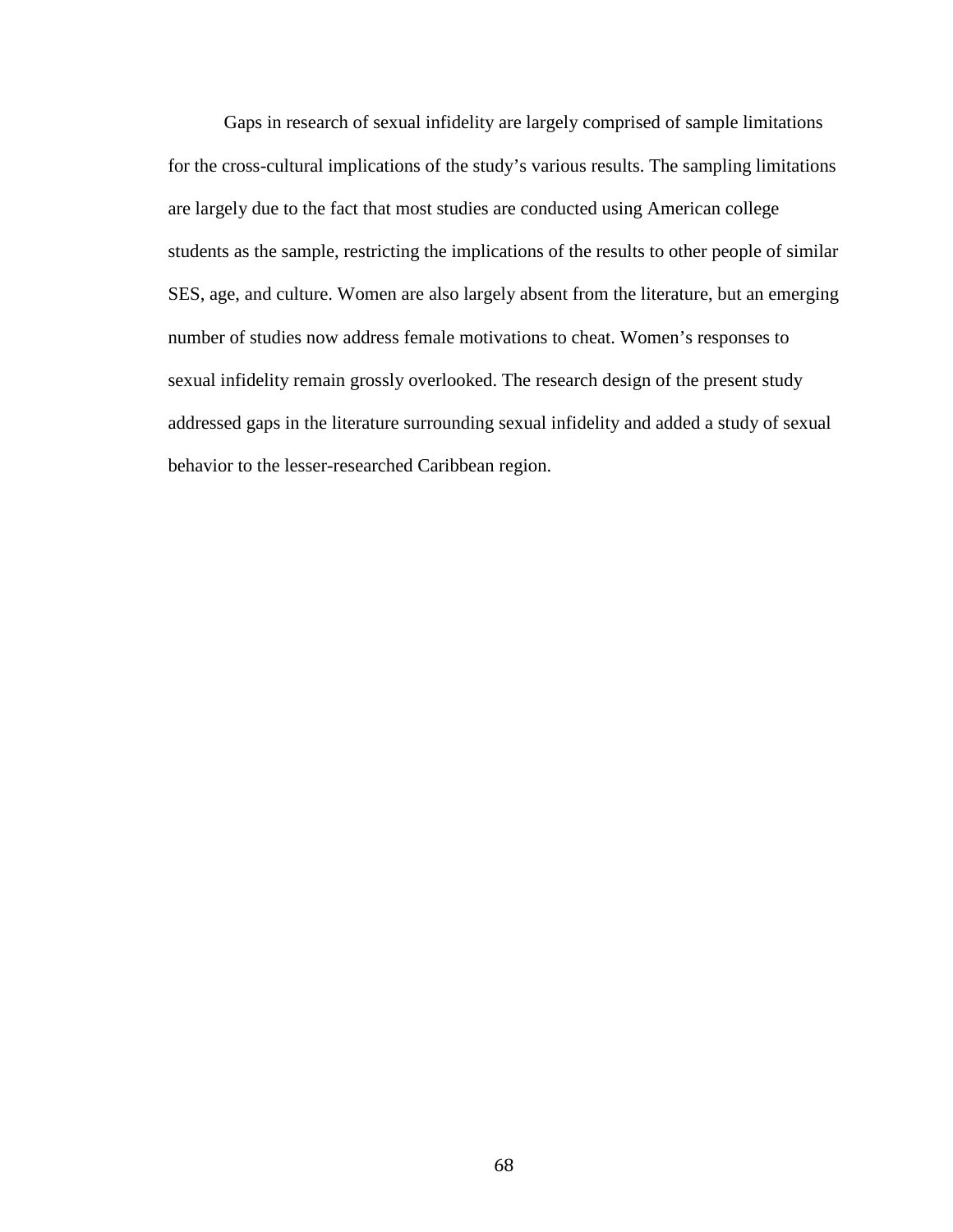Gaps in research of sexual infidelity are largely comprised of sample limitations for the cross-cultural implications of the study's various results. The sampling limitations are largely due to the fact that most studies are conducted using American college students as the sample, restricting the implications of the results to other people of similar SES, age, and culture. Women are also largely absent from the literature, but an emerging number of studies now address female motivations to cheat. Women's responses to sexual infidelity remain grossly overlooked. The research design of the present study addressed gaps in the literature surrounding sexual infidelity and added a study of sexual behavior to the lesser-researched Caribbean region.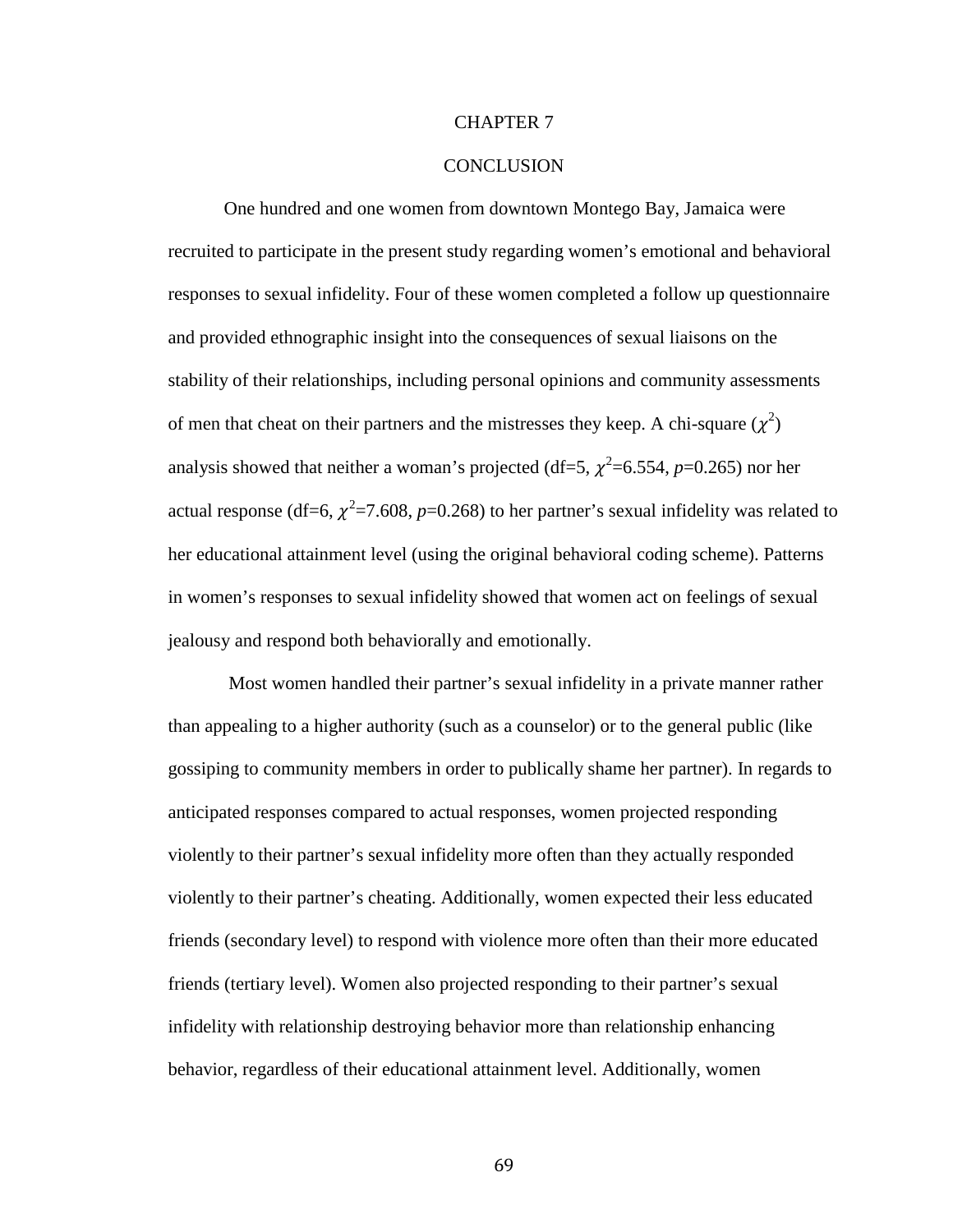# CHAPTER 7

## CONCLUSION

One hundred and one women from downtown Montego Bay, Jamaica were recruited to participate in the present study regarding women's emotional and behavioral responses to sexual infidelity. Four of these women completed a follow up questionnaire and provided ethnographic insight into the consequences of sexual liaisons on the stability of their relationships, including personal opinions and community assessments of men that cheat on their partners and the mistresses they keep. A chi-square ($\chi^2$) analysis showed that neither a woman's projected (df=5, $\chi^2$=6.554, *p*=0.265) nor her actual response (df=6, $\chi^2$=7.608, *p*=0.268) to her partner's sexual infidelity was related to her educational attainment level (using the original behavioral coding scheme). Patterns in women's responses to sexual infidelity showed that women act on feelings of sexual jealousy and respond both behaviorally and emotionally.

Most women handled their partner's sexual infidelity in a private manner rather than appealing to a higher authority (such as a counselor) or to the general public (like gossiping to community members in order to publically shame her partner). In regards to anticipated responses compared to actual responses, women projected responding violently to their partner's sexual infidelity more often than they actually responded violently to their partner's cheating. Additionally, women expected their less educated friends (secondary level) to respond with violence more often than their more educated friends (tertiary level). Women also projected responding to their partner's sexual infidelity with relationship destroying behavior more than relationship enhancing behavior, regardless of their educational attainment level. Additionally, women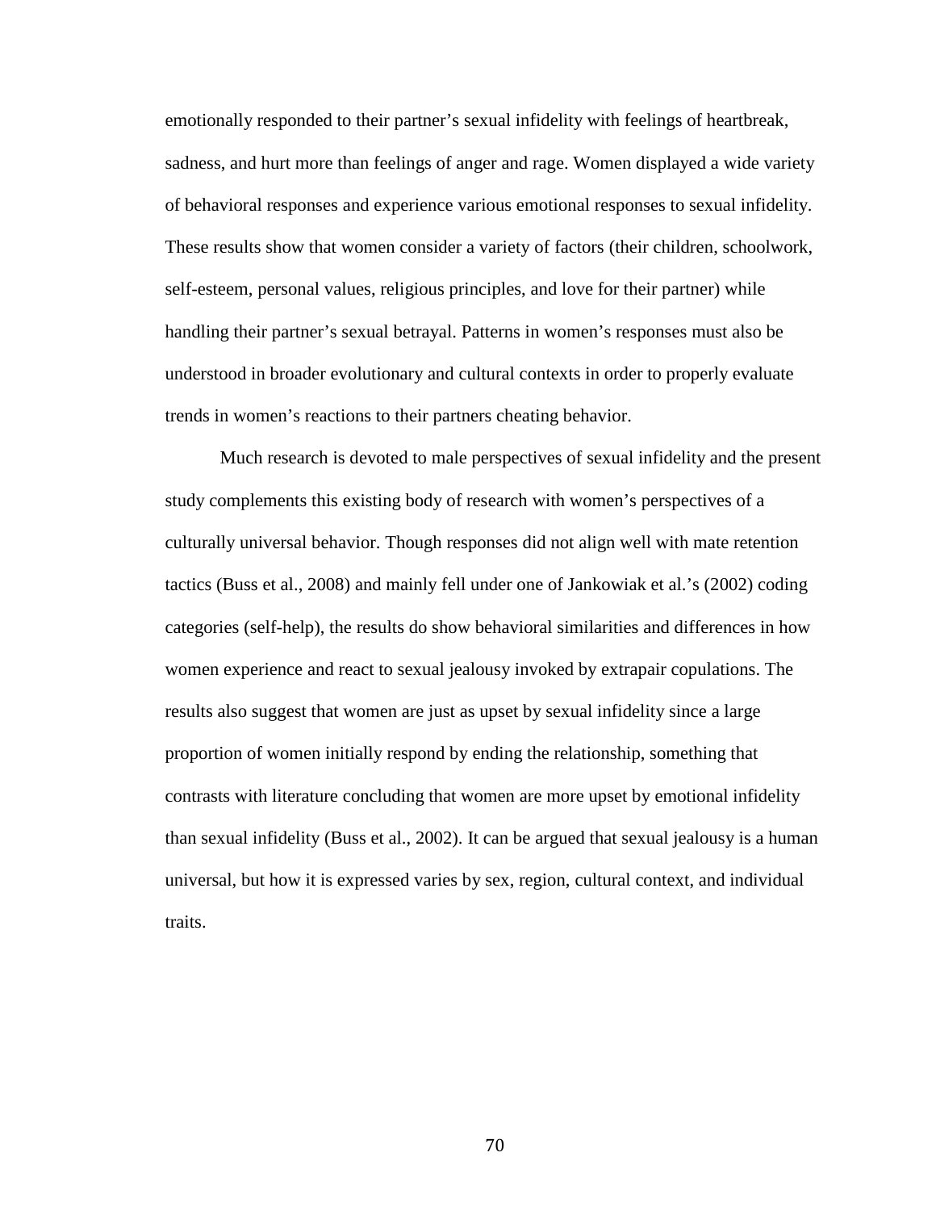emotionally responded to their partner's sexual infidelity with feelings of heartbreak, sadness, and hurt more than feelings of anger and rage. Women displayed a wide variety of behavioral responses and experience various emotional responses to sexual infidelity. These results show that women consider a variety of factors (their children, schoolwork, self-esteem, personal values, religious principles, and love for their partner) while handling their partner's sexual betrayal. Patterns in women's responses must also be understood in broader evolutionary and cultural contexts in order to properly evaluate trends in women's reactions to their partners cheating behavior.

Much research is devoted to male perspectives of sexual infidelity and the present study complements this existing body of research with women's perspectives of a culturally universal behavior. Though responses did not align well with mate retention tactics (Buss et al., 2008) and mainly fell under one of Jankowiak et al.'s (2002) coding categories (self-help), the results do show behavioral similarities and differences in how women experience and react to sexual jealousy invoked by extrapair copulations. The results also suggest that women are just as upset by sexual infidelity since a large proportion of women initially respond by ending the relationship, something that contrasts with literature concluding that women are more upset by emotional infidelity than sexual infidelity (Buss et al., 2002). It can be argued that sexual jealousy is a human universal, but how it is expressed varies by sex, region, cultural context, and individual traits.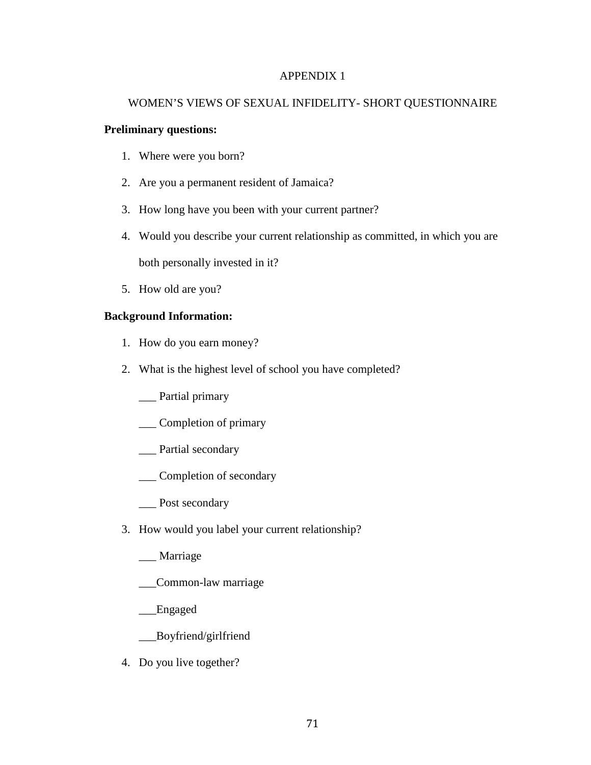# APPENDIX 1

## WOMEN'S VIEWS OF SEXUAL INFIDELITY- SHORT QUESTIONNAIRE

**Preliminary questions:**

1. Where were you born?
2. Are you a permanent resident of Jamaica?
3. How long have you been with your current partner?
4. Would you describe your current relationship as committed, in which you are both personally invested in it?
5. How old are you?

**Background Information:**

1. How do you earn money?
2. What is the highest level of school you have completed?

   ___ Partial primary

   ___ Completion of primary

   ___ Partial secondary

   ___ Completion of secondary

   ___ Post secondary

3. How would you label your current relationship?

   ___ Marriage

   ___Common-law marriage

   ___Engaged

   ___Boyfriend/girlfriend

4. Do you live together?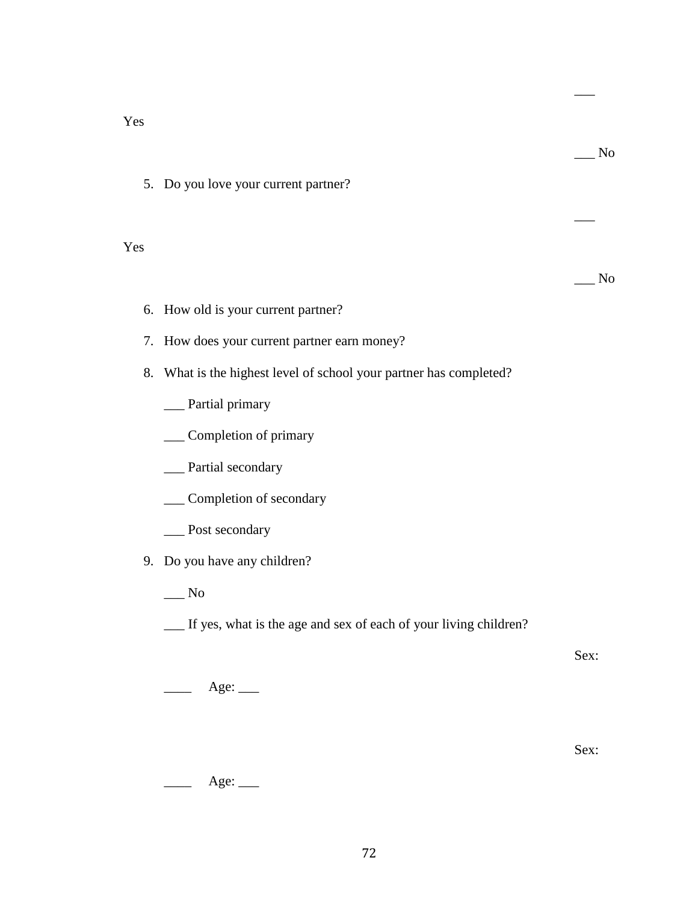___ Yes

___ No

5. Do you love your current partner?

___ Yes

___ No

6. How old is your current partner?

7. How does your current partner earn money?

8. What is the highest level of school your partner has completed?

   ___ Partial primary

   ___ Completion of primary

   ___ Partial secondary

   ___ Completion of secondary

   ___ Post secondary

9. Do you have any children?

   ___ No

   ___ If yes, what is the age and sex of each of your living children?

   Sex: ____ Age: ___

   Sex: ____ Age: ___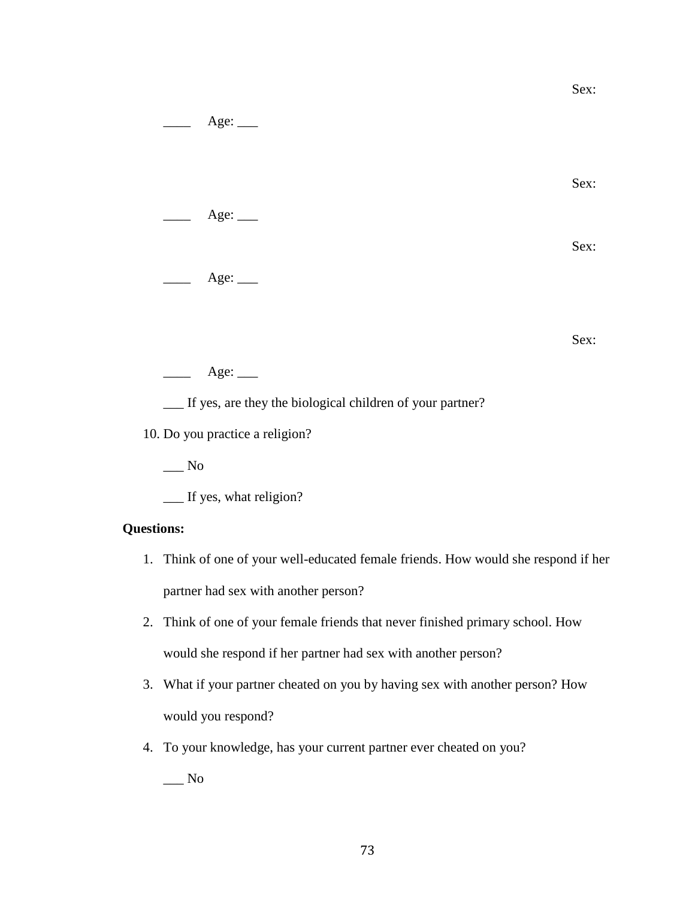Sex:

____ Age: ___

Sex:

____ Age: ___

Sex:

____ Age: ___

Sex:

____ Age: ___

___ If yes, are they the biological children of your partner?

10. Do you practice a religion?

    ___ No

    ___ If yes, what religion?

**Questions:**

1. Think of one of your well-educated female friends. How would she respond if her partner had sex with another person?
2. Think of one of your female friends that never finished primary school. How would she respond if her partner had sex with another person?
3. What if your partner cheated on you by having sex with another person? How would you respond?
4. To your knowledge, has your current partner ever cheated on you?

   ___ No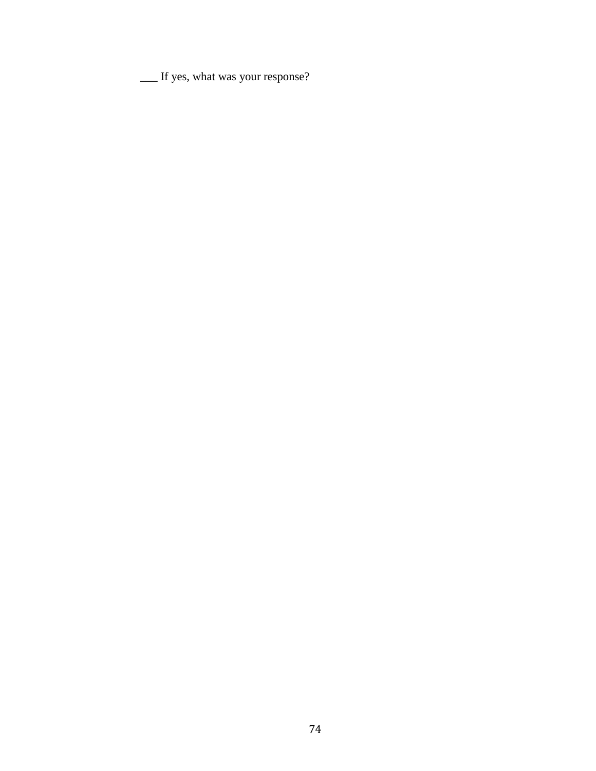___ If yes, what was your response?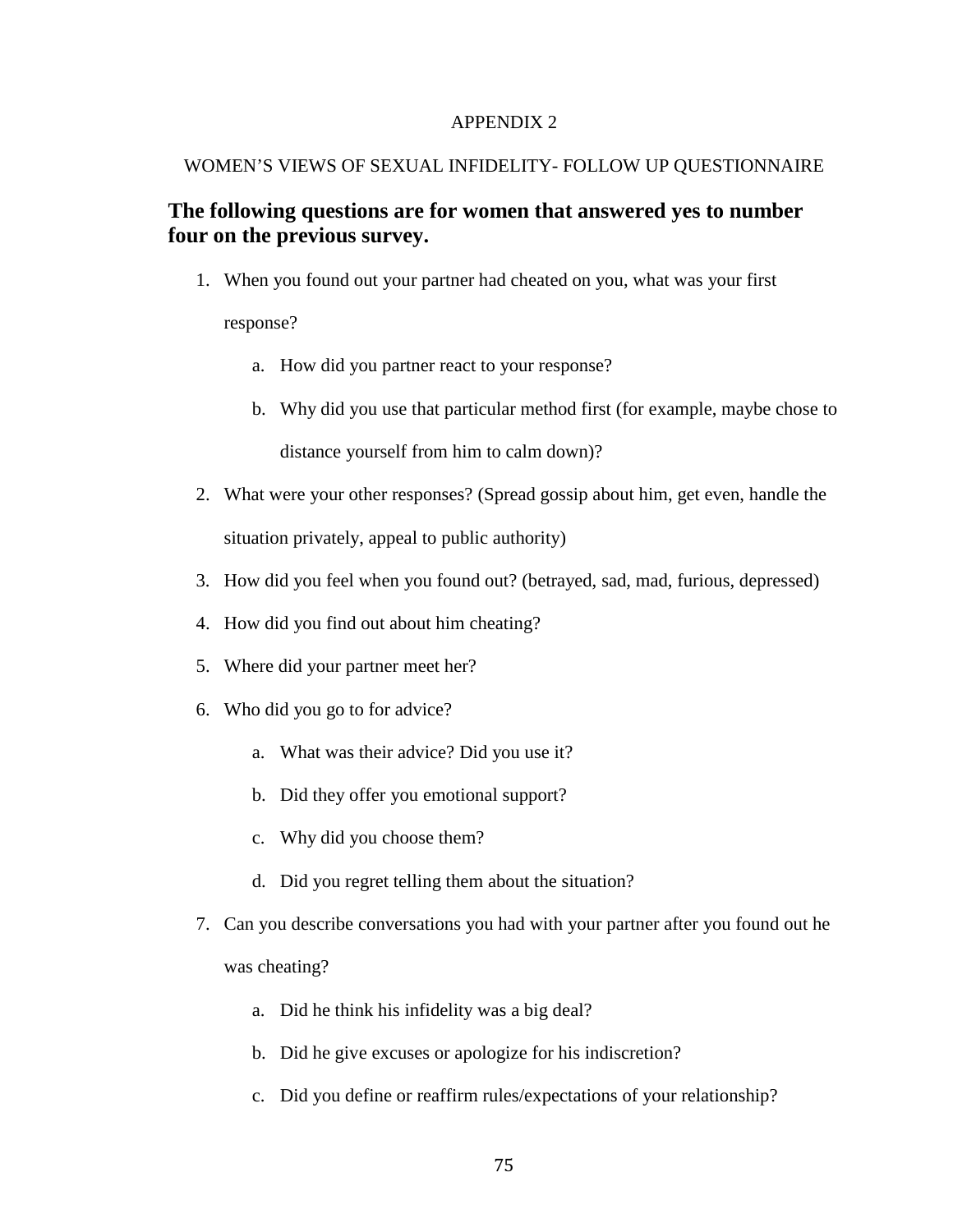APPENDIX 2

WOMEN'S VIEWS OF SEXUAL INFIDELITY- FOLLOW UP QUESTIONNAIRE

## The following questions are for women that answered yes to number four on the previous survey.

1. When you found out your partner had cheated on you, what was your first response?
   a. How did you partner react to your response?
   b. Why did you use that particular method first (for example, maybe chose to distance yourself from him to calm down)?
2. What were your other responses? (Spread gossip about him, get even, handle the situation privately, appeal to public authority)
3. How did you feel when you found out? (betrayed, sad, mad, furious, depressed)
4. How did you find out about him cheating?
5. Where did your partner meet her?
6. Who did you go to for advice?
   a. What was their advice? Did you use it?
   b. Did they offer you emotional support?
   c. Why did you choose them?
   d. Did you regret telling them about the situation?
7. Can you describe conversations you had with your partner after you found out he was cheating?
   a. Did he think his infidelity was a big deal?
   b. Did he give excuses or apologize for his indiscretion?
   c. Did you define or reaffirm rules/expectations of your relationship?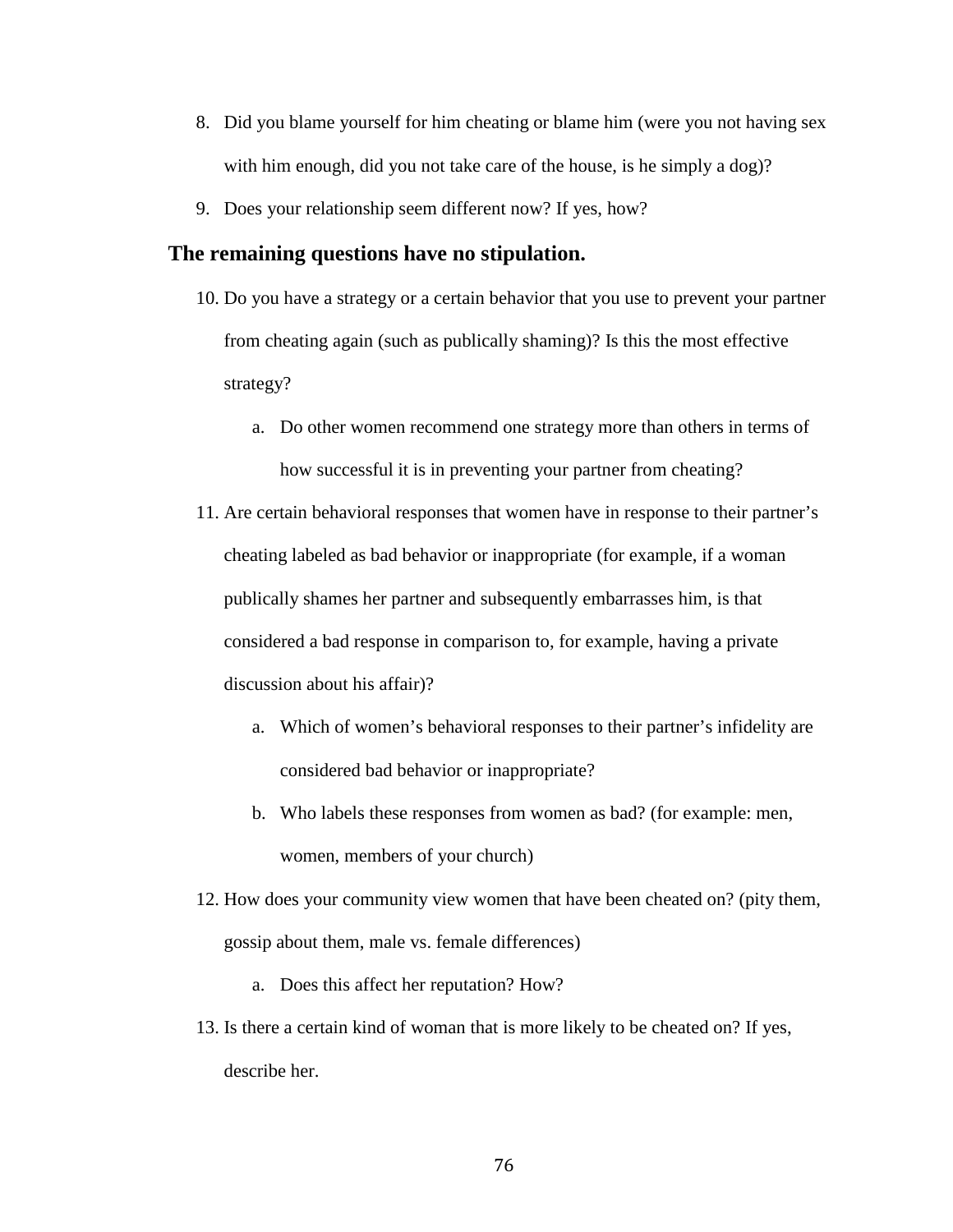8. Did you blame yourself for him cheating or blame him (were you not having sex with him enough, did you not take care of the house, is he simply a dog)?
9. Does your relationship seem different now? If yes, how?

**The remaining questions have no stipulation.**

10. Do you have a strategy or a certain behavior that you use to prevent your partner from cheating again (such as publically shaming)? Is this the most effective strategy?
    a. Do other women recommend one strategy more than others in terms of how successful it is in preventing your partner from cheating?
11. Are certain behavioral responses that women have in response to their partner's cheating labeled as bad behavior or inappropriate (for example, if a woman publically shames her partner and subsequently embarrasses him, is that considered a bad response in comparison to, for example, having a private discussion about his affair)?
    a. Which of women's behavioral responses to their partner's infidelity are considered bad behavior or inappropriate?
    b. Who labels these responses from women as bad? (for example: men, women, members of your church)
12. How does your community view women that have been cheated on? (pity them, gossip about them, male vs. female differences)
    a. Does this affect her reputation? How?
13. Is there a certain kind of woman that is more likely to be cheated on? If yes, describe her.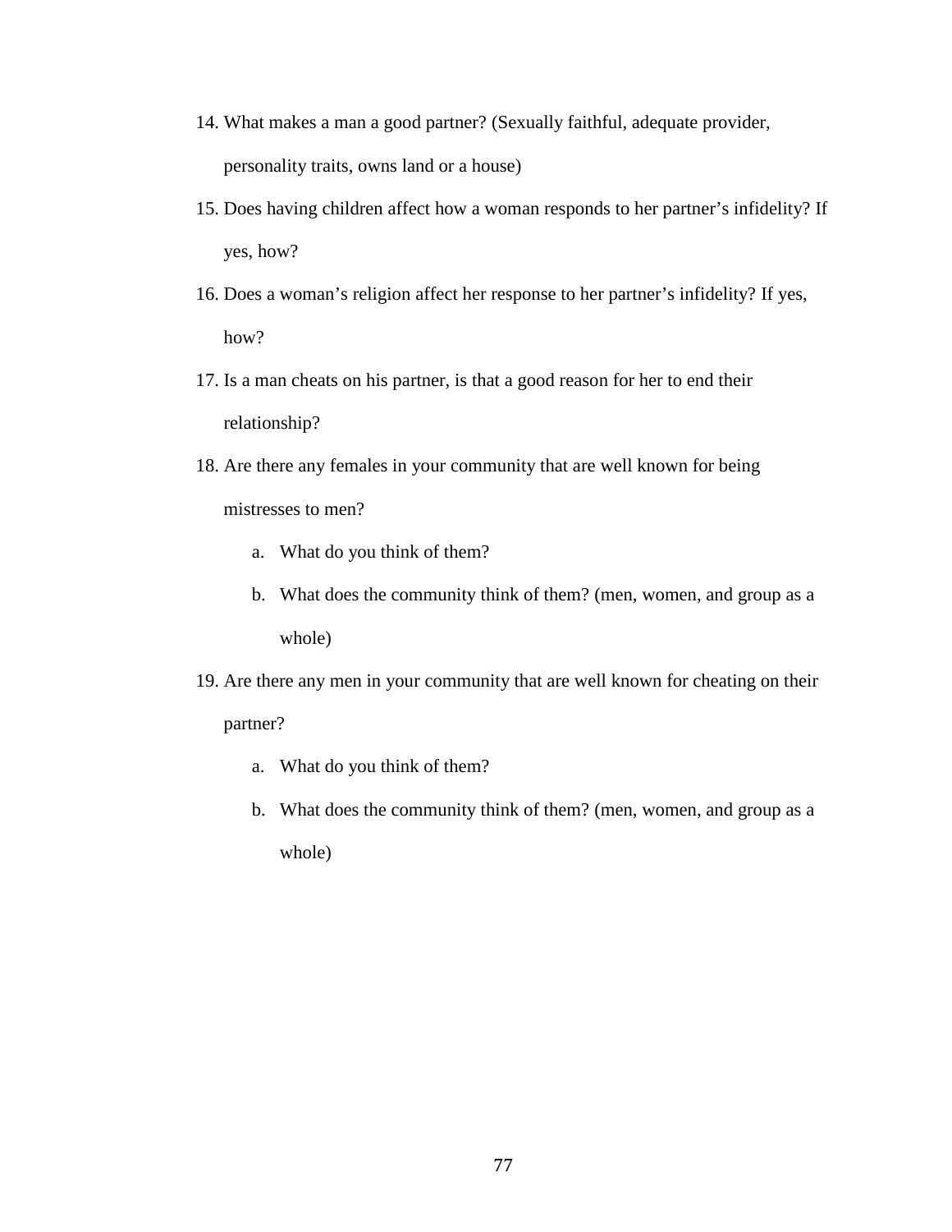14. What makes a man a good partner? (Sexually faithful, adequate provider, personality traits, owns land or a house)
15. Does having children affect how a woman responds to her partner's infidelity? If yes, how?
16. Does a woman's religion affect her response to her partner's infidelity? If yes, how?
17. Is a man cheats on his partner, is that a good reason for her to end their relationship?
18. Are there any females in your community that are well known for being mistresses to men?
    a. What do you think of them?
    b. What does the community think of them? (men, women, and group as a whole)
19. Are there any men in your community that are well known for cheating on their partner?
    a. What do you think of them?
    b. What does the community think of them? (men, women, and group as a whole)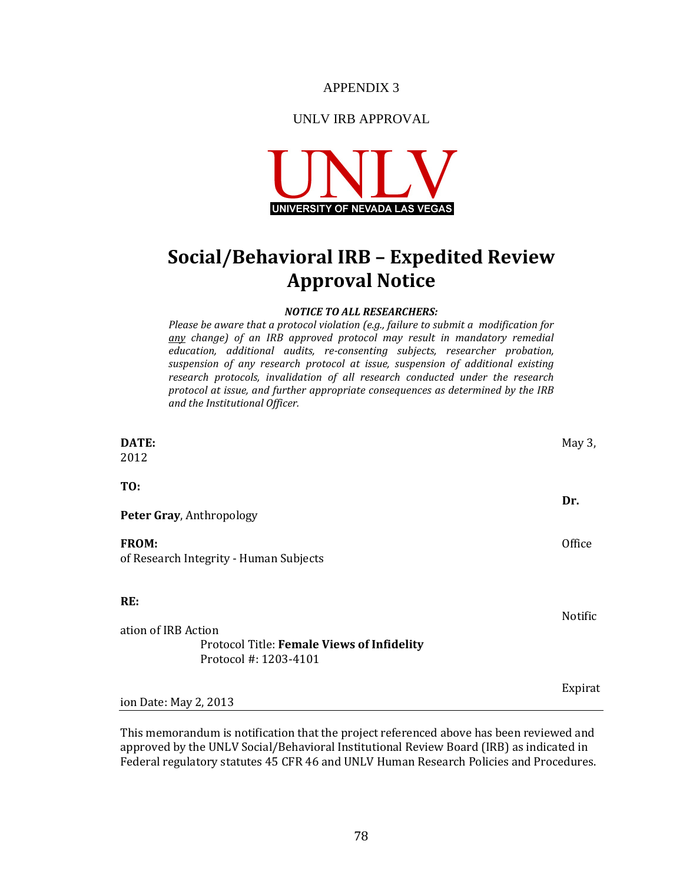APPENDIX 3

UNLV IRB APPROVAL

UNLV
UNIVERSITY OF NEVADA LAS VEGAS

# Social/Behavioral IRB – Expedited Review Approval Notice

***NOTICE TO ALL RESEARCHERS:***

*Please be aware that a protocol violation (e.g., failure to submit a modification for any change) of an IRB approved protocol may result in mandatory remedial education, additional audits, re-consenting subjects, researcher probation, suspension of any research protocol at issue, suspension of additional existing research protocols, invalidation of all research conducted under the research protocol at issue, and further appropriate consequences as determined by the IRB and the Institutional Officer.*

**DATE:** May 3, 2012

**TO:** Dr. **Peter Gray**, Anthropology

**FROM:** Office of Research Integrity - Human Subjects

**RE:** Notification of IRB Action

Protocol Title: **Female Views of Infidelity**
Protocol #: 1203-4101

Expiration Date: May 2, 2013

---

This memorandum is notification that the project referenced above has been reviewed and approved by the UNLV Social/Behavioral Institutional Review Board (IRB) as indicated in Federal regulatory statutes 45 CFR 46 and UNLV Human Research Policies and Procedures.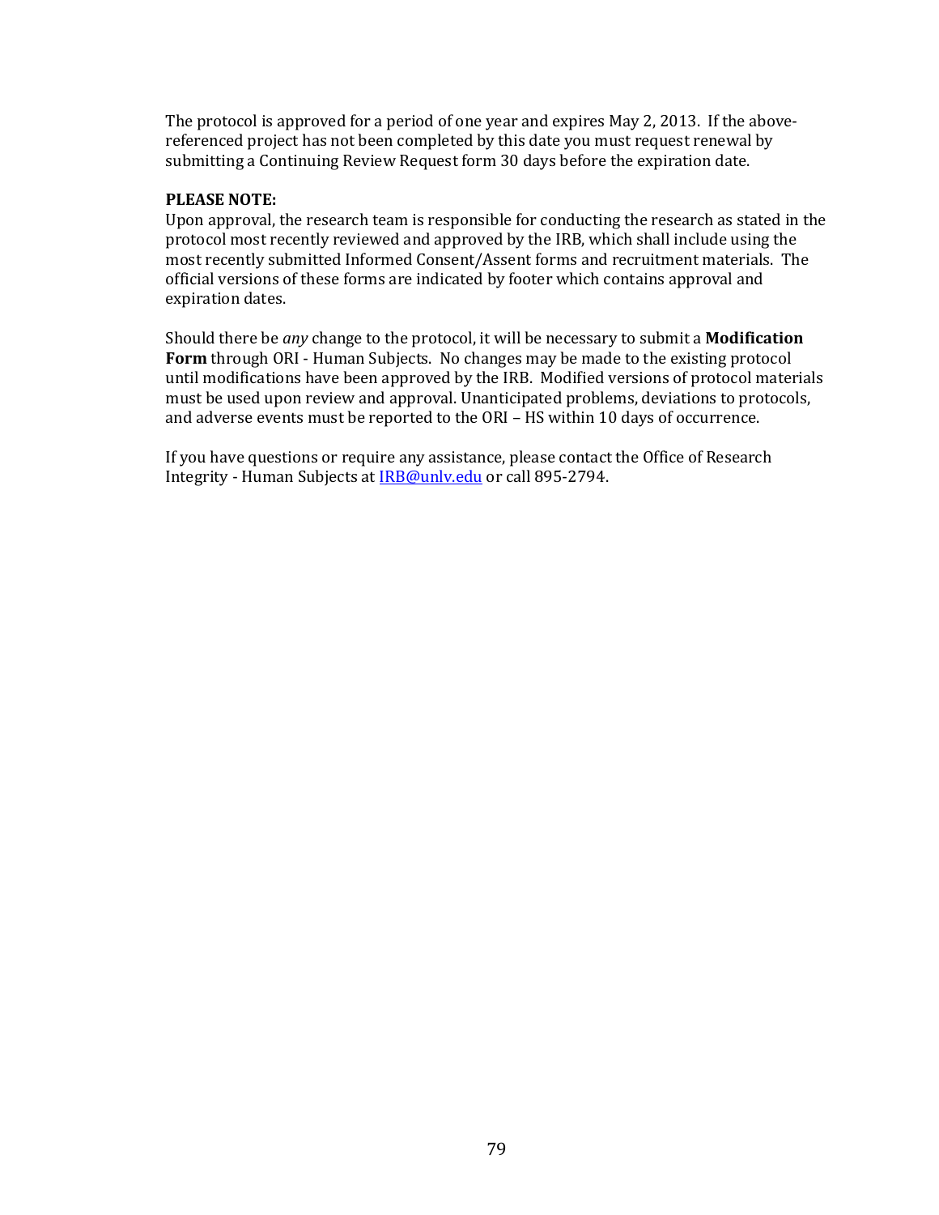The protocol is approved for a period of one year and expires May 2, 2013. If the above-referenced project has not been completed by this date you must request renewal by submitting a Continuing Review Request form 30 days before the expiration date.

**PLEASE NOTE:**
Upon approval, the research team is responsible for conducting the research as stated in the protocol most recently reviewed and approved by the IRB, which shall include using the most recently submitted Informed Consent/Assent forms and recruitment materials. The official versions of these forms are indicated by footer which contains approval and expiration dates.

Should there be *any* change to the protocol, it will be necessary to submit a **Modification Form** through ORI - Human Subjects. No changes may be made to the existing protocol until modifications have been approved by the IRB. Modified versions of protocol materials must be used upon review and approval. Unanticipated problems, deviations to protocols, and adverse events must be reported to the ORI – HS within 10 days of occurrence.

If you have questions or require any assistance, please contact the Office of Research Integrity - Human Subjects at IRB@unlv.edu or call 895-2794.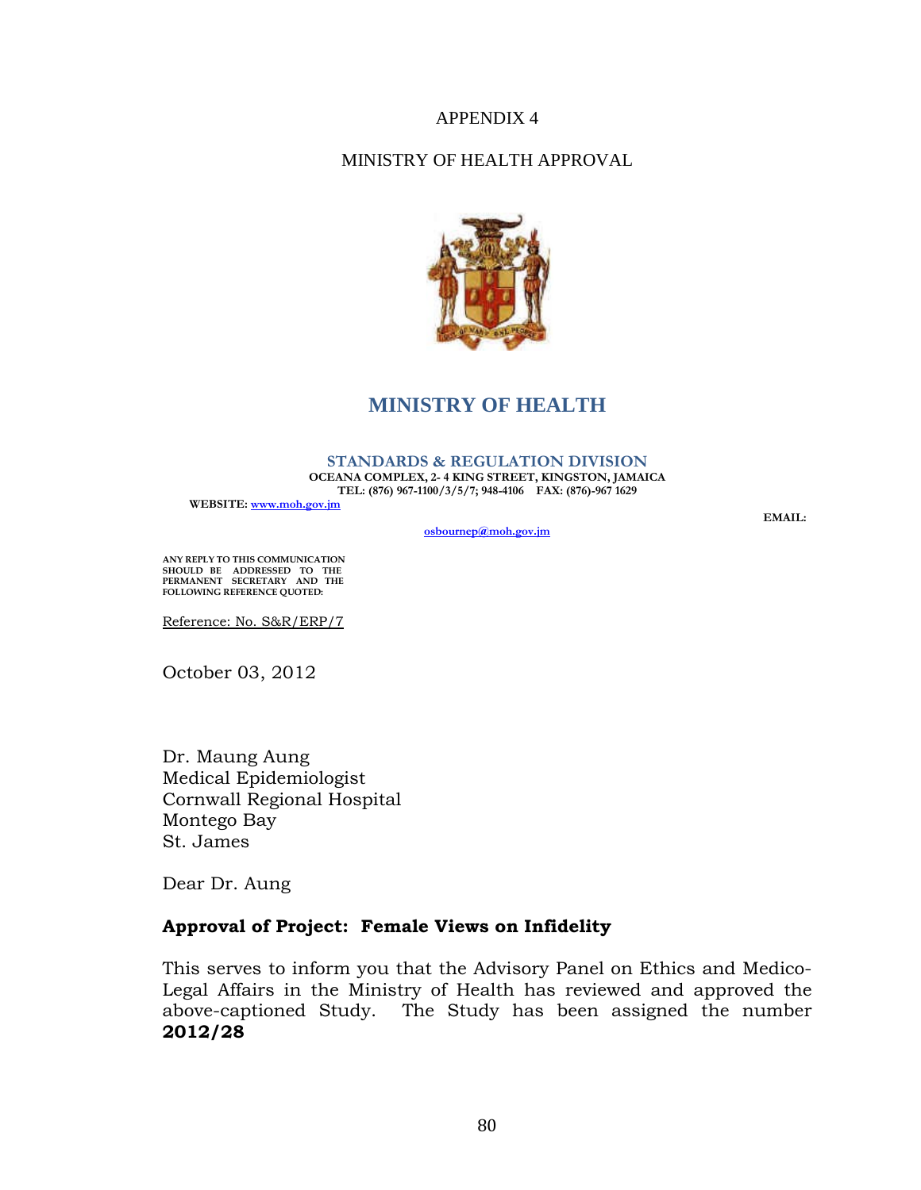APPENDIX 4

MINISTRY OF HEALTH APPROVAL

# MINISTRY OF HEALTH

**STANDARDS & REGULATION DIVISION**
**OCEANA COMPLEX, 2- 4 KING STREET, KINGSTON, JAMAICA**
**TEL: (876) 967-1100/3/5/7; 948-4106 FAX: (876)-967 1629**

**WEBSITE:** www.moh.gov.jm

**EMAIL:** osbournep@moh.gov.jm

**ANY REPLY TO THIS COMMUNICATION SHOULD BE ADDRESSED TO THE PERMANENT SECRETARY AND THE FOLLOWING REFERENCE QUOTED:**

Reference: No. S&R/ERP/7

October 03, 2012

Dr. Maung Aung
Medical Epidemiologist
Cornwall Regional Hospital
Montego Bay
St. James

Dear Dr. Aung

**Approval of Project: Female Views on Infidelity**

This serves to inform you that the Advisory Panel on Ethics and Medico-Legal Affairs in the Ministry of Health has reviewed and approved the above-captioned Study. The Study has been assigned the number **2012/28**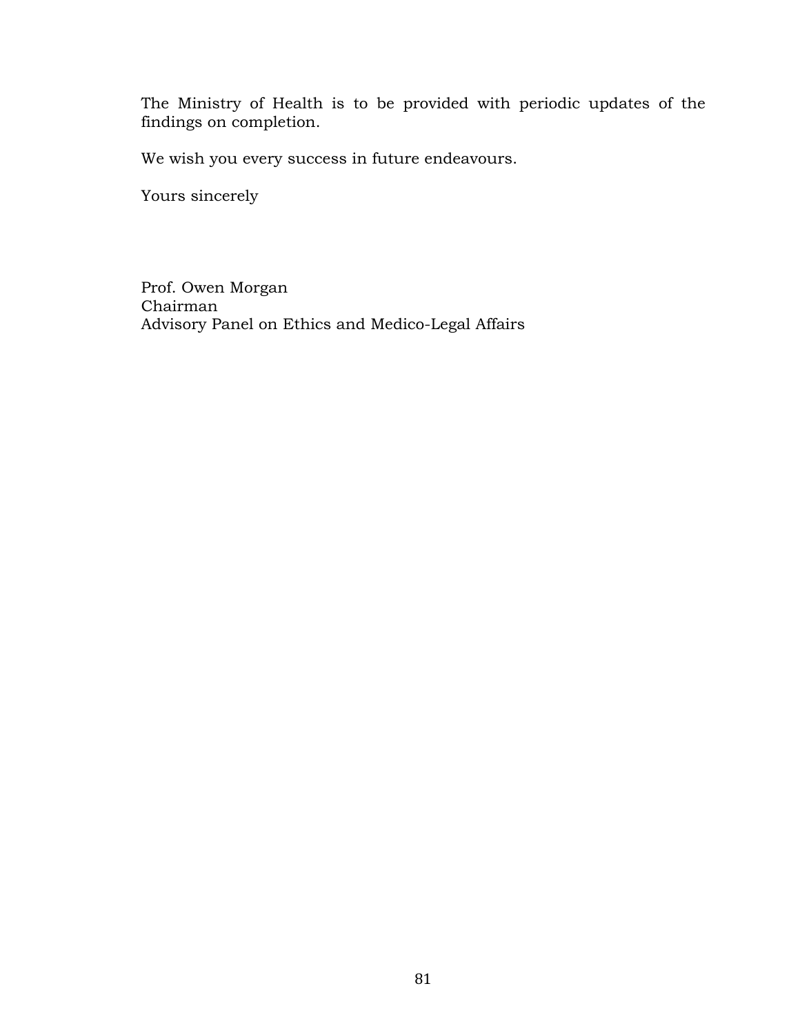The Ministry of Health is to be provided with periodic updates of the findings on completion.

We wish you every success in future endeavours.

Yours sincerely

Prof. Owen Morgan
Chairman
Advisory Panel on Ethics and Medico-Legal Affairs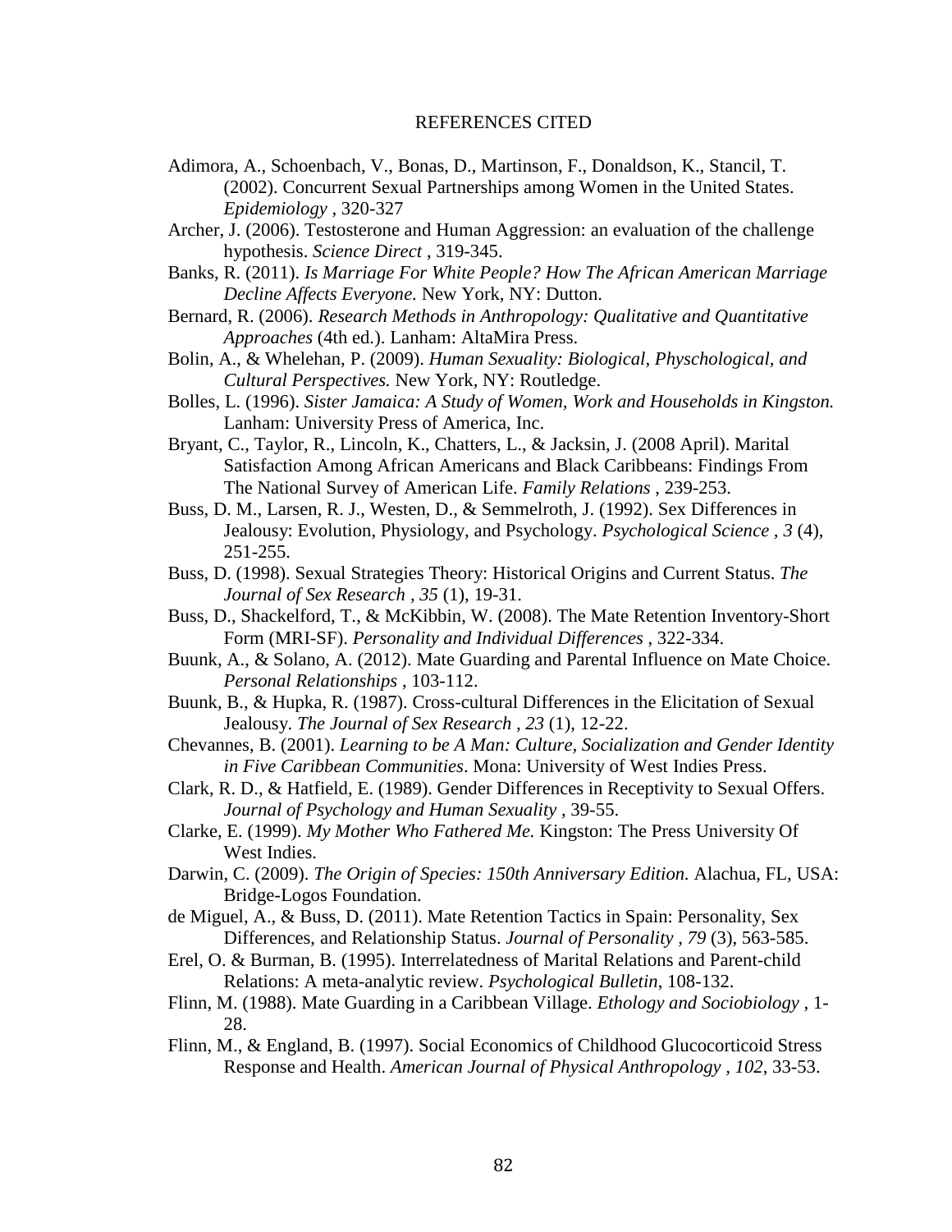# REFERENCES CITED

Adimora, A., Schoenbach, V., Bonas, D., Martinson, F., Donaldson, K., Stancil, T. (2002). Concurrent Sexual Partnerships among Women in the United States. *Epidemiology* , 320-327

Archer, J. (2006). Testosterone and Human Aggression: an evaluation of the challenge hypothesis. *Science Direct* , 319-345.

Banks, R. (2011). *Is Marriage For White People? How The African American Marriage Decline Affects Everyone.* New York, NY: Dutton.

Bernard, R. (2006). *Research Methods in Anthropology: Qualitative and Quantitative Approaches* (4th ed.). Lanham: AltaMira Press.

Bolin, A., & Whelehan, P. (2009). *Human Sexuality: Biological, Physchological, and Cultural Perspectives.* New York, NY: Routledge.

Bolles, L. (1996). *Sister Jamaica: A Study of Women, Work and Households in Kingston.* Lanham: University Press of America, Inc.

Bryant, C., Taylor, R., Lincoln, K., Chatters, L., & Jacksin, J. (2008 April). Marital Satisfaction Among African Americans and Black Caribbeans: Findings From The National Survey of American Life. *Family Relations* , 239-253.

Buss, D. M., Larsen, R. J., Westen, D., & Semmelroth, J. (1992). Sex Differences in Jealousy: Evolution, Physiology, and Psychology. *Psychological Science , 3* (4), 251-255.

Buss, D. (1998). Sexual Strategies Theory: Historical Origins and Current Status. *The Journal of Sex Research , 35* (1), 19-31.

Buss, D., Shackelford, T., & McKibbin, W. (2008). The Mate Retention Inventory-Short Form (MRI-SF). *Personality and Individual Differences* , 322-334.

Buunk, A., & Solano, A. (2012). Mate Guarding and Parental Influence on Mate Choice. *Personal Relationships* , 103-112.

Buunk, B., & Hupka, R. (1987). Cross-cultural Differences in the Elicitation of Sexual Jealousy. *The Journal of Sex Research , 23* (1), 12-22.

Chevannes, B. (2001). *Learning to be A Man: Culture, Socialization and Gender Identity in Five Caribbean Communities*. Mona: University of West Indies Press.

Clark, R. D., & Hatfield, E. (1989). Gender Differences in Receptivity to Sexual Offers. *Journal of Psychology and Human Sexuality* , 39-55.

Clarke, E. (1999). *My Mother Who Fathered Me.* Kingston: The Press University Of West Indies.

Darwin, C. (2009). *The Origin of Species: 150th Anniversary Edition.* Alachua, FL, USA: Bridge-Logos Foundation.

de Miguel, A., & Buss, D. (2011). Mate Retention Tactics in Spain: Personality, Sex Differences, and Relationship Status. *Journal of Personality , 79* (3), 563-585.

Erel, O. & Burman, B. (1995). Interrelatedness of Marital Relations and Parent-child Relations: A meta-analytic review. *Psychological Bulletin*, 108-132.

Flinn, M. (1988). Mate Guarding in a Caribbean Village. *Ethology and Sociobiology* , 1-28.

Flinn, M., & England, B. (1997). Social Economics of Childhood Glucocorticoid Stress Response and Health. *American Journal of Physical Anthropology , 102*, 33-53.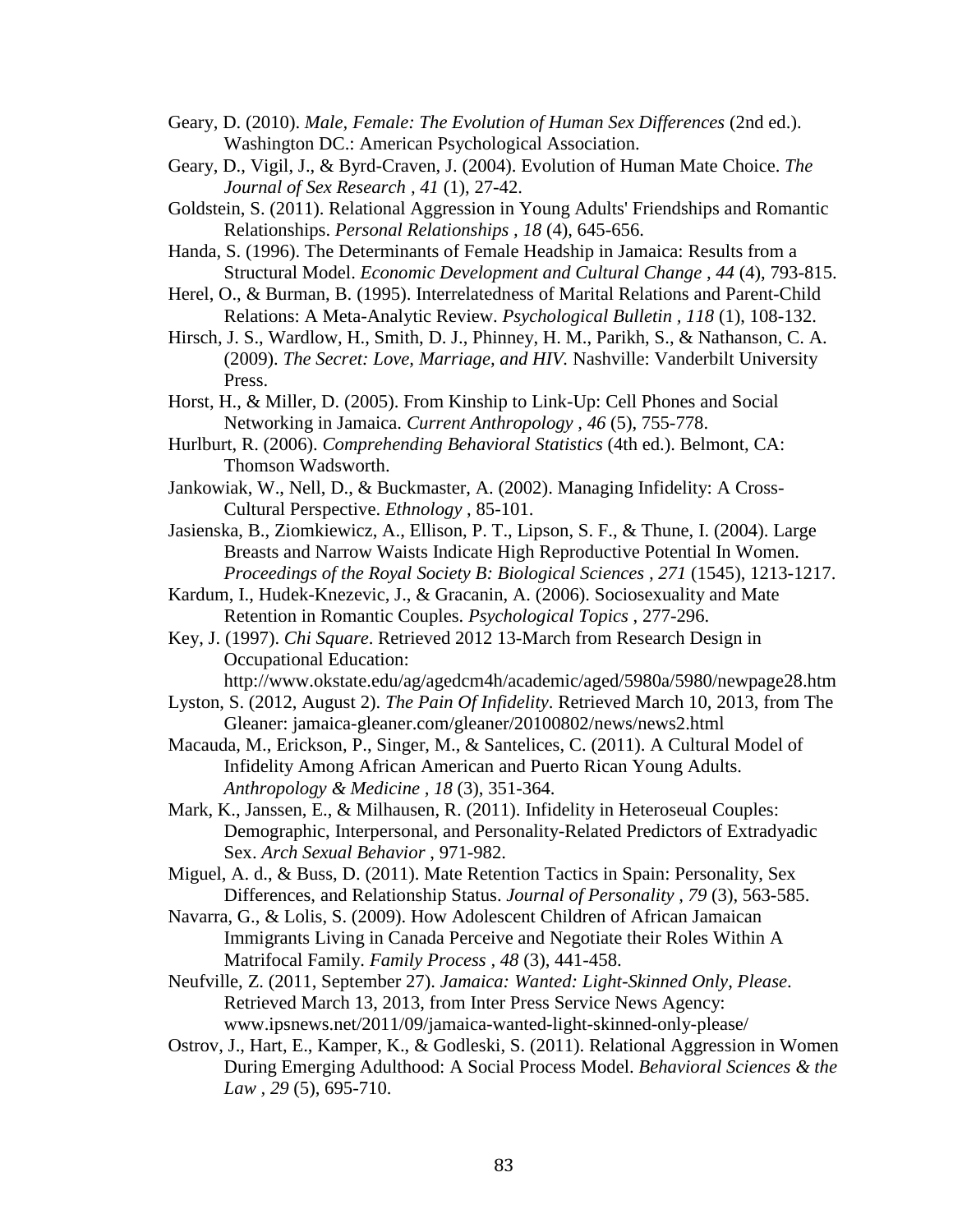Geary, D. (2010). *Male, Female: The Evolution of Human Sex Differences* (2nd ed.). Washington DC.: American Psychological Association.

Geary, D., Vigil, J., & Byrd-Craven, J. (2004). Evolution of Human Mate Choice. *The Journal of Sex Research , 41* (1), 27-42.

Goldstein, S. (2011). Relational Aggression in Young Adults' Friendships and Romantic Relationships. *Personal Relationships , 18* (4), 645-656.

Handa, S. (1996). The Determinants of Female Headship in Jamaica: Results from a Structural Model. *Economic Development and Cultural Change , 44* (4), 793-815.

Herel, O., & Burman, B. (1995). Interrelatedness of Marital Relations and Parent-Child Relations: A Meta-Analytic Review. *Psychological Bulletin , 118* (1), 108-132.

Hirsch, J. S., Wardlow, H., Smith, D. J., Phinney, H. M., Parikh, S., & Nathanson, C. A. (2009). *The Secret: Love, Marriage, and HIV.* Nashville: Vanderbilt University Press.

Horst, H., & Miller, D. (2005). From Kinship to Link-Up: Cell Phones and Social Networking in Jamaica. *Current Anthropology , 46* (5), 755-778.

Hurlburt, R. (2006). *Comprehending Behavioral Statistics* (4th ed.). Belmont, CA: Thomson Wadsworth.

Jankowiak, W., Nell, D., & Buckmaster, A. (2002). Managing Infidelity: A Cross-Cultural Perspective. *Ethnology* , 85-101.

Jasienska, B., Ziomkiewicz, A., Ellison, P. T., Lipson, S. F., & Thune, I. (2004). Large Breasts and Narrow Waists Indicate High Reproductive Potential In Women. *Proceedings of the Royal Society B: Biological Sciences , 271* (1545), 1213-1217.

Kardum, I., Hudek-Knezevic, J., & Gracanin, A. (2006). Sociosexuality and Mate Retention in Romantic Couples. *Psychological Topics* , 277-296.

Key, J. (1997). *Chi Square*. Retrieved 2012 13-March from Research Design in Occupational Education: http://www.okstate.edu/ag/agedcm4h/academic/aged/5980a/5980/newpage28.htm

Lyston, S. (2012, August 2). *The Pain Of Infidelity*. Retrieved March 10, 2013, from The Gleaner: jamaica-gleaner.com/gleaner/20100802/news/news2.html

Macauda, M., Erickson, P., Singer, M., & Santelices, C. (2011). A Cultural Model of Infidelity Among African American and Puerto Rican Young Adults. *Anthropology & Medicine , 18* (3), 351-364.

Mark, K., Janssen, E., & Milhausen, R. (2011). Infidelity in Heteroseual Couples: Demographic, Interpersonal, and Personality-Related Predictors of Extradyadic Sex. *Arch Sexual Behavior* , 971-982.

Miguel, A. d., & Buss, D. (2011). Mate Retention Tactics in Spain: Personality, Sex Differences, and Relationship Status. *Journal of Personality , 79* (3), 563-585.

Navarra, G., & Lolis, S. (2009). How Adolescent Children of African Jamaican Immigrants Living in Canada Perceive and Negotiate their Roles Within A Matrifocal Family. *Family Process , 48* (3), 441-458.

Neufville, Z. (2011, September 27). *Jamaica: Wanted: Light-Skinned Only, Please*. Retrieved March 13, 2013, from Inter Press Service News Agency: www.ipsnews.net/2011/09/jamaica-wanted-light-skinned-only-please/

Ostrov, J., Hart, E., Kamper, K., & Godleski, S. (2011). Relational Aggression in Women During Emerging Adulthood: A Social Process Model. *Behavioral Sciences & the Law , 29* (5), 695-710.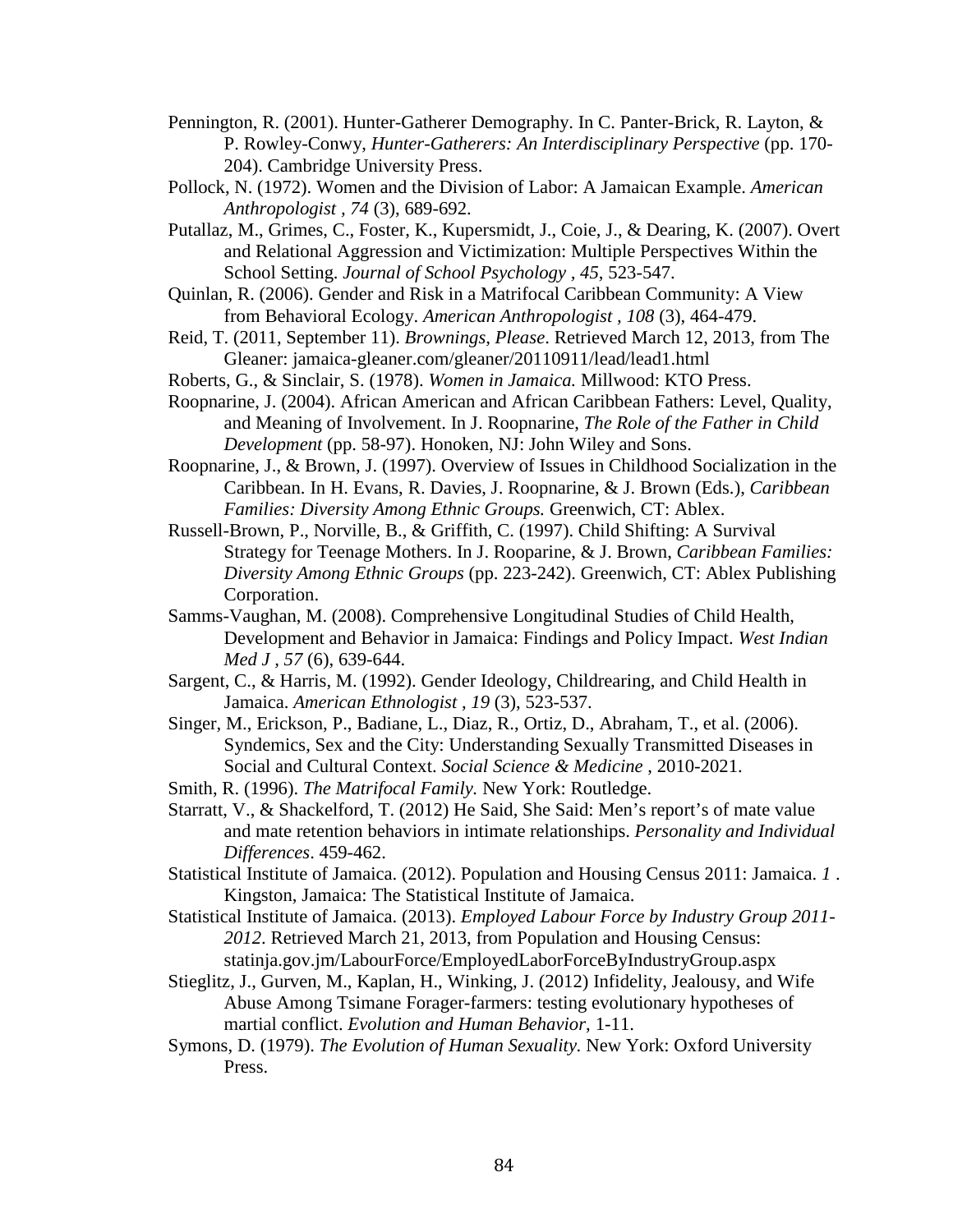Pennington, R. (2001). Hunter-Gatherer Demography. In C. Panter-Brick, R. Layton, & P. Rowley-Conwy, *Hunter-Gatherers: An Interdisciplinary Perspective* (pp. 170-204). Cambridge University Press.

Pollock, N. (1972). Women and the Division of Labor: A Jamaican Example. *American Anthropologist , 74* (3), 689-692.

Putallaz, M., Grimes, C., Foster, K., Kupersmidt, J., Coie, J., & Dearing, K. (2007). Overt and Relational Aggression and Victimization: Multiple Perspectives Within the School Setting. *Journal of School Psychology , 45*, 523-547.

Quinlan, R. (2006). Gender and Risk in a Matrifocal Caribbean Community: A View from Behavioral Ecology. *American Anthropologist , 108* (3), 464-479.

Reid, T. (2011, September 11). *Brownings, Please*. Retrieved March 12, 2013, from The Gleaner: jamaica-gleaner.com/gleaner/20110911/lead/lead1.html

Roberts, G., & Sinclair, S. (1978). *Women in Jamaica.* Millwood: KTO Press.

Roopnarine, J. (2004). African American and African Caribbean Fathers: Level, Quality, and Meaning of Involvement. In J. Roopnarine, *The Role of the Father in Child Development* (pp. 58-97). Honoken, NJ: John Wiley and Sons.

Roopnarine, J., & Brown, J. (1997). Overview of Issues in Childhood Socialization in the Caribbean. In H. Evans, R. Davies, J. Roopnarine, & J. Brown (Eds.), *Caribbean Families: Diversity Among Ethnic Groups.* Greenwich, CT: Ablex.

Russell-Brown, P., Norville, B., & Griffith, C. (1997). Child Shifting: A Survival Strategy for Teenage Mothers. In J. Rooparine, & J. Brown, *Caribbean Families: Diversity Among Ethnic Groups* (pp. 223-242). Greenwich, CT: Ablex Publishing Corporation.

Samms-Vaughan, M. (2008). Comprehensive Longitudinal Studies of Child Health, Development and Behavior in Jamaica: Findings and Policy Impact. *West Indian Med J , 57* (6), 639-644.

Sargent, C., & Harris, M. (1992). Gender Ideology, Childrearing, and Child Health in Jamaica. *American Ethnologist , 19* (3), 523-537.

Singer, M., Erickson, P., Badiane, L., Diaz, R., Ortiz, D., Abraham, T., et al. (2006). Syndemics, Sex and the City: Understanding Sexually Transmitted Diseases in Social and Cultural Context. *Social Science & Medicine* , 2010-2021.

Smith, R. (1996). *The Matrifocal Family.* New York: Routledge.

Starratt, V., & Shackelford, T. (2012) He Said, She Said: Men's report's of mate value and mate retention behaviors in intimate relationships. *Personality and Individual Differences*. 459-462.

Statistical Institute of Jamaica. (2012). Population and Housing Census 2011: Jamaica. *1* . Kingston, Jamaica: The Statistical Institute of Jamaica.

Statistical Institute of Jamaica. (2013). *Employed Labour Force by Industry Group 2011-2012*. Retrieved March 21, 2013, from Population and Housing Census: statinja.gov.jm/LabourForce/EmployedLaborForceByIndustryGroup.aspx

Stieglitz, J., Gurven, M., Kaplan, H., Winking, J. (2012) Infidelity, Jealousy, and Wife Abuse Among Tsimane Forager-farmers: testing evolutionary hypotheses of martial conflict. *Evolution and Human Behavior*, 1-11.

Symons, D. (1979). *The Evolution of Human Sexuality.* New York: Oxford University Press.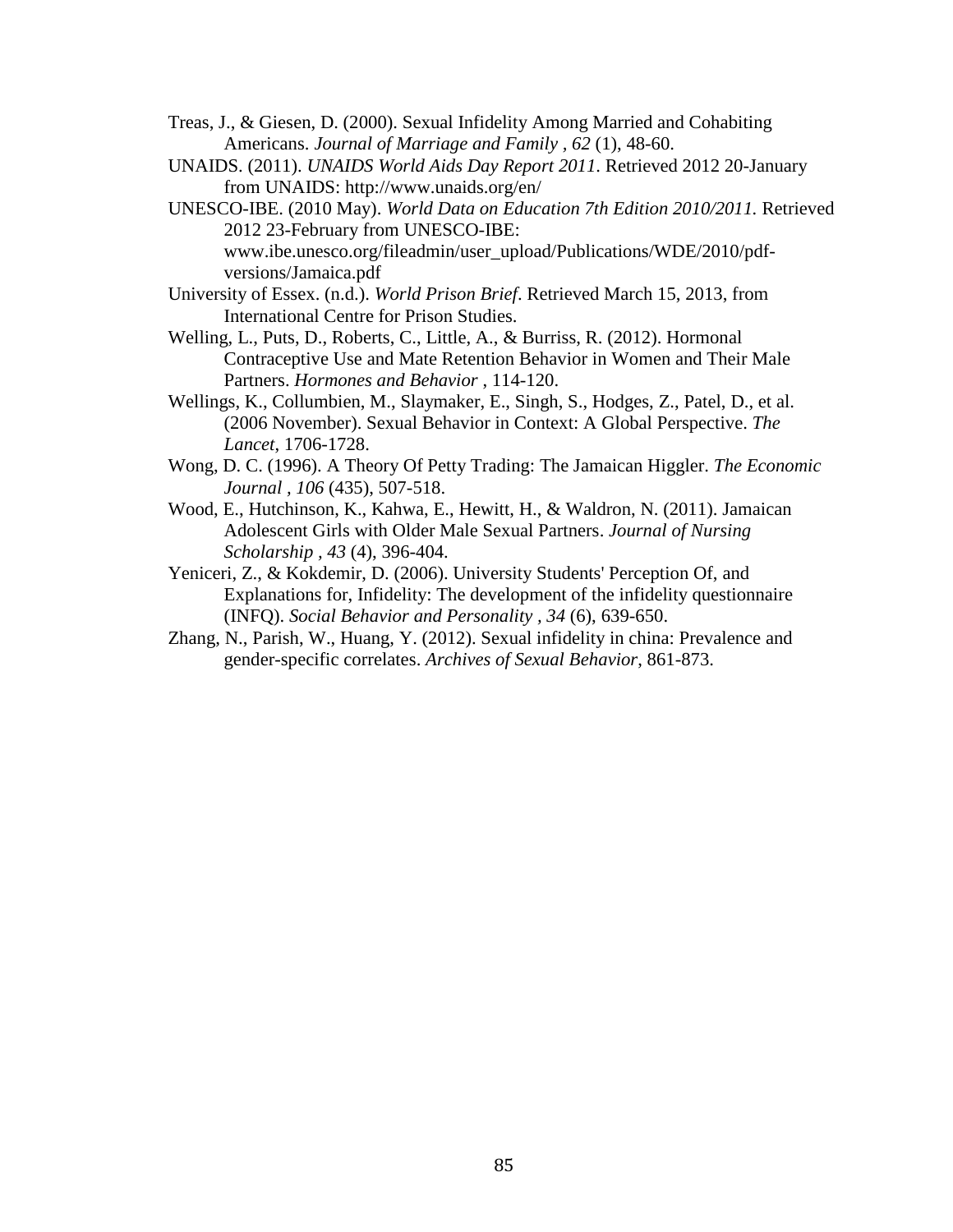Treas, J., & Giesen, D. (2000). Sexual Infidelity Among Married and Cohabiting Americans. *Journal of Marriage and Family , 62* (1), 48-60.

UNAIDS. (2011). *UNAIDS World Aids Day Report 2011*. Retrieved 2012 20-January from UNAIDS: http://www.unaids.org/en/

UNESCO-IBE. (2010 May). *World Data on Education 7th Edition 2010/2011.* Retrieved 2012 23-February from UNESCO-IBE: www.ibe.unesco.org/fileadmin/user_upload/Publications/WDE/2010/pdf-versions/Jamaica.pdf

University of Essex. (n.d.). *World Prison Brief*. Retrieved March 15, 2013, from International Centre for Prison Studies.

Welling, L., Puts, D., Roberts, C., Little, A., & Burriss, R. (2012). Hormonal Contraceptive Use and Mate Retention Behavior in Women and Their Male Partners. *Hormones and Behavior* , 114-120.

Wellings, K., Collumbien, M., Slaymaker, E., Singh, S., Hodges, Z., Patel, D., et al. (2006 November). Sexual Behavior in Context: A Global Perspective. *The Lancet*, 1706-1728.

Wong, D. C. (1996). A Theory Of Petty Trading: The Jamaican Higgler. *The Economic Journal , 106* (435), 507-518.

Wood, E., Hutchinson, K., Kahwa, E., Hewitt, H., & Waldron, N. (2011). Jamaican Adolescent Girls with Older Male Sexual Partners. *Journal of Nursing Scholarship , 43* (4), 396-404.

Yeniceri, Z., & Kokdemir, D. (2006). University Students' Perception Of, and Explanations for, Infidelity: The development of the infidelity questionnaire (INFQ). *Social Behavior and Personality , 34* (6), 639-650.

Zhang, N., Parish, W., Huang, Y. (2012). Sexual infidelity in china: Prevalence and gender-specific correlates. *Archives of Sexual Behavior*, 861-873.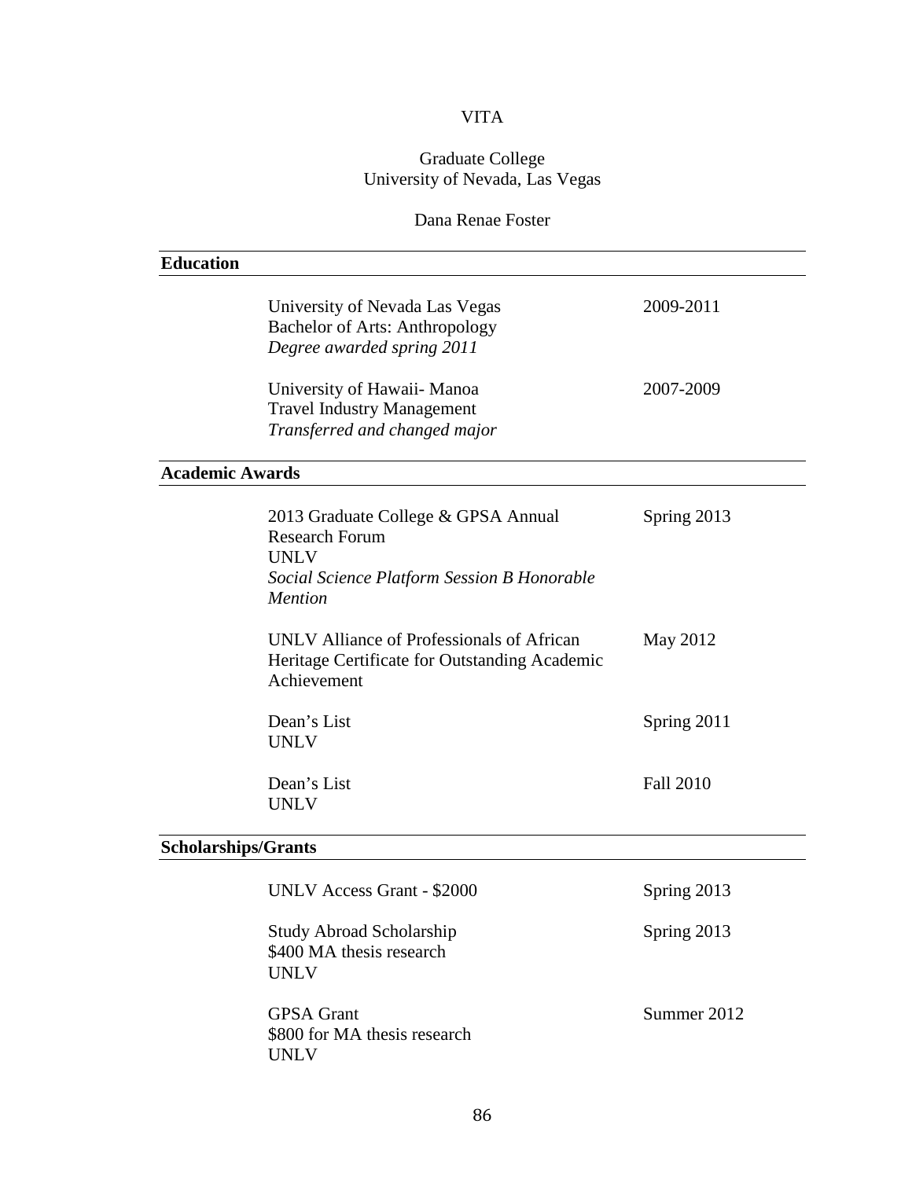# VITA

Graduate College
University of Nevada, Las Vegas

Dana Renae Foster

## Education

| | |
|---|---|
| University of Nevada Las Vegas<br>Bachelor of Arts: Anthropology<br>*Degree awarded spring 2011* | 2009-2011 |
| University of Hawaii- Manoa<br>Travel Industry Management<br>*Transferred and changed major* | 2007-2009 |

## Academic Awards

| | |
|---|---|
| 2013 Graduate College & GPSA Annual Research Forum<br>UNLV<br>*Social Science Platform Session B Honorable Mention* | Spring 2013 |
| UNLV Alliance of Professionals of African Heritage Certificate for Outstanding Academic Achievement | May 2012 |
| Dean's List<br>UNLV | Spring 2011 |
| Dean's List<br>UNLV | Fall 2010 |

## Scholarships/Grants

| | |
|---|---|
| UNLV Access Grant - $2000 | Spring 2013 |
| Study Abroad Scholarship<br>$400 MA thesis research<br>UNLV | Spring 2013 |
| GPSA Grant<br>$800 for MA thesis research<br>UNLV | Summer 2012 |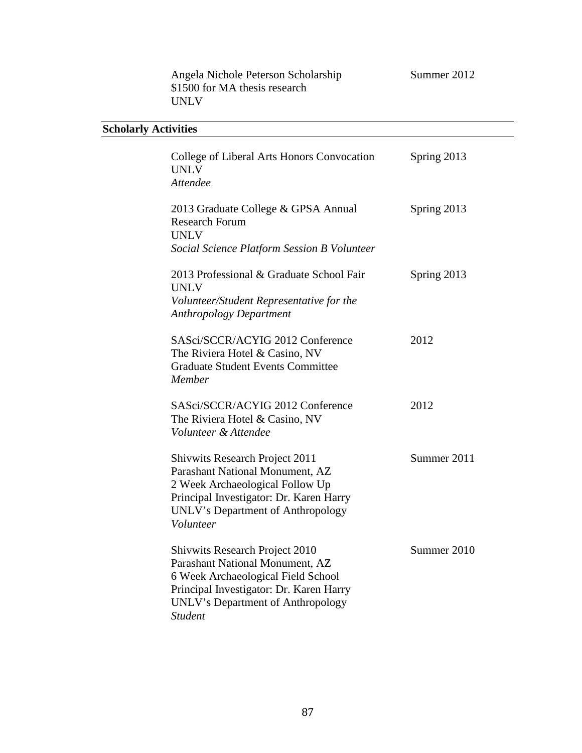Angela Nichole Peterson Scholarship — Summer 2012
$1500 for MA thesis research
UNLV

## Scholarly Activities

College of Liberal Arts Honors Convocation — Spring 2013
UNLV
*Attendee*

2013 Graduate College & GPSA Annual Research Forum — Spring 2013
UNLV
*Social Science Platform Session B Volunteer*

2013 Professional & Graduate School Fair — Spring 2013
UNLV
*Volunteer/Student Representative for the Anthropology Department*

SASci/SCCR/ACYIG 2012 Conference — 2012
The Riviera Hotel & Casino, NV
Graduate Student Events Committee
*Member*

SASci/SCCR/ACYIG 2012 Conference — 2012
The Riviera Hotel & Casino, NV
*Volunteer & Attendee*

Shivwits Research Project 2011 — Summer 2011
Parashant National Monument, AZ
2 Week Archaeological Follow Up
Principal Investigator: Dr. Karen Harry
UNLV's Department of Anthropology
*Volunteer*

Shivwits Research Project 2010 — Summer 2010
Parashant National Monument, AZ
6 Week Archaeological Field School
Principal Investigator: Dr. Karen Harry
UNLV's Department of Anthropology
*Student*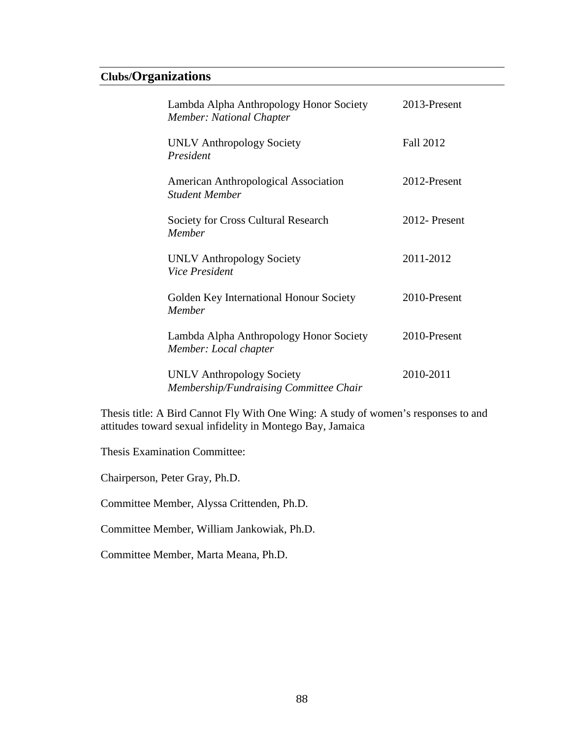## Clubs/Organizations

| | |
|---|---|
| Lambda Alpha Anthropology Honor Society<br>*Member: National Chapter* | 2013-Present |
| UNLV Anthropology Society<br>*President* | Fall 2012 |
| American Anthropological Association<br>*Student Member* | 2012-Present |
| Society for Cross Cultural Research<br>*Member* | 2012- Present |
| UNLV Anthropology Society<br>*Vice President* | 2011-2012 |
| Golden Key International Honour Society<br>*Member* | 2010-Present |
| Lambda Alpha Anthropology Honor Society<br>*Member: Local chapter* | 2010-Present |
| UNLV Anthropology Society<br>*Membership/Fundraising Committee Chair* | 2010-2011 |

Thesis title: A Bird Cannot Fly With One Wing: A study of women's responses to and attitudes toward sexual infidelity in Montego Bay, Jamaica

Thesis Examination Committee:

Chairperson, Peter Gray, Ph.D.

Committee Member, Alyssa Crittenden, Ph.D.

Committee Member, William Jankowiak, Ph.D.

Committee Member, Marta Meana, Ph.D.